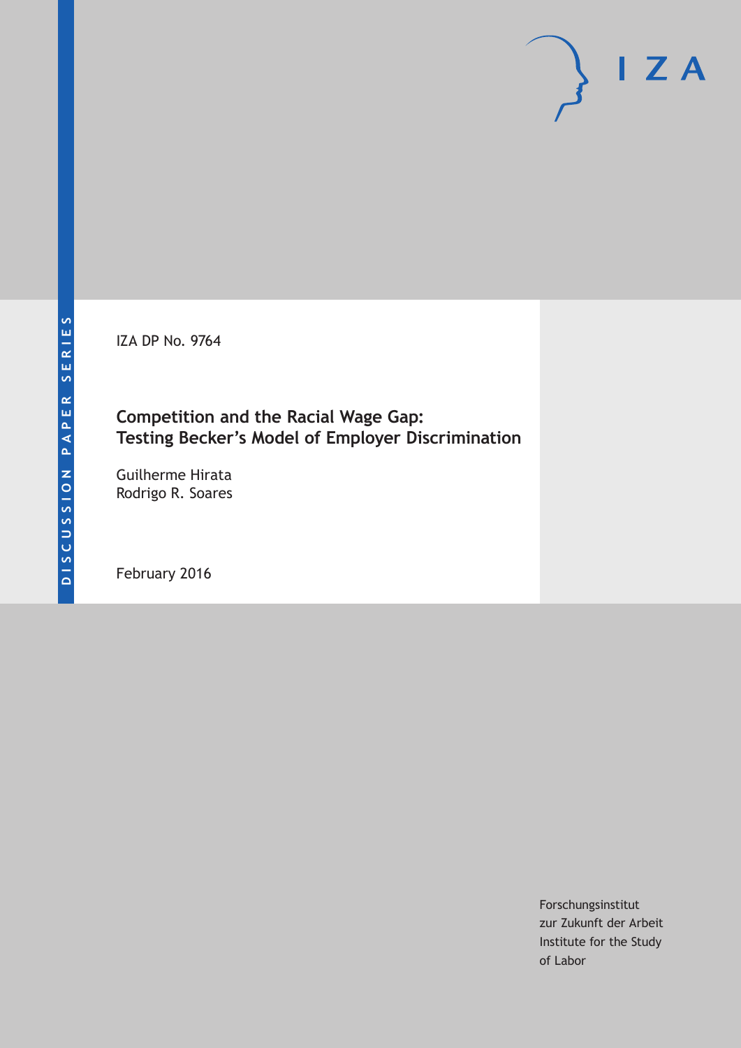DISCUSSION PAPER SERIES

IZA DP No. 9764

# Competition and the Racial Wage Gap: Testing Becker's Model of Employer Discrimination

Guilherme Hirata
Rodrigo R. Soares

February 2016

Forschungsinstitut
zur Zukunft der Arbeit
Institute for the Study
of Labor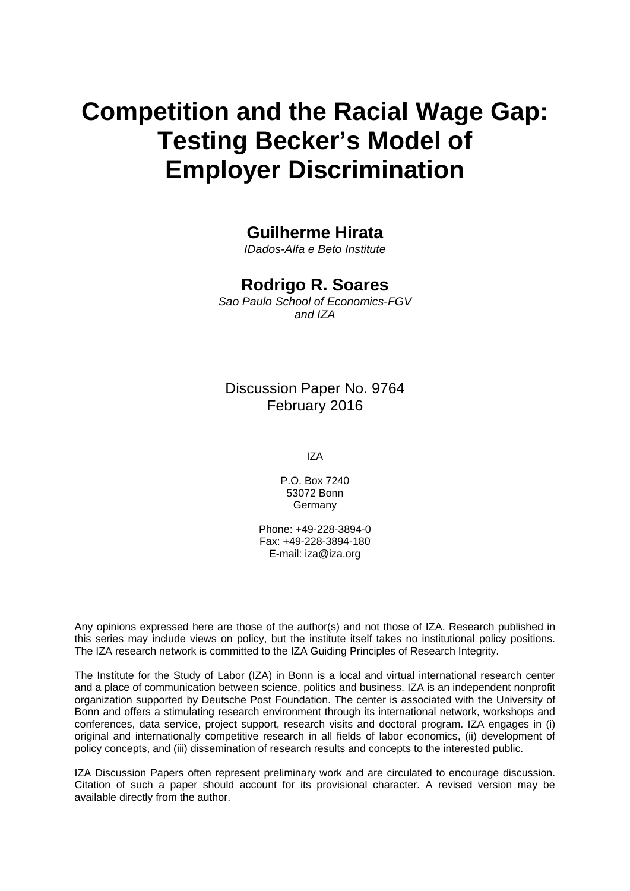# Competition and the Racial Wage Gap: Testing Becker's Model of Employer Discrimination

**Guilherme Hirata**

*IDados-Alfa e Beto Institute*

**Rodrigo R. Soares**

*Sao Paulo School of Economics-FGV and IZA*

Discussion Paper No. 9764
February 2016

IZA

P.O. Box 7240
53072 Bonn
Germany

Phone: +49-228-3894-0
Fax: +49-228-3894-180
E-mail: iza@iza.org

Any opinions expressed here are those of the author(s) and not those of IZA. Research published in this series may include views on policy, but the institute itself takes no institutional policy positions. The IZA research network is committed to the IZA Guiding Principles of Research Integrity.

The Institute for the Study of Labor (IZA) in Bonn is a local and virtual international research center and a place of communication between science, politics and business. IZA is an independent nonprofit organization supported by Deutsche Post Foundation. The center is associated with the University of Bonn and offers a stimulating research environment through its international network, workshops and conferences, data service, project support, research visits and doctoral program. IZA engages in (i) original and internationally competitive research in all fields of labor economics, (ii) development of policy concepts, and (iii) dissemination of research results and concepts to the interested public.

IZA Discussion Papers often represent preliminary work and are circulated to encourage discussion. Citation of such a paper should account for its provisional character. A revised version may be available directly from the author.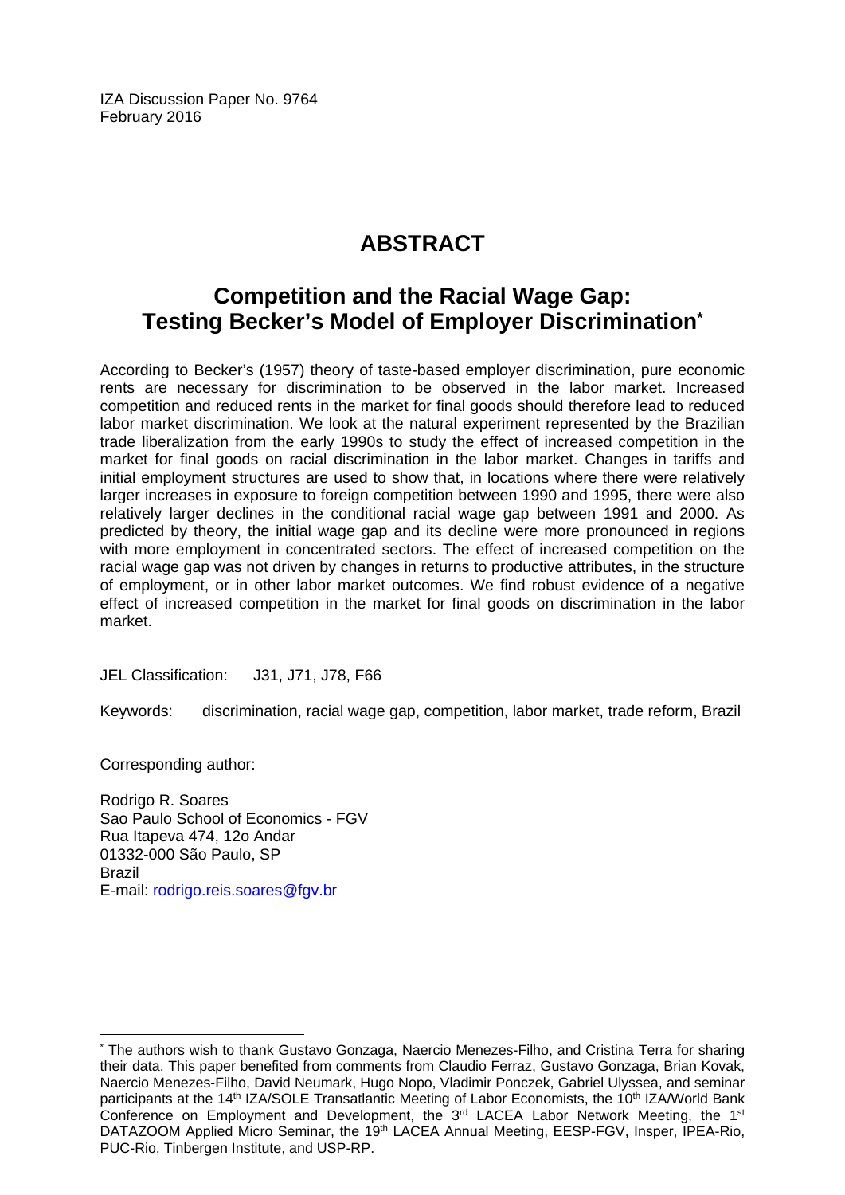IZA Discussion Paper No. 9764
February 2016

# ABSTRACT

## Competition and the Racial Wage Gap: Testing Becker's Model of Employer Discrimination*

According to Becker's (1957) theory of taste-based employer discrimination, pure economic rents are necessary for discrimination to be observed in the labor market. Increased competition and reduced rents in the market for final goods should therefore lead to reduced labor market discrimination. We look at the natural experiment represented by the Brazilian trade liberalization from the early 1990s to study the effect of increased competition in the market for final goods on racial discrimination in the labor market. Changes in tariffs and initial employment structures are used to show that, in locations where there were relatively larger increases in exposure to foreign competition between 1990 and 1995, there were also relatively larger declines in the conditional racial wage gap between 1991 and 2000. As predicted by theory, the initial wage gap and its decline were more pronounced in regions with more employment in concentrated sectors. The effect of increased competition on the racial wage gap was not driven by changes in returns to productive attributes, in the structure of employment, or in other labor market outcomes. We find robust evidence of a negative effect of increased competition in the market for final goods on discrimination in the labor market.

JEL Classification: J31, J71, J78, F66

Keywords: discrimination, racial wage gap, competition, labor market, trade reform, Brazil

Corresponding author:

Rodrigo R. Soares
Sao Paulo School of Economics - FGV
Rua Itapeva 474, 12o Andar
01332-000 São Paulo, SP
Brazil
E-mail: rodrigo.reis.soares@fgv.br

---

* The authors wish to thank Gustavo Gonzaga, Naercio Menezes-Filho, and Cristina Terra for sharing their data. This paper benefited from comments from Claudio Ferraz, Gustavo Gonzaga, Brian Kovak, Naercio Menezes-Filho, David Neumark, Hugo Nopo, Vladimir Ponczek, Gabriel Ulyssea, and seminar participants at the 14th IZA/SOLE Transatlantic Meeting of Labor Economists, the 10th IZA/World Bank Conference on Employment and Development, the 3rd LACEA Labor Network Meeting, the 1st DATAZOOM Applied Micro Seminar, the 19th LACEA Annual Meeting, EESP-FGV, Insper, IPEA-Rio, PUC-Rio, Tinbergen Institute, and USP-RP.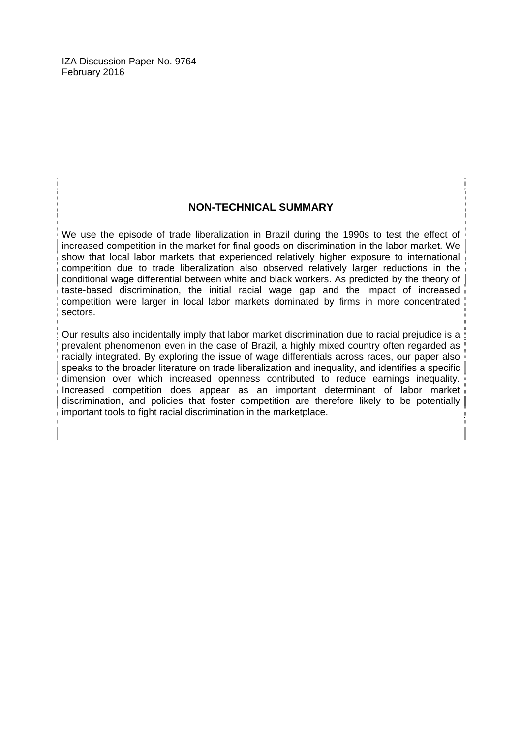IZA Discussion Paper No. 9764
February 2016

## NON-TECHNICAL SUMMARY

We use the episode of trade liberalization in Brazil during the 1990s to test the effect of increased competition in the market for final goods on discrimination in the labor market. We show that local labor markets that experienced relatively higher exposure to international competition due to trade liberalization also observed relatively larger reductions in the conditional wage differential between white and black workers. As predicted by the theory of taste-based discrimination, the initial racial wage gap and the impact of increased competition were larger in local labor markets dominated by firms in more concentrated sectors.

Our results also incidentally imply that labor market discrimination due to racial prejudice is a prevalent phenomenon even in the case of Brazil, a highly mixed country often regarded as racially integrated. By exploring the issue of wage differentials across races, our paper also speaks to the broader literature on trade liberalization and inequality, and identifies a specific dimension over which increased openness contributed to reduce earnings inequality. Increased competition does appear as an important determinant of labor market discrimination, and policies that foster competition are therefore likely to be potentially important tools to fight racial discrimination in the marketplace.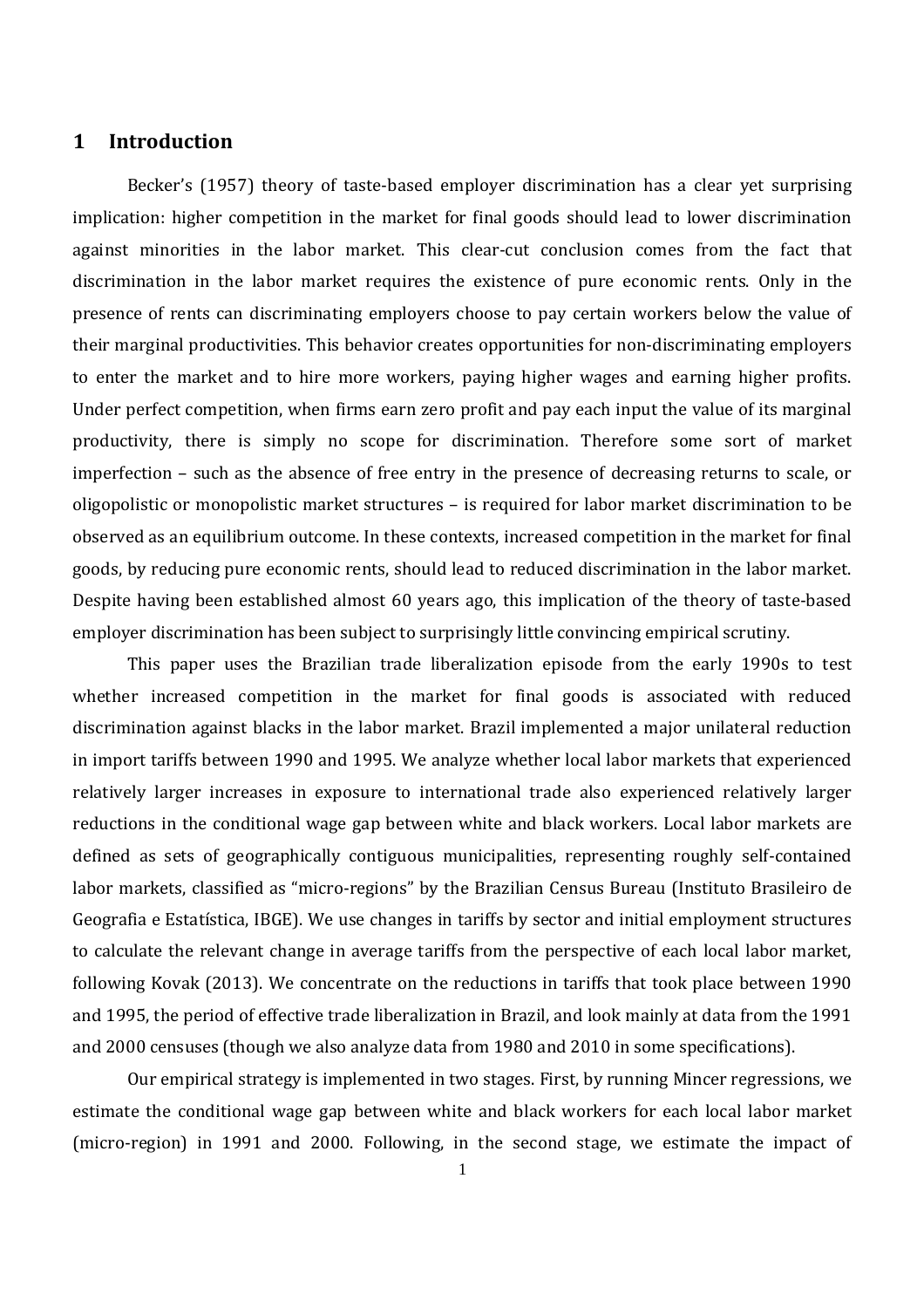# 1 Introduction

Becker's (1957) theory of taste-based employer discrimination has a clear yet surprising implication: higher competition in the market for final goods should lead to lower discrimination against minorities in the labor market. This clear-cut conclusion comes from the fact that discrimination in the labor market requires the existence of pure economic rents. Only in the presence of rents can discriminating employers choose to pay certain workers below the value of their marginal productivities. This behavior creates opportunities for non-discriminating employers to enter the market and to hire more workers, paying higher wages and earning higher profits. Under perfect competition, when firms earn zero profit and pay each input the value of its marginal productivity, there is simply no scope for discrimination. Therefore some sort of market imperfection – such as the absence of free entry in the presence of decreasing returns to scale, or oligopolistic or monopolistic market structures – is required for labor market discrimination to be observed as an equilibrium outcome. In these contexts, increased competition in the market for final goods, by reducing pure economic rents, should lead to reduced discrimination in the labor market. Despite having been established almost 60 years ago, this implication of the theory of taste-based employer discrimination has been subject to surprisingly little convincing empirical scrutiny.

This paper uses the Brazilian trade liberalization episode from the early 1990s to test whether increased competition in the market for final goods is associated with reduced discrimination against blacks in the labor market. Brazil implemented a major unilateral reduction in import tariffs between 1990 and 1995. We analyze whether local labor markets that experienced relatively larger increases in exposure to international trade also experienced relatively larger reductions in the conditional wage gap between white and black workers. Local labor markets are defined as sets of geographically contiguous municipalities, representing roughly self-contained labor markets, classified as "micro-regions" by the Brazilian Census Bureau (Instituto Brasileiro de Geografia e Estatística, IBGE). We use changes in tariffs by sector and initial employment structures to calculate the relevant change in average tariffs from the perspective of each local labor market, following Kovak (2013). We concentrate on the reductions in tariffs that took place between 1990 and 1995, the period of effective trade liberalization in Brazil, and look mainly at data from the 1991 and 2000 censuses (though we also analyze data from 1980 and 2010 in some specifications).

Our empirical strategy is implemented in two stages. First, by running Mincer regressions, we estimate the conditional wage gap between white and black workers for each local labor market (micro-region) in 1991 and 2000. Following, in the second stage, we estimate the impact of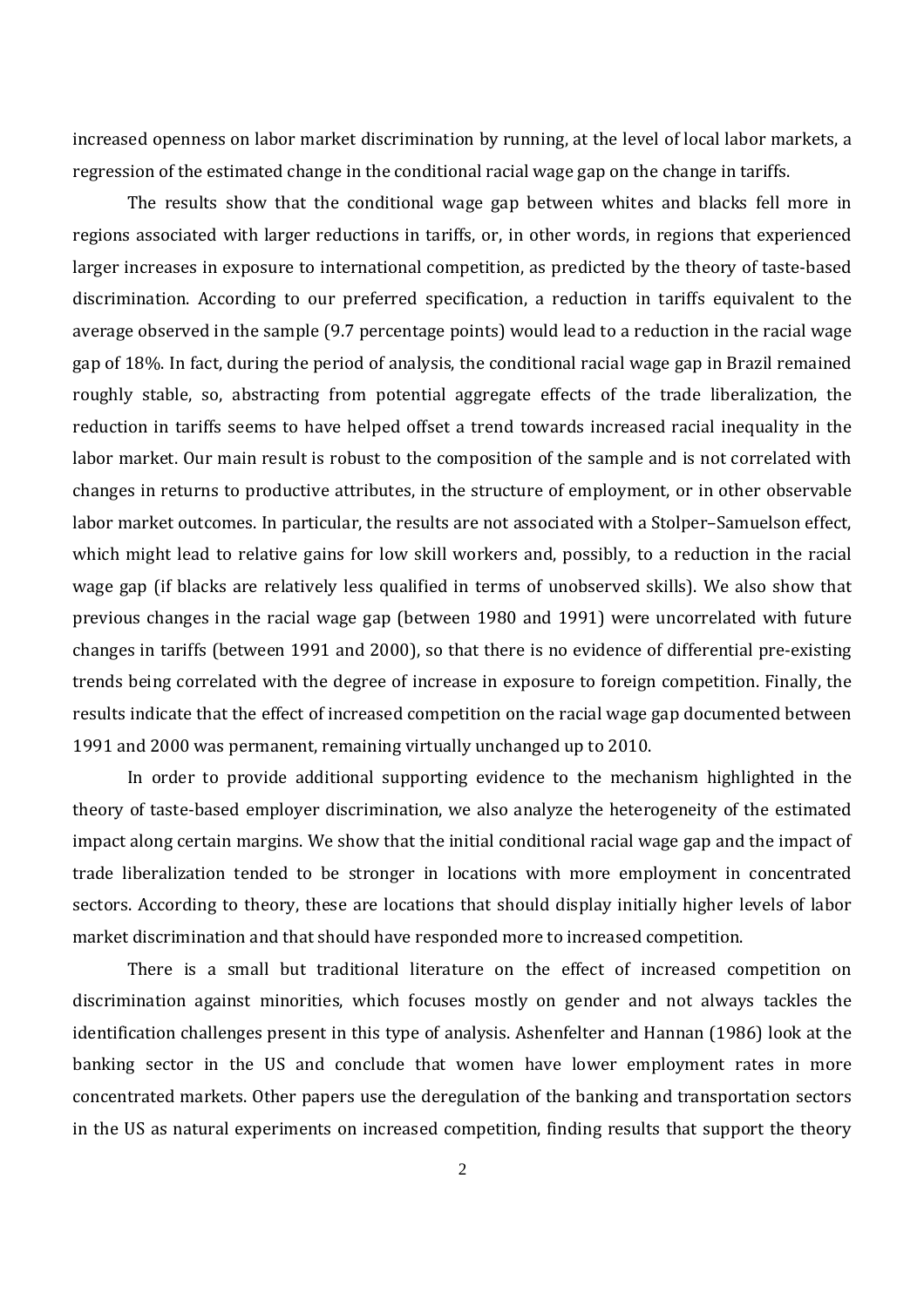increased openness on labor market discrimination by running, at the level of local labor markets, a regression of the estimated change in the conditional racial wage gap on the change in tariffs.

The results show that the conditional wage gap between whites and blacks fell more in regions associated with larger reductions in tariffs, or, in other words, in regions that experienced larger increases in exposure to international competition, as predicted by the theory of taste-based discrimination. According to our preferred specification, a reduction in tariffs equivalent to the average observed in the sample (9.7 percentage points) would lead to a reduction in the racial wage gap of 18%. In fact, during the period of analysis, the conditional racial wage gap in Brazil remained roughly stable, so, abstracting from potential aggregate effects of the trade liberalization, the reduction in tariffs seems to have helped offset a trend towards increased racial inequality in the labor market. Our main result is robust to the composition of the sample and is not correlated with changes in returns to productive attributes, in the structure of employment, or in other observable labor market outcomes. In particular, the results are not associated with a Stolper–Samuelson effect, which might lead to relative gains for low skill workers and, possibly, to a reduction in the racial wage gap (if blacks are relatively less qualified in terms of unobserved skills). We also show that previous changes in the racial wage gap (between 1980 and 1991) were uncorrelated with future changes in tariffs (between 1991 and 2000), so that there is no evidence of differential pre-existing trends being correlated with the degree of increase in exposure to foreign competition. Finally, the results indicate that the effect of increased competition on the racial wage gap documented between 1991 and 2000 was permanent, remaining virtually unchanged up to 2010.

In order to provide additional supporting evidence to the mechanism highlighted in the theory of taste-based employer discrimination, we also analyze the heterogeneity of the estimated impact along certain margins. We show that the initial conditional racial wage gap and the impact of trade liberalization tended to be stronger in locations with more employment in concentrated sectors. According to theory, these are locations that should display initially higher levels of labor market discrimination and that should have responded more to increased competition.

There is a small but traditional literature on the effect of increased competition on discrimination against minorities, which focuses mostly on gender and not always tackles the identification challenges present in this type of analysis. Ashenfelter and Hannan (1986) look at the banking sector in the US and conclude that women have lower employment rates in more concentrated markets. Other papers use the deregulation of the banking and transportation sectors in the US as natural experiments on increased competition, finding results that support the theory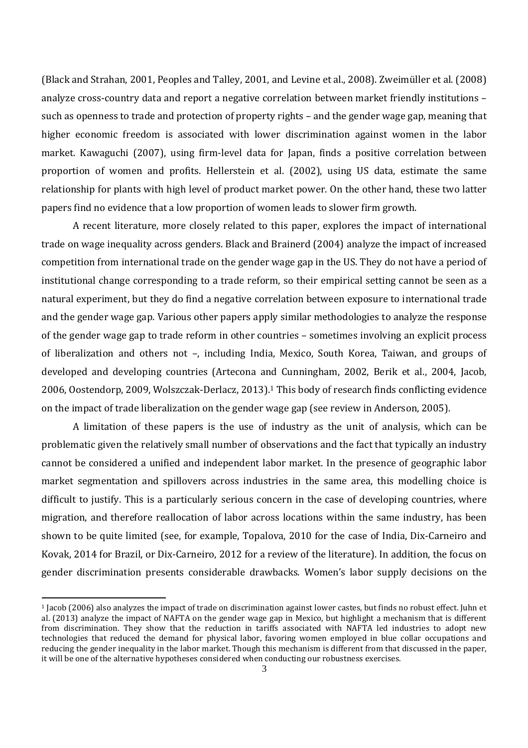(Black and Strahan, 2001, Peoples and Talley, 2001, and Levine et al., 2008). Zweimüller et al. (2008) analyze cross-country data and report a negative correlation between market friendly institutions – such as openness to trade and protection of property rights – and the gender wage gap, meaning that higher economic freedom is associated with lower discrimination against women in the labor market. Kawaguchi (2007), using firm-level data for Japan, finds a positive correlation between proportion of women and profits. Hellerstein et al. (2002), using US data, estimate the same relationship for plants with high level of product market power. On the other hand, these two latter papers find no evidence that a low proportion of women leads to slower firm growth.

A recent literature, more closely related to this paper, explores the impact of international trade on wage inequality across genders. Black and Brainerd (2004) analyze the impact of increased competition from international trade on the gender wage gap in the US. They do not have a period of institutional change corresponding to a trade reform, so their empirical setting cannot be seen as a natural experiment, but they do find a negative correlation between exposure to international trade and the gender wage gap. Various other papers apply similar methodologies to analyze the response of the gender wage gap to trade reform in other countries – sometimes involving an explicit process of liberalization and others not –, including India, Mexico, South Korea, Taiwan, and groups of developed and developing countries (Artecona and Cunningham, 2002, Berik et al., 2004, Jacob, 2006, Oostendorp, 2009, Wolszczak-Derlacz, 2013).[1] This body of research finds conflicting evidence on the impact of trade liberalization on the gender wage gap (see review in Anderson, 2005).

A limitation of these papers is the use of industry as the unit of analysis, which can be problematic given the relatively small number of observations and the fact that typically an industry cannot be considered a unified and independent labor market. In the presence of geographic labor market segmentation and spillovers across industries in the same area, this modelling choice is difficult to justify. This is a particularly serious concern in the case of developing countries, where migration, and therefore reallocation of labor across locations within the same industry, has been shown to be quite limited (see, for example, Topalova, 2010 for the case of India, Dix-Carneiro and Kovak, 2014 for Brazil, or Dix-Carneiro, 2012 for a review of the literature). In addition, the focus on gender discrimination presents considerable drawbacks. Women's labor supply decisions on the

[1] Jacob (2006) also analyzes the impact of trade on discrimination against lower castes, but finds no robust effect. Juhn et al. (2013) analyze the impact of NAFTA on the gender wage gap in Mexico, but highlight a mechanism that is different from discrimination. They show that the reduction in tariffs associated with NAFTA led industries to adopt new technologies that reduced the demand for physical labor, favoring women employed in blue collar occupations and reducing the gender inequality in the labor market. Though this mechanism is different from that discussed in the paper, it will be one of the alternative hypotheses considered when conducting our robustness exercises.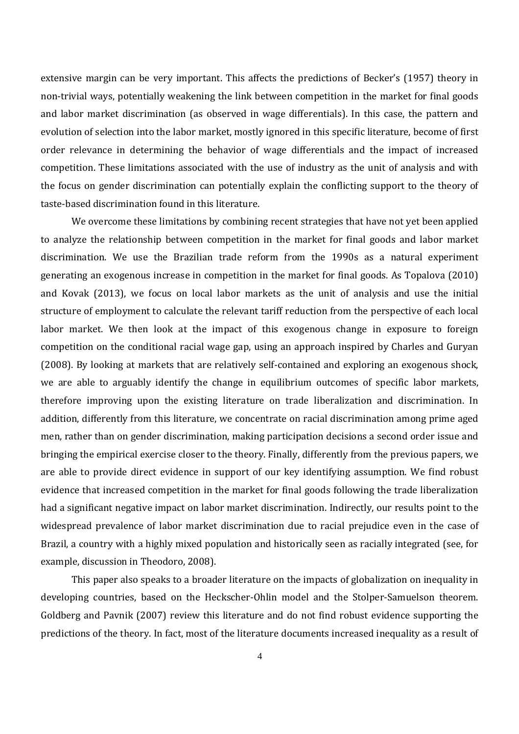extensive margin can be very important. This affects the predictions of Becker's (1957) theory in non-trivial ways, potentially weakening the link between competition in the market for final goods and labor market discrimination (as observed in wage differentials). In this case, the pattern and evolution of selection into the labor market, mostly ignored in this specific literature, become of first order relevance in determining the behavior of wage differentials and the impact of increased competition. These limitations associated with the use of industry as the unit of analysis and with the focus on gender discrimination can potentially explain the conflicting support to the theory of taste-based discrimination found in this literature.

We overcome these limitations by combining recent strategies that have not yet been applied to analyze the relationship between competition in the market for final goods and labor market discrimination. We use the Brazilian trade reform from the 1990s as a natural experiment generating an exogenous increase in competition in the market for final goods. As Topalova (2010) and Kovak (2013), we focus on local labor markets as the unit of analysis and use the initial structure of employment to calculate the relevant tariff reduction from the perspective of each local labor market. We then look at the impact of this exogenous change in exposure to foreign competition on the conditional racial wage gap, using an approach inspired by Charles and Guryan (2008). By looking at markets that are relatively self-contained and exploring an exogenous shock, we are able to arguably identify the change in equilibrium outcomes of specific labor markets, therefore improving upon the existing literature on trade liberalization and discrimination. In addition, differently from this literature, we concentrate on racial discrimination among prime aged men, rather than on gender discrimination, making participation decisions a second order issue and bringing the empirical exercise closer to the theory. Finally, differently from the previous papers, we are able to provide direct evidence in support of our key identifying assumption. We find robust evidence that increased competition in the market for final goods following the trade liberalization had a significant negative impact on labor market discrimination. Indirectly, our results point to the widespread prevalence of labor market discrimination due to racial prejudice even in the case of Brazil, a country with a highly mixed population and historically seen as racially integrated (see, for example, discussion in Theodoro, 2008).

This paper also speaks to a broader literature on the impacts of globalization on inequality in developing countries, based on the Heckscher-Ohlin model and the Stolper-Samuelson theorem. Goldberg and Pavnik (2007) review this literature and do not find robust evidence supporting the predictions of the theory. In fact, most of the literature documents increased inequality as a result of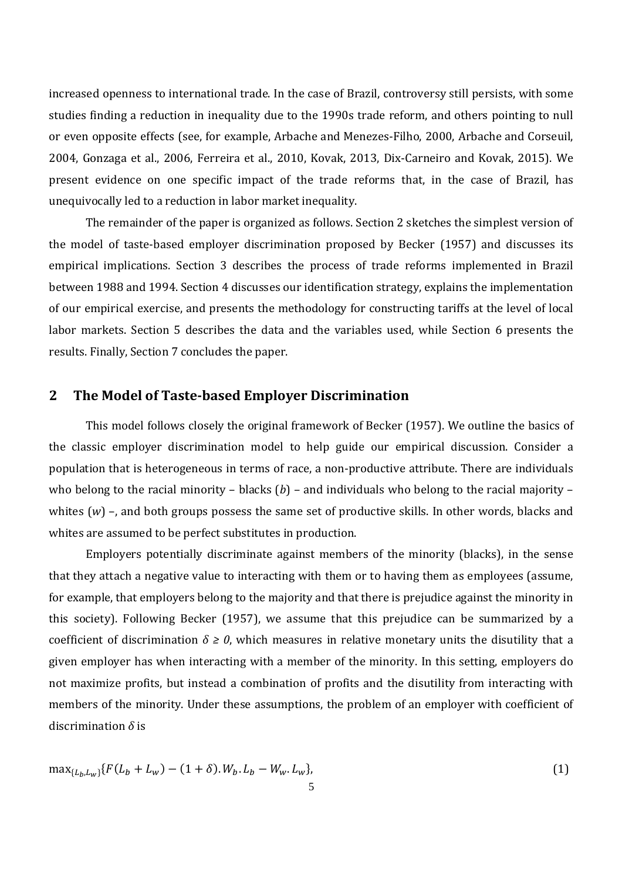increased openness to international trade. In the case of Brazil, controversy still persists, with some studies finding a reduction in inequality due to the 1990s trade reform, and others pointing to null or even opposite effects (see, for example, Arbache and Menezes-Filho, 2000, Arbache and Corseuil, 2004, Gonzaga et al., 2006, Ferreira et al., 2010, Kovak, 2013, Dix-Carneiro and Kovak, 2015). We present evidence on one specific impact of the trade reforms that, in the case of Brazil, has unequivocally led to a reduction in labor market inequality.

The remainder of the paper is organized as follows. Section 2 sketches the simplest version of the model of taste-based employer discrimination proposed by Becker (1957) and discusses its empirical implications. Section 3 describes the process of trade reforms implemented in Brazil between 1988 and 1994. Section 4 discusses our identification strategy, explains the implementation of our empirical exercise, and presents the methodology for constructing tariffs at the level of local labor markets. Section 5 describes the data and the variables used, while Section 6 presents the results. Finally, Section 7 concludes the paper.

## 2 The Model of Taste-based Employer Discrimination

This model follows closely the original framework of Becker (1957). We outline the basics of the classic employer discrimination model to help guide our empirical discussion. Consider a population that is heterogeneous in terms of race, a non-productive attribute. There are individuals who belong to the racial minority – blacks ($b$) – and individuals who belong to the racial majority – whites ($w$) –, and both groups possess the same set of productive skills. In other words, blacks and whites are assumed to be perfect substitutes in production.

Employers potentially discriminate against members of the minority (blacks), in the sense that they attach a negative value to interacting with them or to having them as employees (assume, for example, that employers belong to the majority and that there is prejudice against the minority in this society). Following Becker (1957), we assume that this prejudice can be summarized by a coefficient of discrimination $\delta \geq 0$, which measures in relative monetary units the disutility that a given employer has when interacting with a member of the minority. In this setting, employers do not maximize profits, but instead a combination of profits and the disutility from interacting with members of the minority. Under these assumptions, the problem of an employer with coefficient of discrimination $\delta$ is

$$\max_{\{L_b,L_w\}}\{F(L_b + L_w) - (1+\delta).W_b.L_b - W_w.L_w\}, \tag{1}$$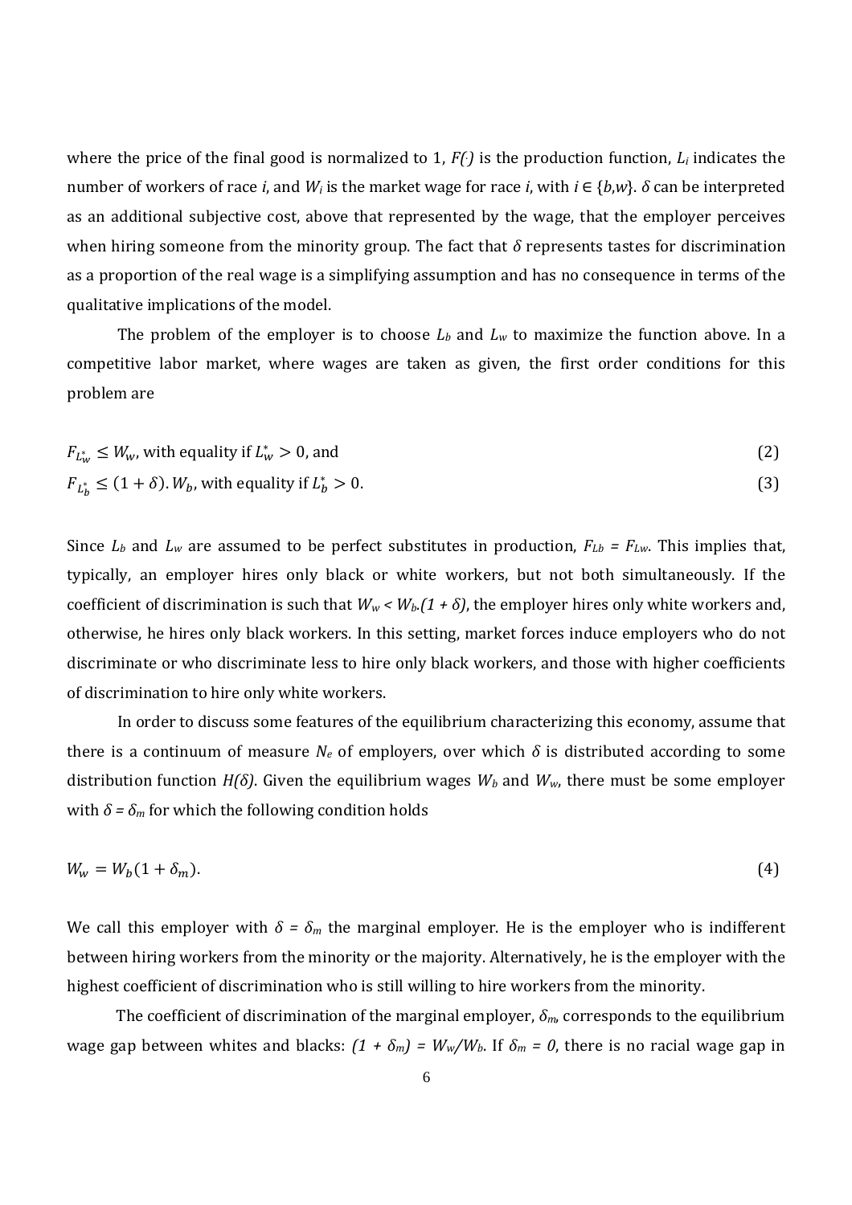where the price of the final good is normalized to 1, $F(\cdot)$ is the production function, $L_i$ indicates the number of workers of race $i$, and $W_i$ is the market wage for race $i$, with $i \in \{b,w\}$. $\delta$ can be interpreted as an additional subjective cost, above that represented by the wage, that the employer perceives when hiring someone from the minority group. The fact that $\delta$ represents tastes for discrimination as a proportion of the real wage is a simplifying assumption and has no consequence in terms of the qualitative implications of the model.

The problem of the employer is to choose $L_b$ and $L_w$ to maximize the function above. In a competitive labor market, where wages are taken as given, the first order conditions for this problem are

$$F_{L_w^*} \leq W_w, \text{ with equality if } L_w^* > 0, \text{ and} \tag{2}$$

$$F_{L_b^*} \leq (1+\delta).W_b, \text{ with equality if } L_b^* > 0. \tag{3}$$

Since $L_b$ and $L_w$ are assumed to be perfect substitutes in production, $F_{Lb} = F_{Lw}$. This implies that, typically, an employer hires only black or white workers, but not both simultaneously. If the coefficient of discrimination is such that $W_w < W_b.(1 + \delta)$, the employer hires only white workers and, otherwise, he hires only black workers. In this setting, market forces induce employers who do not discriminate or who discriminate less to hire only black workers, and those with higher coefficients of discrimination to hire only white workers.

In order to discuss some features of the equilibrium characterizing this economy, assume that there is a continuum of measure $N_e$ of employers, over which $\delta$ is distributed according to some distribution function $H(\delta)$. Given the equilibrium wages $W_b$ and $W_w$, there must be some employer with $\delta = \delta_m$ for which the following condition holds

$$W_w = W_b(1+\delta_m). \tag{4}$$

We call this employer with $\delta = \delta_m$ the marginal employer. He is the employer who is indifferent between hiring workers from the minority or the majority. Alternatively, he is the employer with the highest coefficient of discrimination who is still willing to hire workers from the minority.

The coefficient of discrimination of the marginal employer, $\delta_m$, corresponds to the equilibrium wage gap between whites and blacks: $(1 + \delta_m) = W_w/W_b$. If $\delta_m = 0$, there is no racial wage gap in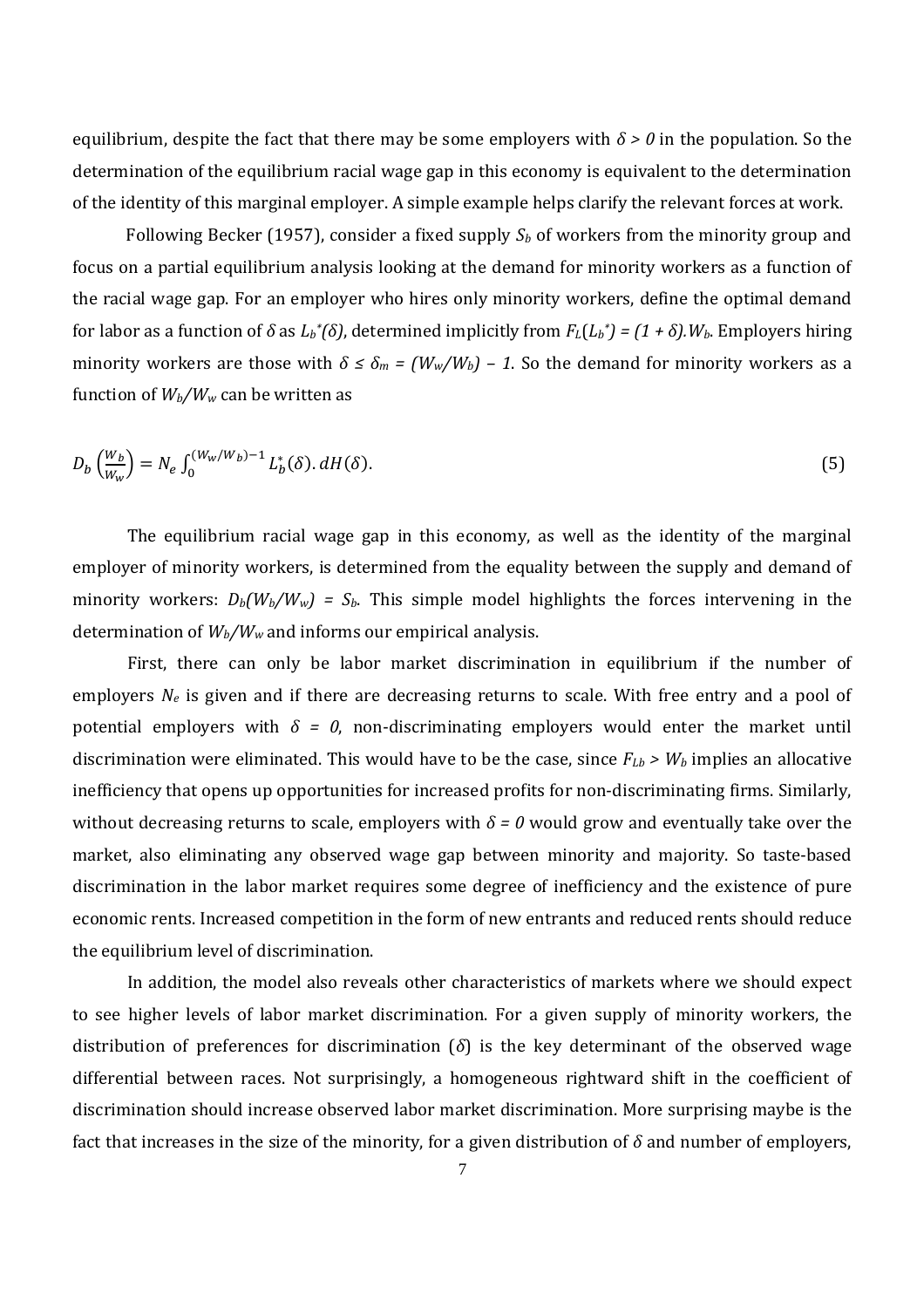equilibrium, despite the fact that there may be some employers with $\delta > 0$ in the population. So the determination of the equilibrium racial wage gap in this economy is equivalent to the determination of the identity of this marginal employer. A simple example helps clarify the relevant forces at work.

Following Becker (1957), consider a fixed supply $S_b$ of workers from the minority group and focus on a partial equilibrium analysis looking at the demand for minority workers as a function of the racial wage gap. For an employer who hires only minority workers, define the optimal demand for labor as a function of $\delta$ as $L_b^*(\delta)$, determined implicitly from $F_L(L_b^*) = (1 + \delta).W_b$. Employers hiring minority workers are those with $\delta \leq \delta_m = (W_w/W_b) - 1$. So the demand for minority workers as a function of $W_b/W_w$ can be written as

$$D_b\left(\frac{W_b}{W_w}\right) = N_e \int_0^{(W_w/W_b)-1} L_b^*(\delta).\,dH(\delta). \tag{5}$$

The equilibrium racial wage gap in this economy, as well as the identity of the marginal employer of minority workers, is determined from the equality between the supply and demand of minority workers: $D_b(W_b/W_w) = S_b$. This simple model highlights the forces intervening in the determination of $W_b/W_w$ and informs our empirical analysis.

First, there can only be labor market discrimination in equilibrium if the number of employers $N_e$ is given and if there are decreasing returns to scale. With free entry and a pool of potential employers with $\delta = 0$, non-discriminating employers would enter the market until discrimination were eliminated. This would have to be the case, since $F_{Lb} > W_b$ implies an allocative inefficiency that opens up opportunities for increased profits for non-discriminating firms. Similarly, without decreasing returns to scale, employers with $\delta = 0$ would grow and eventually take over the market, also eliminating any observed wage gap between minority and majority. So taste-based discrimination in the labor market requires some degree of inefficiency and the existence of pure economic rents. Increased competition in the form of new entrants and reduced rents should reduce the equilibrium level of discrimination.

In addition, the model also reveals other characteristics of markets where we should expect to see higher levels of labor market discrimination. For a given supply of minority workers, the distribution of preferences for discrimination ($\delta$) is the key determinant of the observed wage differential between races. Not surprisingly, a homogeneous rightward shift in the coefficient of discrimination should increase observed labor market discrimination. More surprising maybe is the fact that increases in the size of the minority, for a given distribution of $\delta$ and number of employers,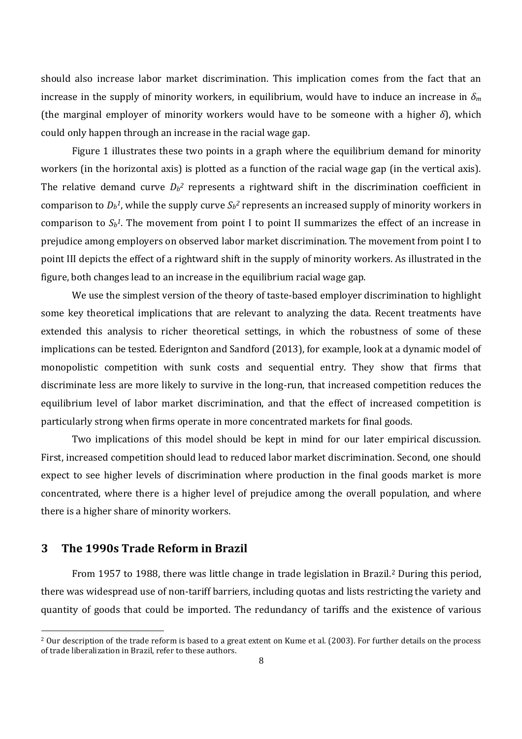should also increase labor market discrimination. This implication comes from the fact that an increase in the supply of minority workers, in equilibrium, would have to induce an increase in $\delta_m$ (the marginal employer of minority workers would have to be someone with a higher $\delta$), which could only happen through an increase in the racial wage gap.

Figure 1 illustrates these two points in a graph where the equilibrium demand for minority workers (in the horizontal axis) is plotted as a function of the racial wage gap (in the vertical axis). The relative demand curve $D_b^2$ represents a rightward shift in the discrimination coefficient in comparison to $D_b^1$, while the supply curve $S_b^2$ represents an increased supply of minority workers in comparison to $S_b^1$. The movement from point I to point II summarizes the effect of an increase in prejudice among employers on observed labor market discrimination. The movement from point I to point III depicts the effect of a rightward shift in the supply of minority workers. As illustrated in the figure, both changes lead to an increase in the equilibrium racial wage gap.

We use the simplest version of the theory of taste-based employer discrimination to highlight some key theoretical implications that are relevant to analyzing the data. Recent treatments have extended this analysis to richer theoretical settings, in which the robustness of some of these implications can be tested. Ederington and Sandford (2013), for example, look at a dynamic model of monopolistic competition with sunk costs and sequential entry. They show that firms that discriminate less are more likely to survive in the long-run, that increased competition reduces the equilibrium level of labor market discrimination, and that the effect of increased competition is particularly strong when firms operate in more concentrated markets for final goods.

Two implications of this model should be kept in mind for our later empirical discussion. First, increased competition should lead to reduced labor market discrimination. Second, one should expect to see higher levels of discrimination where production in the final goods market is more concentrated, where there is a higher level of prejudice among the overall population, and where there is a higher share of minority workers.

## 3 The 1990s Trade Reform in Brazil

From 1957 to 1988, there was little change in trade legislation in Brazil.[2] During this period, there was widespread use of non-tariff barriers, including quotas and lists restricting the variety and quantity of goods that could be imported. The redundancy of tariffs and the existence of various

[2] Our description of the trade reform is based to a great extent on Kume et al. (2003). For further details on the process of trade liberalization in Brazil, refer to these authors.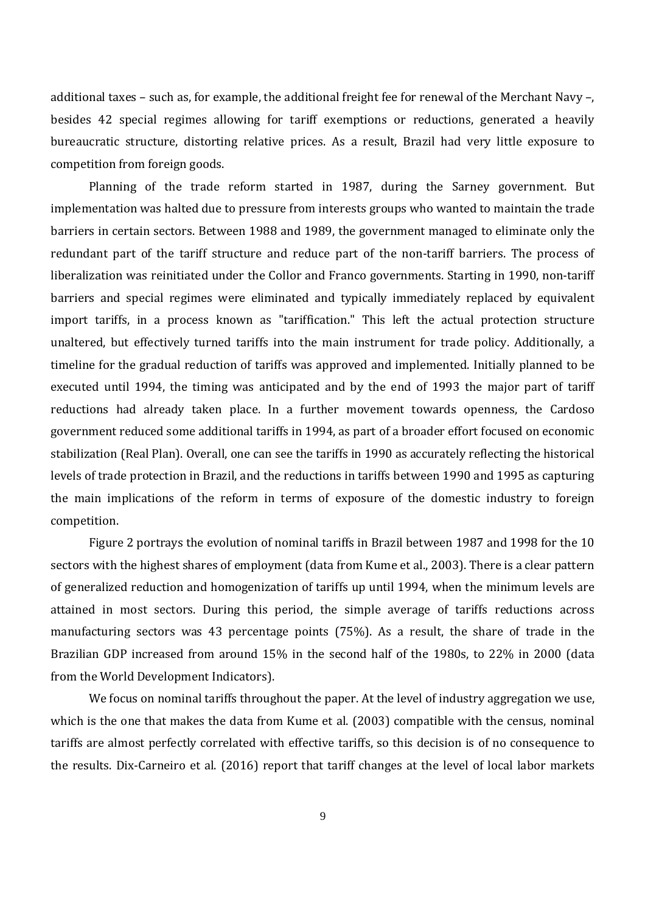additional taxes – such as, for example, the additional freight fee for renewal of the Merchant Navy –, besides 42 special regimes allowing for tariff exemptions or reductions, generated a heavily bureaucratic structure, distorting relative prices. As a result, Brazil had very little exposure to competition from foreign goods.

Planning of the trade reform started in 1987, during the Sarney government. But implementation was halted due to pressure from interests groups who wanted to maintain the trade barriers in certain sectors. Between 1988 and 1989, the government managed to eliminate only the redundant part of the tariff structure and reduce part of the non-tariff barriers. The process of liberalization was reinitiated under the Collor and Franco governments. Starting in 1990, non-tariff barriers and special regimes were eliminated and typically immediately replaced by equivalent import tariffs, in a process known as "tariffication." This left the actual protection structure unaltered, but effectively turned tariffs into the main instrument for trade policy. Additionally, a timeline for the gradual reduction of tariffs was approved and implemented. Initially planned to be executed until 1994, the timing was anticipated and by the end of 1993 the major part of tariff reductions had already taken place. In a further movement towards openness, the Cardoso government reduced some additional tariffs in 1994, as part of a broader effort focused on economic stabilization (Real Plan). Overall, one can see the tariffs in 1990 as accurately reflecting the historical levels of trade protection in Brazil, and the reductions in tariffs between 1990 and 1995 as capturing the main implications of the reform in terms of exposure of the domestic industry to foreign competition.

Figure 2 portrays the evolution of nominal tariffs in Brazil between 1987 and 1998 for the 10 sectors with the highest shares of employment (data from Kume et al., 2003). There is a clear pattern of generalized reduction and homogenization of tariffs up until 1994, when the minimum levels are attained in most sectors. During this period, the simple average of tariffs reductions across manufacturing sectors was 43 percentage points (75%). As a result, the share of trade in the Brazilian GDP increased from around 15% in the second half of the 1980s, to 22% in 2000 (data from the World Development Indicators).

We focus on nominal tariffs throughout the paper. At the level of industry aggregation we use, which is the one that makes the data from Kume et al. (2003) compatible with the census, nominal tariffs are almost perfectly correlated with effective tariffs, so this decision is of no consequence to the results. Dix-Carneiro et al. (2016) report that tariff changes at the level of local labor markets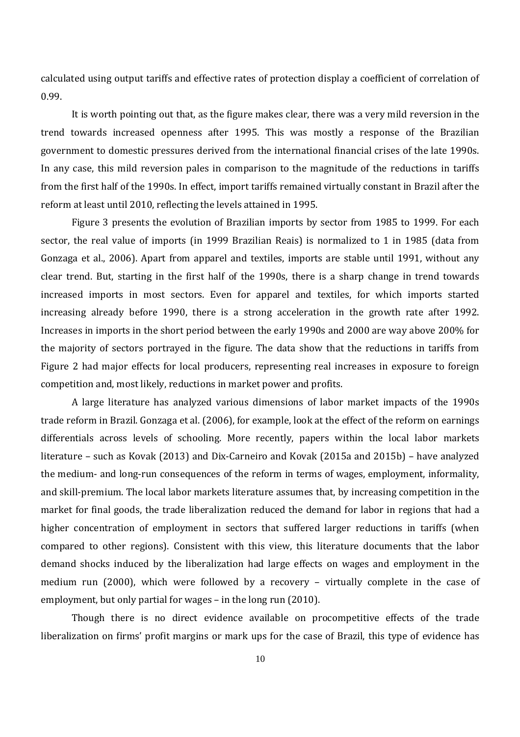calculated using output tariffs and effective rates of protection display a coefficient of correlation of 0.99.

It is worth pointing out that, as the figure makes clear, there was a very mild reversion in the trend towards increased openness after 1995. This was mostly a response of the Brazilian government to domestic pressures derived from the international financial crises of the late 1990s. In any case, this mild reversion pales in comparison to the magnitude of the reductions in tariffs from the first half of the 1990s. In effect, import tariffs remained virtually constant in Brazil after the reform at least until 2010, reflecting the levels attained in 1995.

Figure 3 presents the evolution of Brazilian imports by sector from 1985 to 1999. For each sector, the real value of imports (in 1999 Brazilian Reais) is normalized to 1 in 1985 (data from Gonzaga et al., 2006). Apart from apparel and textiles, imports are stable until 1991, without any clear trend. But, starting in the first half of the 1990s, there is a sharp change in trend towards increased imports in most sectors. Even for apparel and textiles, for which imports started increasing already before 1990, there is a strong acceleration in the growth rate after 1992. Increases in imports in the short period between the early 1990s and 2000 are way above 200% for the majority of sectors portrayed in the figure. The data show that the reductions in tariffs from Figure 2 had major effects for local producers, representing real increases in exposure to foreign competition and, most likely, reductions in market power and profits.

A large literature has analyzed various dimensions of labor market impacts of the 1990s trade reform in Brazil. Gonzaga et al. (2006), for example, look at the effect of the reform on earnings differentials across levels of schooling. More recently, papers within the local labor markets literature – such as Kovak (2013) and Dix-Carneiro and Kovak (2015a and 2015b) – have analyzed the medium- and long-run consequences of the reform in terms of wages, employment, informality, and skill-premium. The local labor markets literature assumes that, by increasing competition in the market for final goods, the trade liberalization reduced the demand for labor in regions that had a higher concentration of employment in sectors that suffered larger reductions in tariffs (when compared to other regions). Consistent with this view, this literature documents that the labor demand shocks induced by the liberalization had large effects on wages and employment in the medium run (2000), which were followed by a recovery – virtually complete in the case of employment, but only partial for wages – in the long run (2010).

Though there is no direct evidence available on procompetitive effects of the trade liberalization on firms' profit margins or mark ups for the case of Brazil, this type of evidence has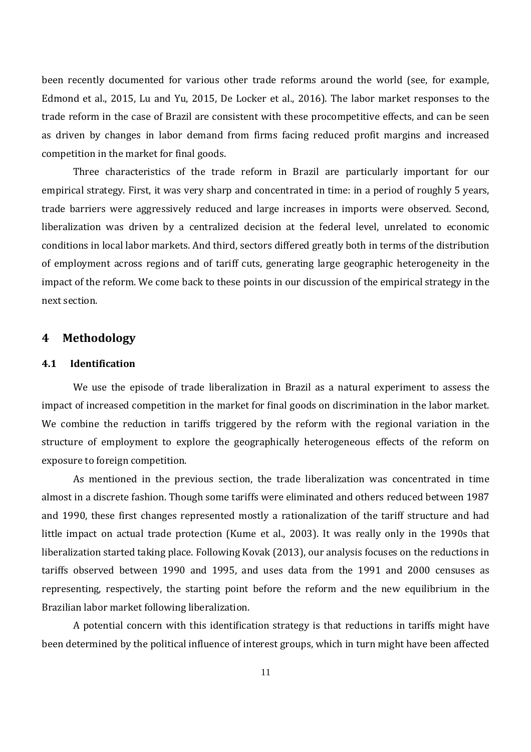been recently documented for various other trade reforms around the world (see, for example, Edmond et al., 2015, Lu and Yu, 2015, De Locker et al., 2016). The labor market responses to the trade reform in the case of Brazil are consistent with these procompetitive effects, and can be seen as driven by changes in labor demand from firms facing reduced profit margins and increased competition in the market for final goods.

Three characteristics of the trade reform in Brazil are particularly important for our empirical strategy. First, it was very sharp and concentrated in time: in a period of roughly 5 years, trade barriers were aggressively reduced and large increases in imports were observed. Second, liberalization was driven by a centralized decision at the federal level, unrelated to economic conditions in local labor markets. And third, sectors differed greatly both in terms of the distribution of employment across regions and of tariff cuts, generating large geographic heterogeneity in the impact of the reform. We come back to these points in our discussion of the empirical strategy in the next section.

## 4 Methodology

### 4.1 Identification

We use the episode of trade liberalization in Brazil as a natural experiment to assess the impact of increased competition in the market for final goods on discrimination in the labor market. We combine the reduction in tariffs triggered by the reform with the regional variation in the structure of employment to explore the geographically heterogeneous effects of the reform on exposure to foreign competition.

As mentioned in the previous section, the trade liberalization was concentrated in time almost in a discrete fashion. Though some tariffs were eliminated and others reduced between 1987 and 1990, these first changes represented mostly a rationalization of the tariff structure and had little impact on actual trade protection (Kume et al., 2003). It was really only in the 1990s that liberalization started taking place. Following Kovak (2013), our analysis focuses on the reductions in tariffs observed between 1990 and 1995, and uses data from the 1991 and 2000 censuses as representing, respectively, the starting point before the reform and the new equilibrium in the Brazilian labor market following liberalization.

A potential concern with this identification strategy is that reductions in tariffs might have been determined by the political influence of interest groups, which in turn might have been affected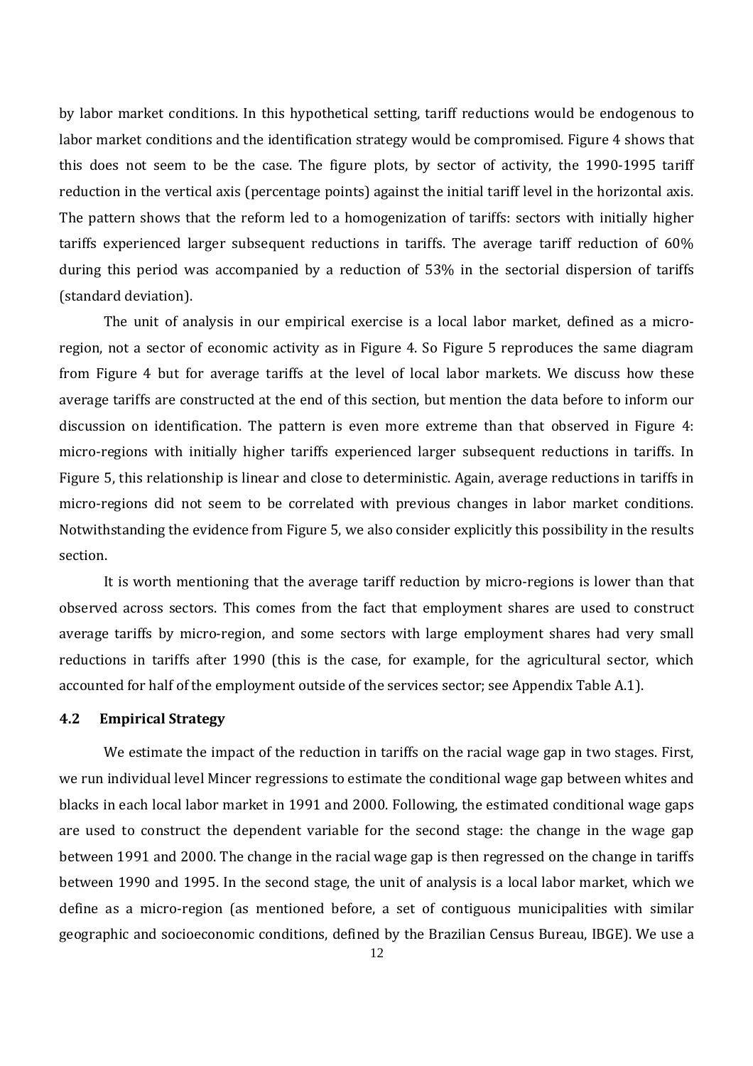by labor market conditions. In this hypothetical setting, tariff reductions would be endogenous to labor market conditions and the identification strategy would be compromised. Figure 4 shows that this does not seem to be the case. The figure plots, by sector of activity, the 1990-1995 tariff reduction in the vertical axis (percentage points) against the initial tariff level in the horizontal axis. The pattern shows that the reform led to a homogenization of tariffs: sectors with initially higher tariffs experienced larger subsequent reductions in tariffs. The average tariff reduction of 60% during this period was accompanied by a reduction of 53% in the sectorial dispersion of tariffs (standard deviation).

The unit of analysis in our empirical exercise is a local labor market, defined as a micro-region, not a sector of economic activity as in Figure 4. So Figure 5 reproduces the same diagram from Figure 4 but for average tariffs at the level of local labor markets. We discuss how these average tariffs are constructed at the end of this section, but mention the data before to inform our discussion on identification. The pattern is even more extreme than that observed in Figure 4: micro-regions with initially higher tariffs experienced larger subsequent reductions in tariffs. In Figure 5, this relationship is linear and close to deterministic. Again, average reductions in tariffs in micro-regions did not seem to be correlated with previous changes in labor market conditions. Notwithstanding the evidence from Figure 5, we also consider explicitly this possibility in the results section.

It is worth mentioning that the average tariff reduction by micro-regions is lower than that observed across sectors. This comes from the fact that employment shares are used to construct average tariffs by micro-region, and some sectors with large employment shares had very small reductions in tariffs after 1990 (this is the case, for example, for the agricultural sector, which accounted for half of the employment outside of the services sector; see Appendix Table A.1).

### 4.2 Empirical Strategy

We estimate the impact of the reduction in tariffs on the racial wage gap in two stages. First, we run individual level Mincer regressions to estimate the conditional wage gap between whites and blacks in each local labor market in 1991 and 2000. Following, the estimated conditional wage gaps are used to construct the dependent variable for the second stage: the change in the wage gap between 1991 and 2000. The change in the racial wage gap is then regressed on the change in tariffs between 1990 and 1995. In the second stage, the unit of analysis is a local labor market, which we define as a micro-region (as mentioned before, a set of contiguous municipalities with similar geographic and socioeconomic conditions, defined by the Brazilian Census Bureau, IBGE). We use a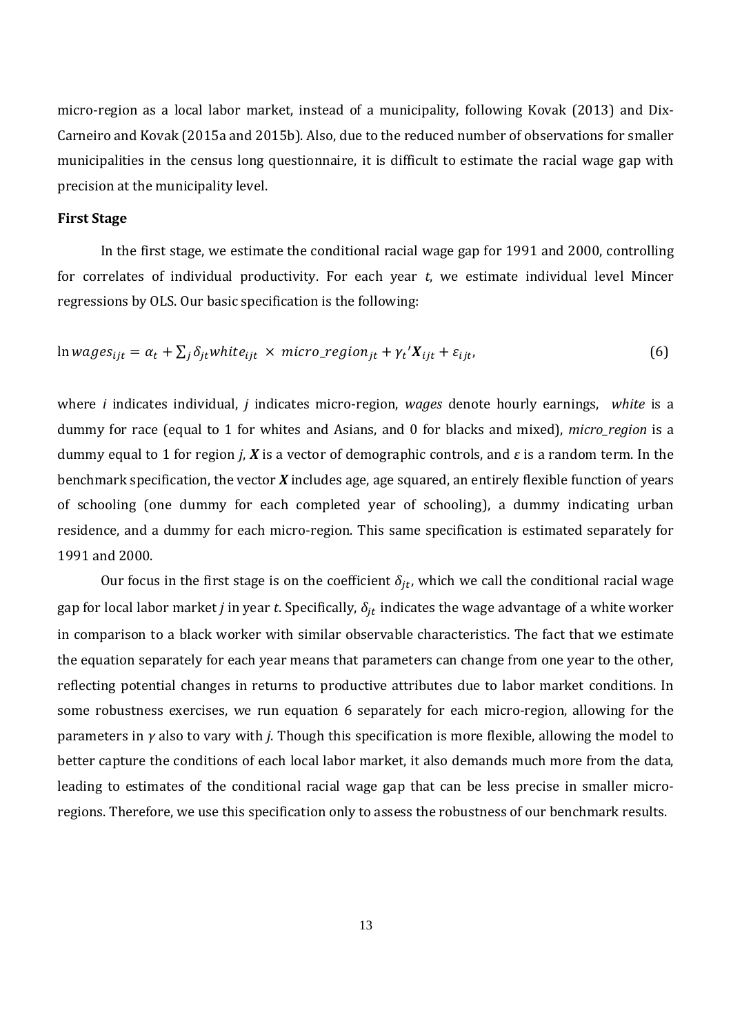micro-region as a local labor market, instead of a municipality, following Kovak (2013) and Dix-Carneiro and Kovak (2015a and 2015b). Also, due to the reduced number of observations for smaller municipalities in the census long questionnaire, it is difficult to estimate the racial wage gap with precision at the municipality level.

**First Stage**

In the first stage, we estimate the conditional racial wage gap for 1991 and 2000, controlling for correlates of individual productivity. For each year *t*, we estimate individual level Mincer regressions by OLS. Our basic specification is the following:

$$\ln wages_{ijt} = \alpha_t + \sum_j \delta_{jt} white_{ijt} \times micro\_region_{jt} + \gamma_t' \boldsymbol{X}_{ijt} + \varepsilon_{ijt}, \tag{6}$$

where *i* indicates individual, *j* indicates micro-region, *wages* denote hourly earnings, *white* is a dummy for race (equal to 1 for whites and Asians, and 0 for blacks and mixed), *micro_region* is a dummy equal to 1 for region *j*, $\boldsymbol{X}$ is a vector of demographic controls, and $\varepsilon$ is a random term. In the benchmark specification, the vector $\boldsymbol{X}$ includes age, age squared, an entirely flexible function of years of schooling (one dummy for each completed year of schooling), a dummy indicating urban residence, and a dummy for each micro-region. This same specification is estimated separately for 1991 and 2000.

Our focus in the first stage is on the coefficient $\delta_{jt}$, which we call the conditional racial wage gap for local labor market *j* in year *t*. Specifically, $\delta_{jt}$ indicates the wage advantage of a white worker in comparison to a black worker with similar observable characteristics. The fact that we estimate the equation separately for each year means that parameters can change from one year to the other, reflecting potential changes in returns to productive attributes due to labor market conditions. In some robustness exercises, we run equation 6 separately for each micro-region, allowing for the parameters in $\gamma$ also to vary with *j*. Though this specification is more flexible, allowing the model to better capture the conditions of each local labor market, it also demands much more from the data, leading to estimates of the conditional racial wage gap that can be less precise in smaller micro-regions. Therefore, we use this specification only to assess the robustness of our benchmark results.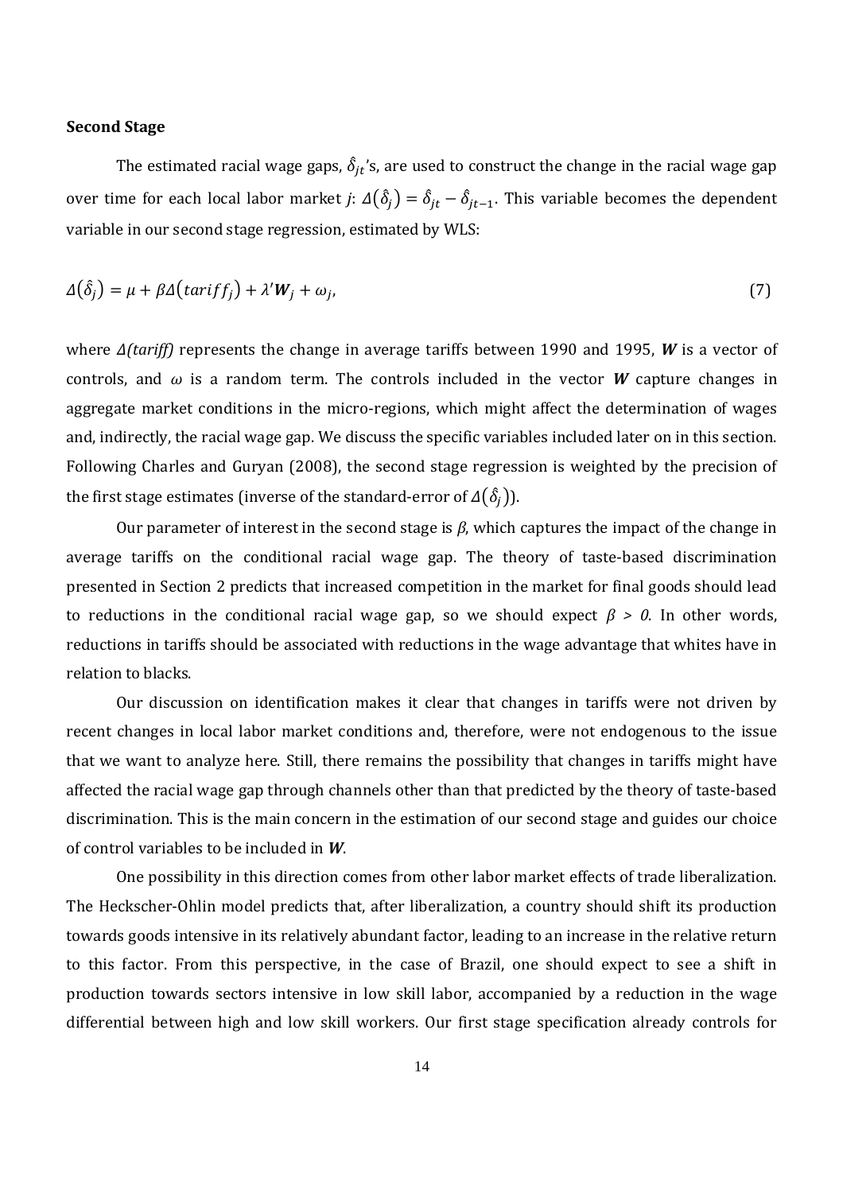**Second Stage**

The estimated racial wage gaps, $\hat{\delta}_{jt}$'s, are used to construct the change in the racial wage gap over time for each local labor market *j*: $\Delta(\hat{\delta}_j) = \hat{\delta}_{jt} - \hat{\delta}_{jt-1}$. This variable becomes the dependent variable in our second stage regression, estimated by WLS:

$$\Delta(\hat{\delta}_j) = \mu + \beta\Delta(tariff_j) + \lambda'\boldsymbol{W}_j + \omega_j, \tag{7}$$

where *Δ(tariff)* represents the change in average tariffs between 1990 and 1995, $\boldsymbol{W}$ is a vector of controls, and $\omega$ is a random term. The controls included in the vector $\boldsymbol{W}$ capture changes in aggregate market conditions in the micro-regions, which might affect the determination of wages and, indirectly, the racial wage gap. We discuss the specific variables included later on in this section. Following Charles and Guryan (2008), the second stage regression is weighted by the precision of the first stage estimates (inverse of the standard-error of $\Delta(\hat{\delta}_j)$).

Our parameter of interest in the second stage is $\beta$, which captures the impact of the change in average tariffs on the conditional racial wage gap. The theory of taste-based discrimination presented in Section 2 predicts that increased competition in the market for final goods should lead to reductions in the conditional racial wage gap, so we should expect $\beta > 0$. In other words, reductions in tariffs should be associated with reductions in the wage advantage that whites have in relation to blacks.

Our discussion on identification makes it clear that changes in tariffs were not driven by recent changes in local labor market conditions and, therefore, were not endogenous to the issue that we want to analyze here. Still, there remains the possibility that changes in tariffs might have affected the racial wage gap through channels other than that predicted by the theory of taste-based discrimination. This is the main concern in the estimation of our second stage and guides our choice of control variables to be included in $\boldsymbol{W}$.

One possibility in this direction comes from other labor market effects of trade liberalization. The Heckscher-Ohlin model predicts that, after liberalization, a country should shift its production towards goods intensive in its relatively abundant factor, leading to an increase in the relative return to this factor. From this perspective, in the case of Brazil, one should expect to see a shift in production towards sectors intensive in low skill labor, accompanied by a reduction in the wage differential between high and low skill workers. Our first stage specification already controls for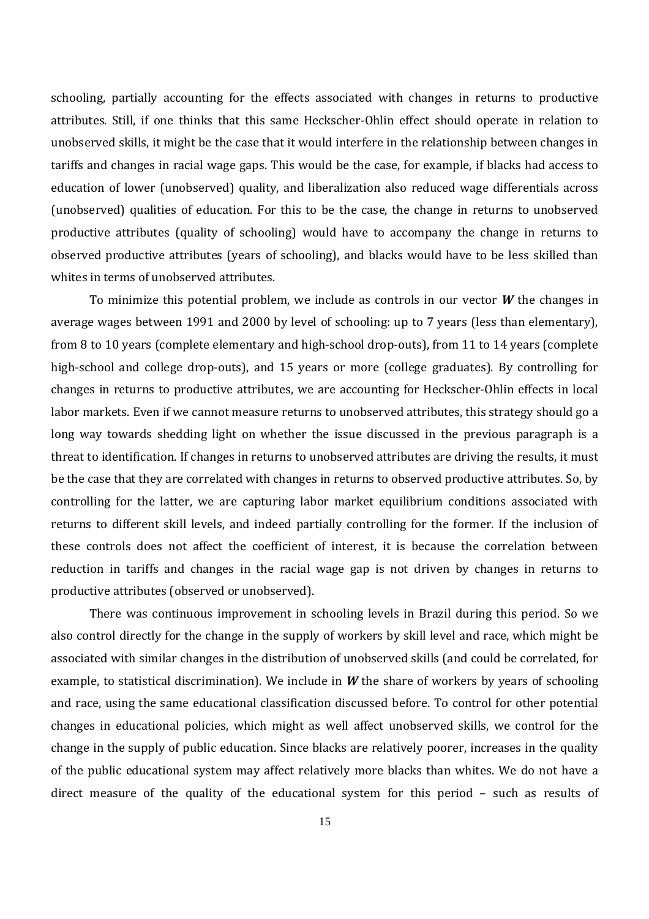schooling, partially accounting for the effects associated with changes in returns to productive attributes. Still, if one thinks that this same Heckscher-Ohlin effect should operate in relation to unobserved skills, it might be the case that it would interfere in the relationship between changes in tariffs and changes in racial wage gaps. This would be the case, for example, if blacks had access to education of lower (unobserved) quality, and liberalization also reduced wage differentials across (unobserved) qualities of education. For this to be the case, the change in returns to unobserved productive attributes (quality of schooling) would have to accompany the change in returns to observed productive attributes (years of schooling), and blacks would have to be less skilled than whites in terms of unobserved attributes.

To minimize this potential problem, we include as controls in our vector $\boldsymbol{W}$ the changes in average wages between 1991 and 2000 by level of schooling: up to 7 years (less than elementary), from 8 to 10 years (complete elementary and high-school drop-outs), from 11 to 14 years (complete high-school and college drop-outs), and 15 years or more (college graduates). By controlling for changes in returns to productive attributes, we are accounting for Heckscher-Ohlin effects in local labor markets. Even if we cannot measure returns to unobserved attributes, this strategy should go a long way towards shedding light on whether the issue discussed in the previous paragraph is a threat to identification. If changes in returns to unobserved attributes are driving the results, it must be the case that they are correlated with changes in returns to observed productive attributes. So, by controlling for the latter, we are capturing labor market equilibrium conditions associated with returns to different skill levels, and indeed partially controlling for the former. If the inclusion of these controls does not affect the coefficient of interest, it is because the correlation between reduction in tariffs and changes in the racial wage gap is not driven by changes in returns to productive attributes (observed or unobserved).

There was continuous improvement in schooling levels in Brazil during this period. So we also control directly for the change in the supply of workers by skill level and race, which might be associated with similar changes in the distribution of unobserved skills (and could be correlated, for example, to statistical discrimination). We include in $\boldsymbol{W}$ the share of workers by years of schooling and race, using the same educational classification discussed before. To control for other potential changes in educational policies, which might as well affect unobserved skills, we control for the change in the supply of public education. Since blacks are relatively poorer, increases in the quality of the public educational system may affect relatively more blacks than whites. We do not have a direct measure of the quality of the educational system for this period – such as results of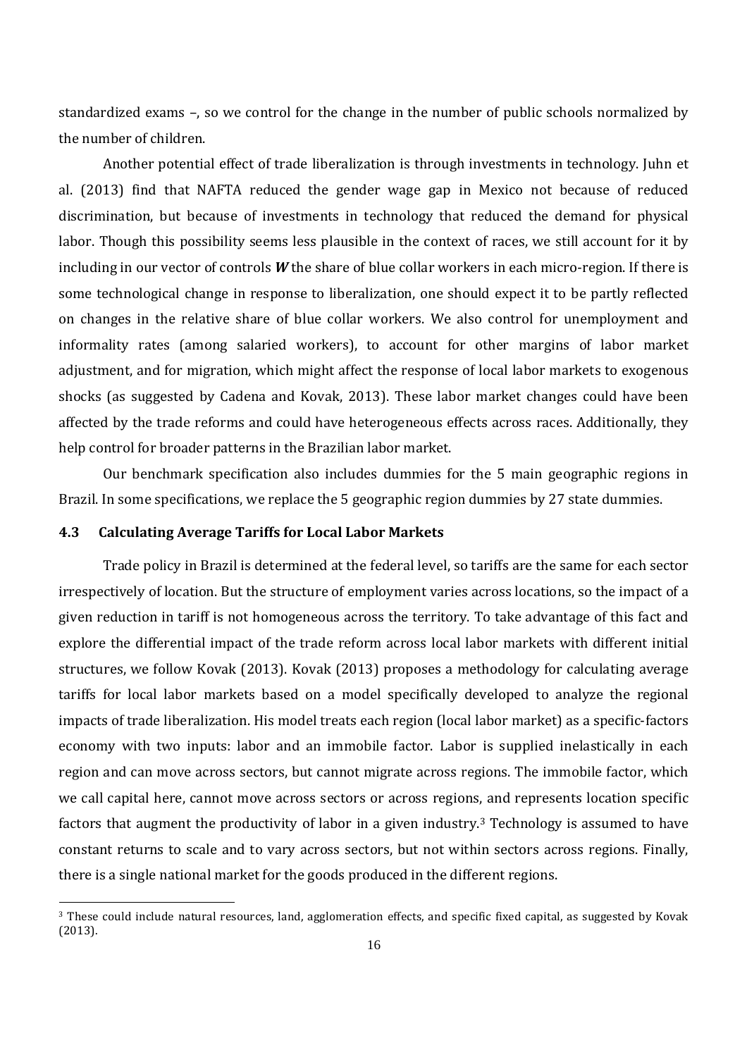standardized exams –, so we control for the change in the number of public schools normalized by the number of children.

Another potential effect of trade liberalization is through investments in technology. Juhn et al. (2013) find that NAFTA reduced the gender wage gap in Mexico not because of reduced discrimination, but because of investments in technology that reduced the demand for physical labor. Though this possibility seems less plausible in the context of races, we still account for it by including in our vector of controls ***W*** the share of blue collar workers in each micro-region. If there is some technological change in response to liberalization, one should expect it to be partly reflected on changes in the relative share of blue collar workers. We also control for unemployment and informality rates (among salaried workers), to account for other margins of labor market adjustment, and for migration, which might affect the response of local labor markets to exogenous shocks (as suggested by Cadena and Kovak, 2013). These labor market changes could have been affected by the trade reforms and could have heterogeneous effects across races. Additionally, they help control for broader patterns in the Brazilian labor market.

Our benchmark specification also includes dummies for the 5 main geographic regions in Brazil. In some specifications, we replace the 5 geographic region dummies by 27 state dummies.

### 4.3 Calculating Average Tariffs for Local Labor Markets

Trade policy in Brazil is determined at the federal level, so tariffs are the same for each sector irrespectively of location. But the structure of employment varies across locations, so the impact of a given reduction in tariff is not homogeneous across the territory. To take advantage of this fact and explore the differential impact of the trade reform across local labor markets with different initial structures, we follow Kovak (2013). Kovak (2013) proposes a methodology for calculating average tariffs for local labor markets based on a model specifically developed to analyze the regional impacts of trade liberalization. His model treats each region (local labor market) as a specific-factors economy with two inputs: labor and an immobile factor. Labor is supplied inelastically in each region and can move across sectors, but cannot migrate across regions. The immobile factor, which we call capital here, cannot move across sectors or across regions, and represents location specific factors that augment the productivity of labor in a given industry.[3] Technology is assumed to have constant returns to scale and to vary across sectors, but not within sectors across regions. Finally, there is a single national market for the goods produced in the different regions.

[3] These could include natural resources, land, agglomeration effects, and specific fixed capital, as suggested by Kovak (2013).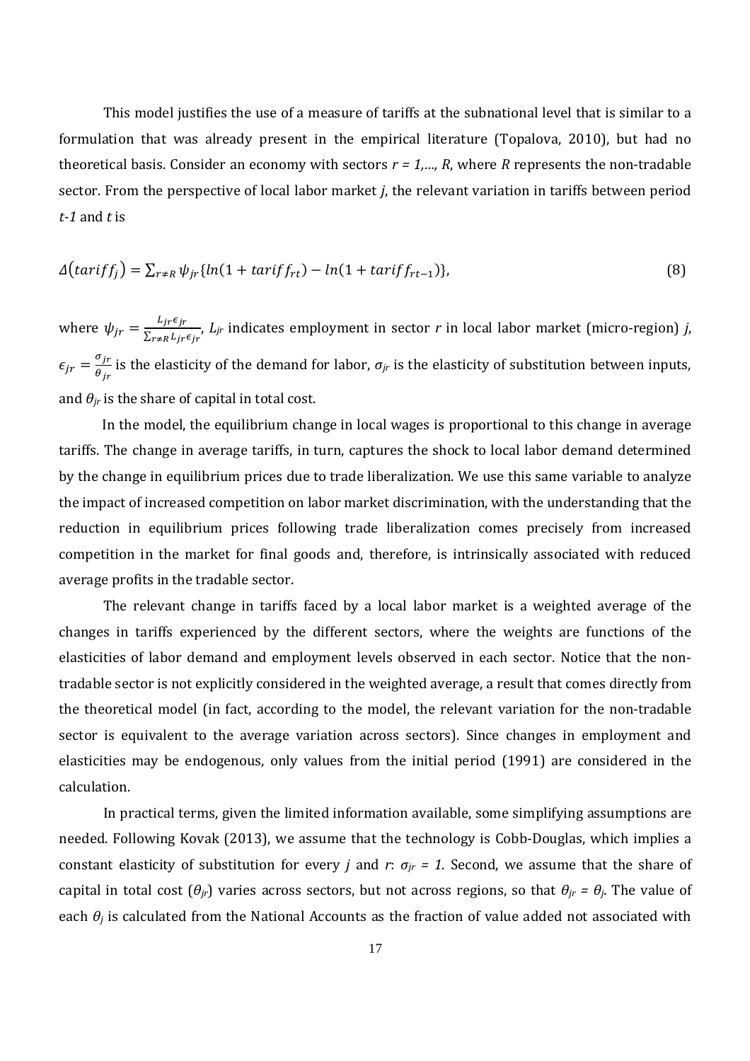This model justifies the use of a measure of tariffs at the subnational level that is similar to a formulation that was already present in the empirical literature (Topalova, 2010), but had no theoretical basis. Consider an economy with sectors $r = 1,\ldots, R$, where $R$ represents the non-tradable sector. From the perspective of local labor market $j$, the relevant variation in tariffs between period $t$-$1$ and $t$ is

$$\Delta(tariff_j) = \sum_{r \neq R} \psi_{jr} \{ln(1 + tariff_{rt}) - ln(1 + tariff_{rt-1})\}, \tag{8}$$

where $\psi_{jr} = \frac{L_{jr}\epsilon_{jr}}{\sum_{r \neq R} L_{jr}\epsilon_{jr}}$, $L_{jr}$ indicates employment in sector $r$ in local labor market (micro-region) $j$, $\epsilon_{jr} = \frac{\sigma_{jr}}{\theta_{jr}}$ is the elasticity of the demand for labor, $\sigma_{jr}$ is the elasticity of substitution between inputs, and $\theta_{jr}$ is the share of capital in total cost.

In the model, the equilibrium change in local wages is proportional to this change in average tariffs. The change in average tariffs, in turn, captures the shock to local labor demand determined by the change in equilibrium prices due to trade liberalization. We use this same variable to analyze the impact of increased competition on labor market discrimination, with the understanding that the reduction in equilibrium prices following trade liberalization comes precisely from increased competition in the market for final goods and, therefore, is intrinsically associated with reduced average profits in the tradable sector.

The relevant change in tariffs faced by a local labor market is a weighted average of the changes in tariffs experienced by the different sectors, where the weights are functions of the elasticities of labor demand and employment levels observed in each sector. Notice that the non-tradable sector is not explicitly considered in the weighted average, a result that comes directly from the theoretical model (in fact, according to the model, the relevant variation for the non-tradable sector is equivalent to the average variation across sectors). Since changes in employment and elasticities may be endogenous, only values from the initial period (1991) are considered in the calculation.

In practical terms, given the limited information available, some simplifying assumptions are needed. Following Kovak (2013), we assume that the technology is Cobb-Douglas, which implies a constant elasticity of substitution for every $j$ and $r$: $\sigma_{jr} = 1$. Second, we assume that the share of capital in total cost ($\theta_{jr}$) varies across sectors, but not across regions, so that $\theta_{jr} = \theta_j$. The value of each $\theta_j$ is calculated from the National Accounts as the fraction of value added not associated with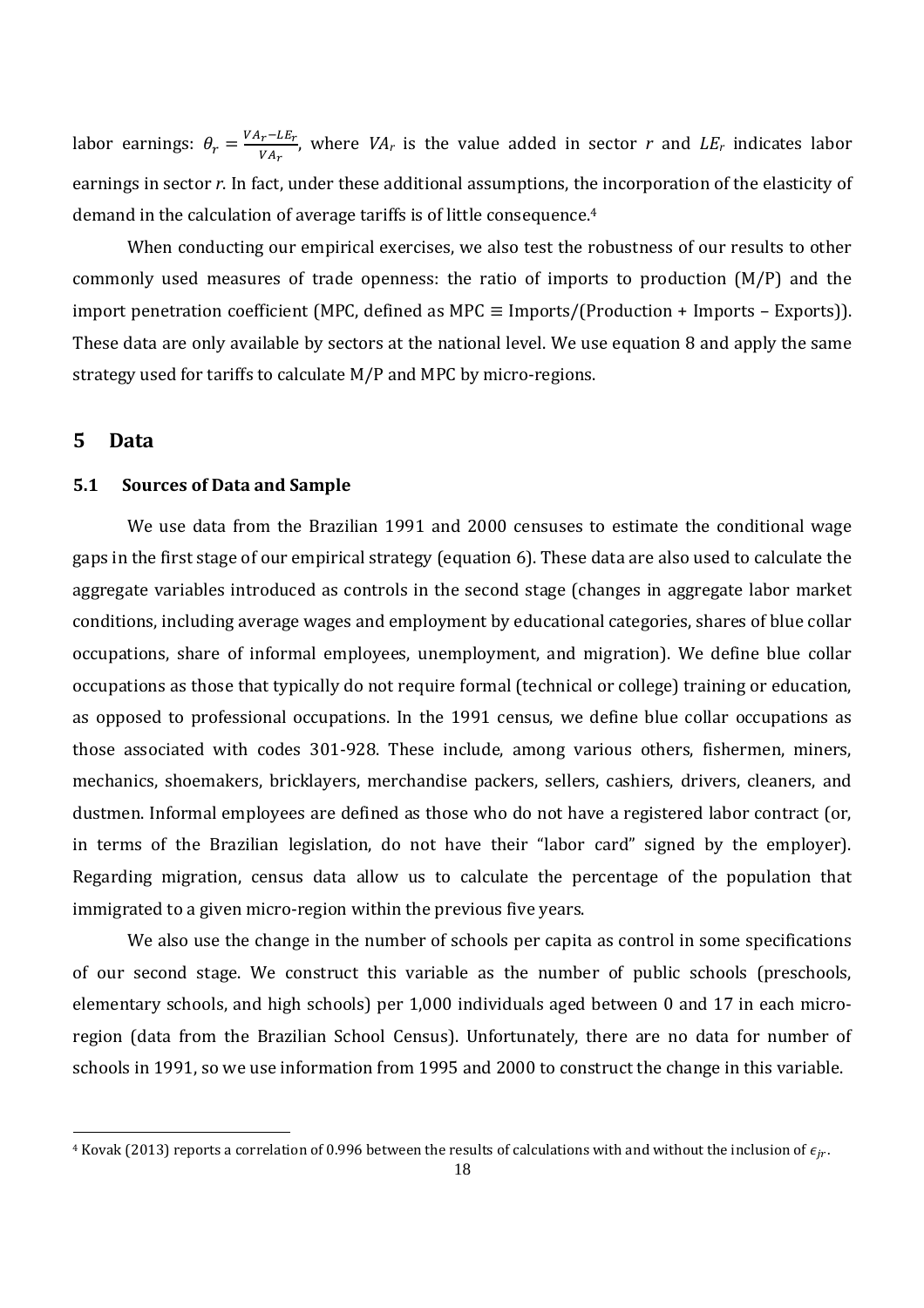labor earnings: $\theta_r = \frac{VA_r - LE_r}{VA_r}$, where $VA_r$ is the value added in sector $r$ and $LE_r$ indicates labor earnings in sector $r$. In fact, under these additional assumptions, the incorporation of the elasticity of demand in the calculation of average tariffs is of little consequence.[4]

When conducting our empirical exercises, we also test the robustness of our results to other commonly used measures of trade openness: the ratio of imports to production (M/P) and the import penetration coefficient (MPC, defined as MPC ≡ Imports/(Production + Imports – Exports)). These data are only available by sectors at the national level. We use equation 8 and apply the same strategy used for tariffs to calculate M/P and MPC by micro-regions.

## 5 Data

### 5.1 Sources of Data and Sample

We use data from the Brazilian 1991 and 2000 censuses to estimate the conditional wage gaps in the first stage of our empirical strategy (equation 6). These data are also used to calculate the aggregate variables introduced as controls in the second stage (changes in aggregate labor market conditions, including average wages and employment by educational categories, shares of blue collar occupations, share of informal employees, unemployment, and migration). We define blue collar occupations as those that typically do not require formal (technical or college) training or education, as opposed to professional occupations. In the 1991 census, we define blue collar occupations as those associated with codes 301-928. These include, among various others, fishermen, miners, mechanics, shoemakers, bricklayers, merchandise packers, sellers, cashiers, drivers, cleaners, and dustmen. Informal employees are defined as those who do not have a registered labor contract (or, in terms of the Brazilian legislation, do not have their "labor card" signed by the employer). Regarding migration, census data allow us to calculate the percentage of the population that immigrated to a given micro-region within the previous five years.

We also use the change in the number of schools per capita as control in some specifications of our second stage. We construct this variable as the number of public schools (preschools, elementary schools, and high schools) per 1,000 individuals aged between 0 and 17 in each micro-region (data from the Brazilian School Census). Unfortunately, there are no data for number of schools in 1991, so we use information from 1995 and 2000 to construct the change in this variable.

[4] Kovak (2013) reports a correlation of 0.996 between the results of calculations with and without the inclusion of $\epsilon_{jr}$.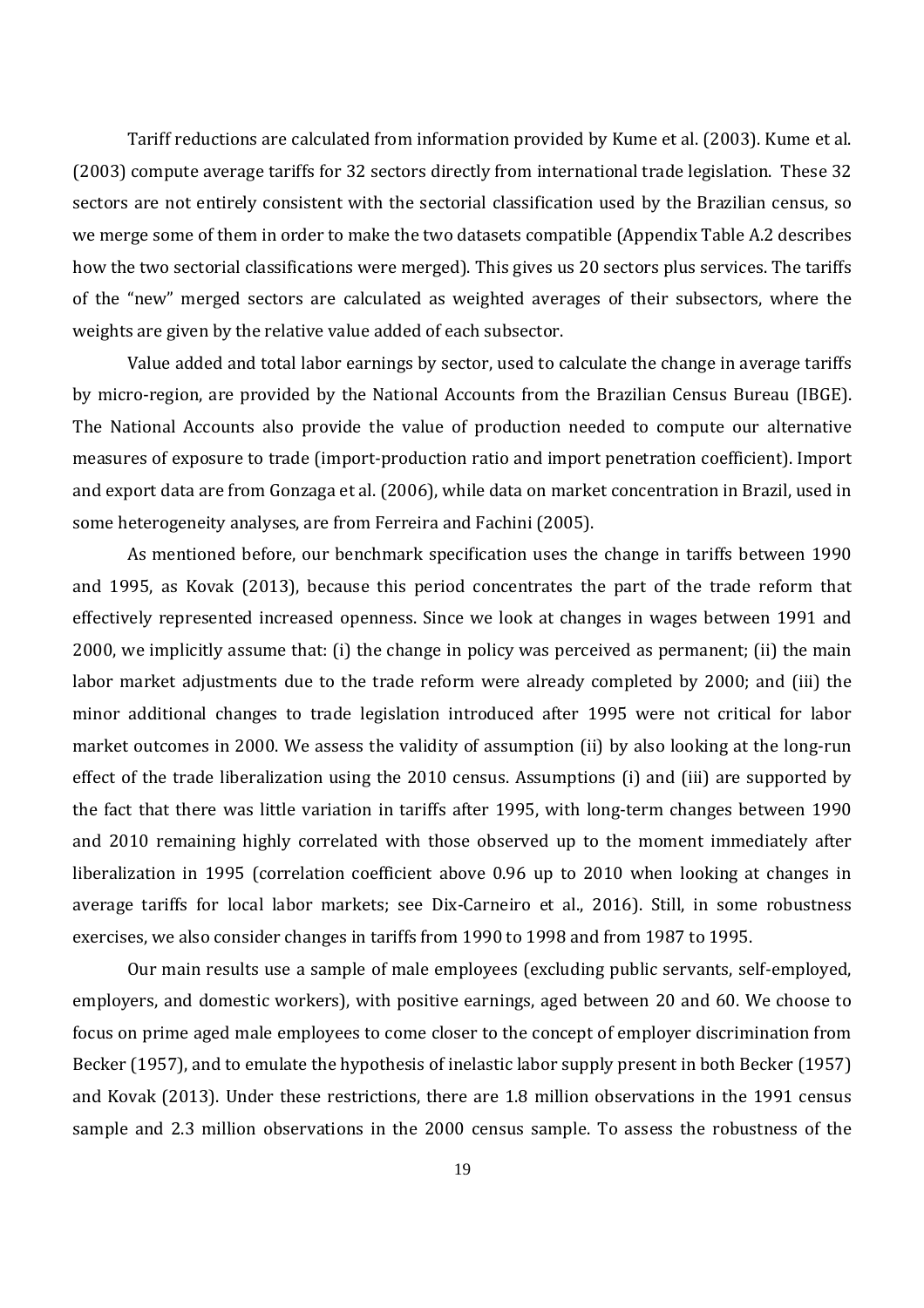Tariff reductions are calculated from information provided by Kume et al. (2003). Kume et al. (2003) compute average tariffs for 32 sectors directly from international trade legislation. These 32 sectors are not entirely consistent with the sectorial classification used by the Brazilian census, so we merge some of them in order to make the two datasets compatible (Appendix Table A.2 describes how the two sectorial classifications were merged). This gives us 20 sectors plus services. The tariffs of the "new" merged sectors are calculated as weighted averages of their subsectors, where the weights are given by the relative value added of each subsector.

Value added and total labor earnings by sector, used to calculate the change in average tariffs by micro-region, are provided by the National Accounts from the Brazilian Census Bureau (IBGE). The National Accounts also provide the value of production needed to compute our alternative measures of exposure to trade (import-production ratio and import penetration coefficient). Import and export data are from Gonzaga et al. (2006), while data on market concentration in Brazil, used in some heterogeneity analyses, are from Ferreira and Fachini (2005).

As mentioned before, our benchmark specification uses the change in tariffs between 1990 and 1995, as Kovak (2013), because this period concentrates the part of the trade reform that effectively represented increased openness. Since we look at changes in wages between 1991 and 2000, we implicitly assume that: (i) the change in policy was perceived as permanent; (ii) the main labor market adjustments due to the trade reform were already completed by 2000; and (iii) the minor additional changes to trade legislation introduced after 1995 were not critical for labor market outcomes in 2000. We assess the validity of assumption (ii) by also looking at the long-run effect of the trade liberalization using the 2010 census. Assumptions (i) and (iii) are supported by the fact that there was little variation in tariffs after 1995, with long-term changes between 1990 and 2010 remaining highly correlated with those observed up to the moment immediately after liberalization in 1995 (correlation coefficient above 0.96 up to 2010 when looking at changes in average tariffs for local labor markets; see Dix-Carneiro et al., 2016). Still, in some robustness exercises, we also consider changes in tariffs from 1990 to 1998 and from 1987 to 1995.

Our main results use a sample of male employees (excluding public servants, self-employed, employers, and domestic workers), with positive earnings, aged between 20 and 60. We choose to focus on prime aged male employees to come closer to the concept of employer discrimination from Becker (1957), and to emulate the hypothesis of inelastic labor supply present in both Becker (1957) and Kovak (2013). Under these restrictions, there are 1.8 million observations in the 1991 census sample and 2.3 million observations in the 2000 census sample. To assess the robustness of the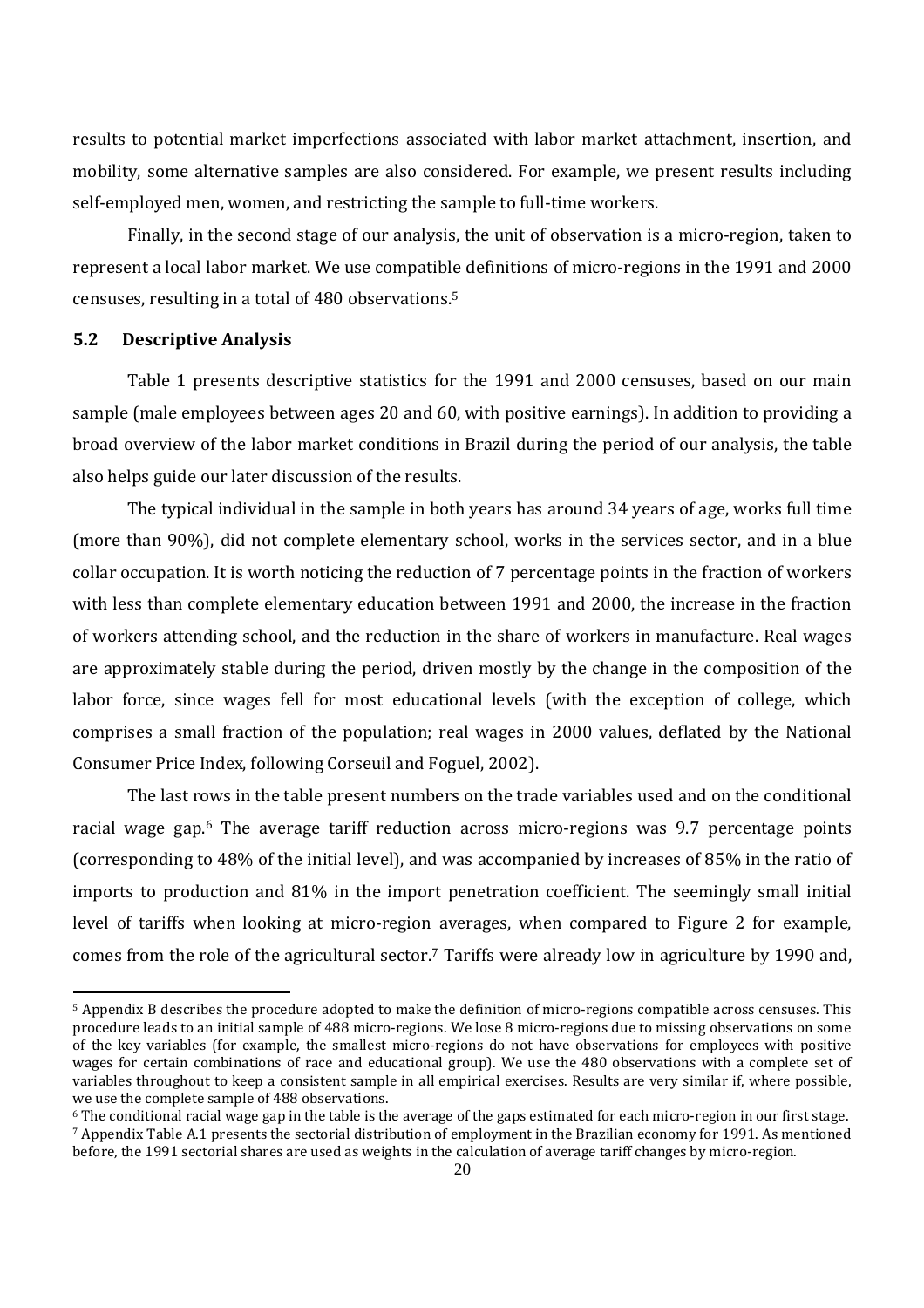results to potential market imperfections associated with labor market attachment, insertion, and mobility, some alternative samples are also considered. For example, we present results including self-employed men, women, and restricting the sample to full-time workers.

Finally, in the second stage of our analysis, the unit of observation is a micro-region, taken to represent a local labor market. We use compatible definitions of micro-regions in the 1991 and 2000 censuses, resulting in a total of 480 observations.[5]

### 5.2 Descriptive Analysis

Table 1 presents descriptive statistics for the 1991 and 2000 censuses, based on our main sample (male employees between ages 20 and 60, with positive earnings). In addition to providing a broad overview of the labor market conditions in Brazil during the period of our analysis, the table also helps guide our later discussion of the results.

The typical individual in the sample in both years has around 34 years of age, works full time (more than 90%), did not complete elementary school, works in the services sector, and in a blue collar occupation. It is worth noticing the reduction of 7 percentage points in the fraction of workers with less than complete elementary education between 1991 and 2000, the increase in the fraction of workers attending school, and the reduction in the share of workers in manufacture. Real wages are approximately stable during the period, driven mostly by the change in the composition of the labor force, since wages fell for most educational levels (with the exception of college, which comprises a small fraction of the population; real wages in 2000 values, deflated by the National Consumer Price Index, following Corseuil and Foguel, 2002).

The last rows in the table present numbers on the trade variables used and on the conditional racial wage gap.[6] The average tariff reduction across micro-regions was 9.7 percentage points (corresponding to 48% of the initial level), and was accompanied by increases of 85% in the ratio of imports to production and 81% in the import penetration coefficient. The seemingly small initial level of tariffs when looking at micro-region averages, when compared to Figure 2 for example, comes from the role of the agricultural sector.[7] Tariffs were already low in agriculture by 1990 and,

---

[5] Appendix B describes the procedure adopted to make the definition of micro-regions compatible across censuses. This procedure leads to an initial sample of 488 micro-regions. We lose 8 micro-regions due to missing observations on some of the key variables (for example, the smallest micro-regions do not have observations for employees with positive wages for certain combinations of race and educational group). We use the 480 observations with a complete set of variables throughout to keep a consistent sample in all empirical exercises. Results are very similar if, where possible, we use the complete sample of 488 observations.

[6] The conditional racial wage gap in the table is the average of the gaps estimated for each micro-region in our first stage.

[7] Appendix Table A.1 presents the sectorial distribution of employment in the Brazilian economy for 1991. As mentioned before, the 1991 sectorial shares are used as weights in the calculation of average tariff changes by micro-region.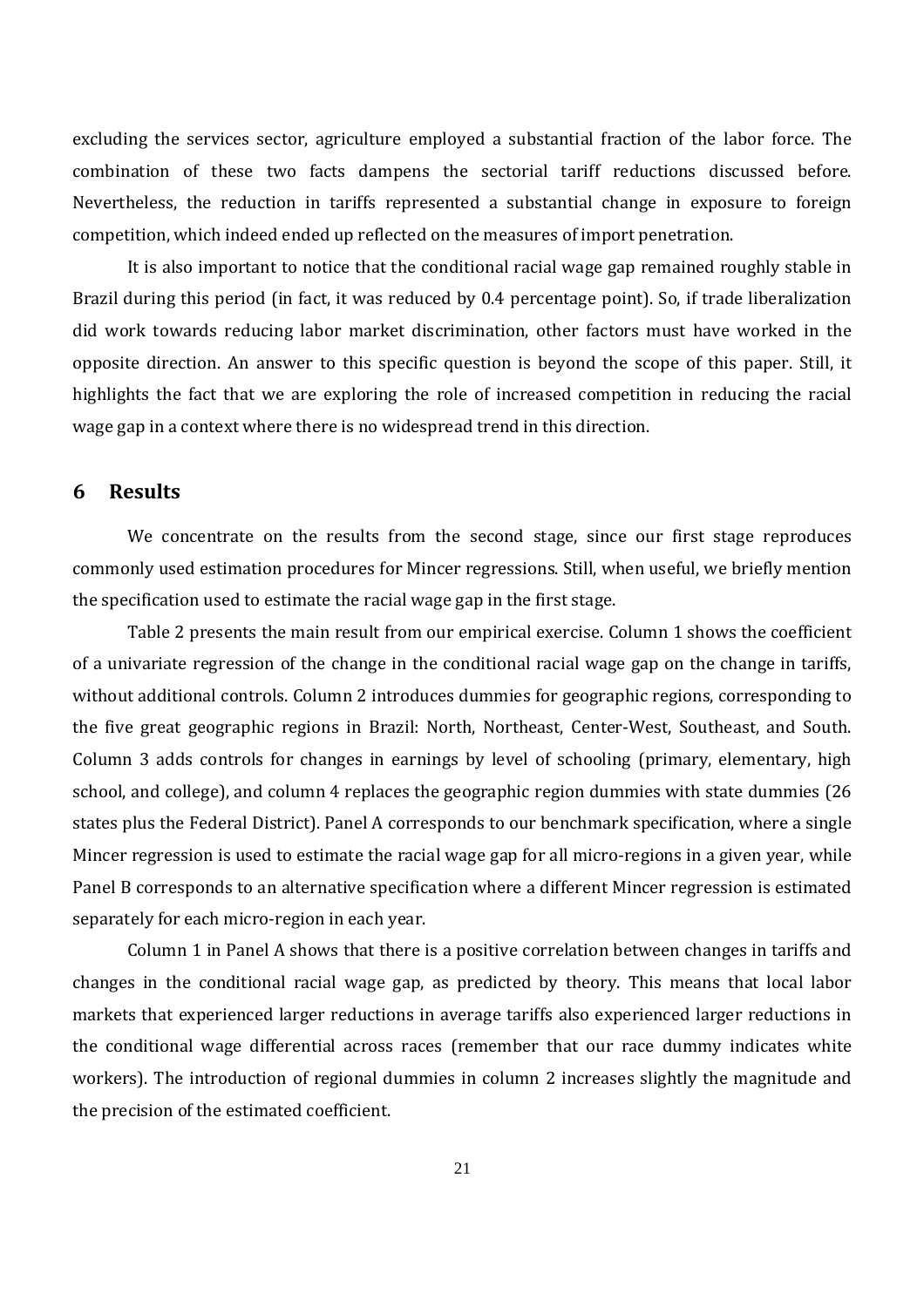excluding the services sector, agriculture employed a substantial fraction of the labor force. The combination of these two facts dampens the sectorial tariff reductions discussed before. Nevertheless, the reduction in tariffs represented a substantial change in exposure to foreign competition, which indeed ended up reflected on the measures of import penetration.

It is also important to notice that the conditional racial wage gap remained roughly stable in Brazil during this period (in fact, it was reduced by 0.4 percentage point). So, if trade liberalization did work towards reducing labor market discrimination, other factors must have worked in the opposite direction. An answer to this specific question is beyond the scope of this paper. Still, it highlights the fact that we are exploring the role of increased competition in reducing the racial wage gap in a context where there is no widespread trend in this direction.

## 6 Results

We concentrate on the results from the second stage, since our first stage reproduces commonly used estimation procedures for Mincer regressions. Still, when useful, we briefly mention the specification used to estimate the racial wage gap in the first stage.

Table 2 presents the main result from our empirical exercise. Column 1 shows the coefficient of a univariate regression of the change in the conditional racial wage gap on the change in tariffs, without additional controls. Column 2 introduces dummies for geographic regions, corresponding to the five great geographic regions in Brazil: North, Northeast, Center-West, Southeast, and South. Column 3 adds controls for changes in earnings by level of schooling (primary, elementary, high school, and college), and column 4 replaces the geographic region dummies with state dummies (26 states plus the Federal District). Panel A corresponds to our benchmark specification, where a single Mincer regression is used to estimate the racial wage gap for all micro-regions in a given year, while Panel B corresponds to an alternative specification where a different Mincer regression is estimated separately for each micro-region in each year.

Column 1 in Panel A shows that there is a positive correlation between changes in tariffs and changes in the conditional racial wage gap, as predicted by theory. This means that local labor markets that experienced larger reductions in average tariffs also experienced larger reductions in the conditional wage differential across races (remember that our race dummy indicates white workers). The introduction of regional dummies in column 2 increases slightly the magnitude and the precision of the estimated coefficient.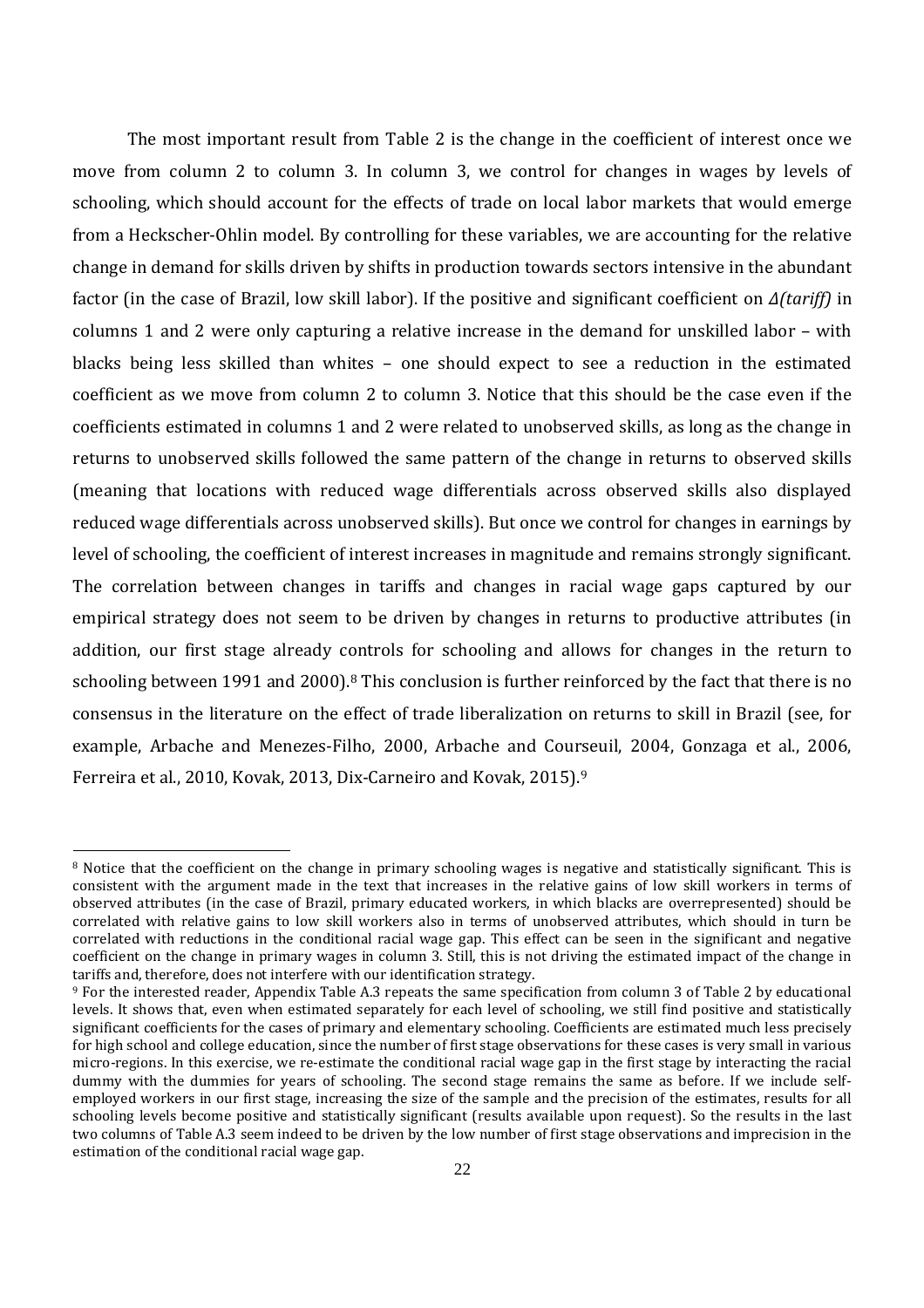The most important result from Table 2 is the change in the coefficient of interest once we move from column 2 to column 3. In column 3, we control for changes in wages by levels of schooling, which should account for the effects of trade on local labor markets that would emerge from a Heckscher-Ohlin model. By controlling for these variables, we are accounting for the relative change in demand for skills driven by shifts in production towards sectors intensive in the abundant factor (in the case of Brazil, low skill labor). If the positive and significant coefficient on *Δ(tariff)* in columns 1 and 2 were only capturing a relative increase in the demand for unskilled labor – with blacks being less skilled than whites – one should expect to see a reduction in the estimated coefficient as we move from column 2 to column 3. Notice that this should be the case even if the coefficients estimated in columns 1 and 2 were related to unobserved skills, as long as the change in returns to unobserved skills followed the same pattern of the change in returns to observed skills (meaning that locations with reduced wage differentials across observed skills also displayed reduced wage differentials across unobserved skills). But once we control for changes in earnings by level of schooling, the coefficient of interest increases in magnitude and remains strongly significant. The correlation between changes in tariffs and changes in racial wage gaps captured by our empirical strategy does not seem to be driven by changes in returns to productive attributes (in addition, our first stage already controls for schooling and allows for changes in the return to schooling between 1991 and 2000).[8] This conclusion is further reinforced by the fact that there is no consensus in the literature on the effect of trade liberalization on returns to skill in Brazil (see, for example, Arbache and Menezes-Filho, 2000, Arbache and Courseuil, 2004, Gonzaga et al., 2006, Ferreira et al., 2010, Kovak, 2013, Dix-Carneiro and Kovak, 2015).[9]

---

[8] Notice that the coefficient on the change in primary schooling wages is negative and statistically significant. This is consistent with the argument made in the text that increases in the relative gains of low skill workers in terms of observed attributes (in the case of Brazil, primary educated workers, in which blacks are overrepresented) should be correlated with relative gains to low skill workers also in terms of unobserved attributes, which should in turn be correlated with reductions in the conditional racial wage gap. This effect can be seen in the significant and negative coefficient on the change in primary wages in column 3. Still, this is not driving the estimated impact of the change in tariffs and, therefore, does not interfere with our identification strategy.

[9] For the interested reader, Appendix Table A.3 repeats the same specification from column 3 of Table 2 by educational levels. It shows that, even when estimated separately for each level of schooling, we still find positive and statistically significant coefficients for the cases of primary and elementary schooling. Coefficients are estimated much less precisely for high school and college education, since the number of first stage observations for these cases is very small in various micro-regions. In this exercise, we re-estimate the conditional racial wage gap in the first stage by interacting the racial dummy with the dummies for years of schooling. The second stage remains the same as before. If we include self-employed workers in our first stage, increasing the size of the sample and the precision of the estimates, results for all schooling levels become positive and statistically significant (results available upon request). So the results in the last two columns of Table A.3 seem indeed to be driven by the low number of first stage observations and imprecision in the estimation of the conditional racial wage gap.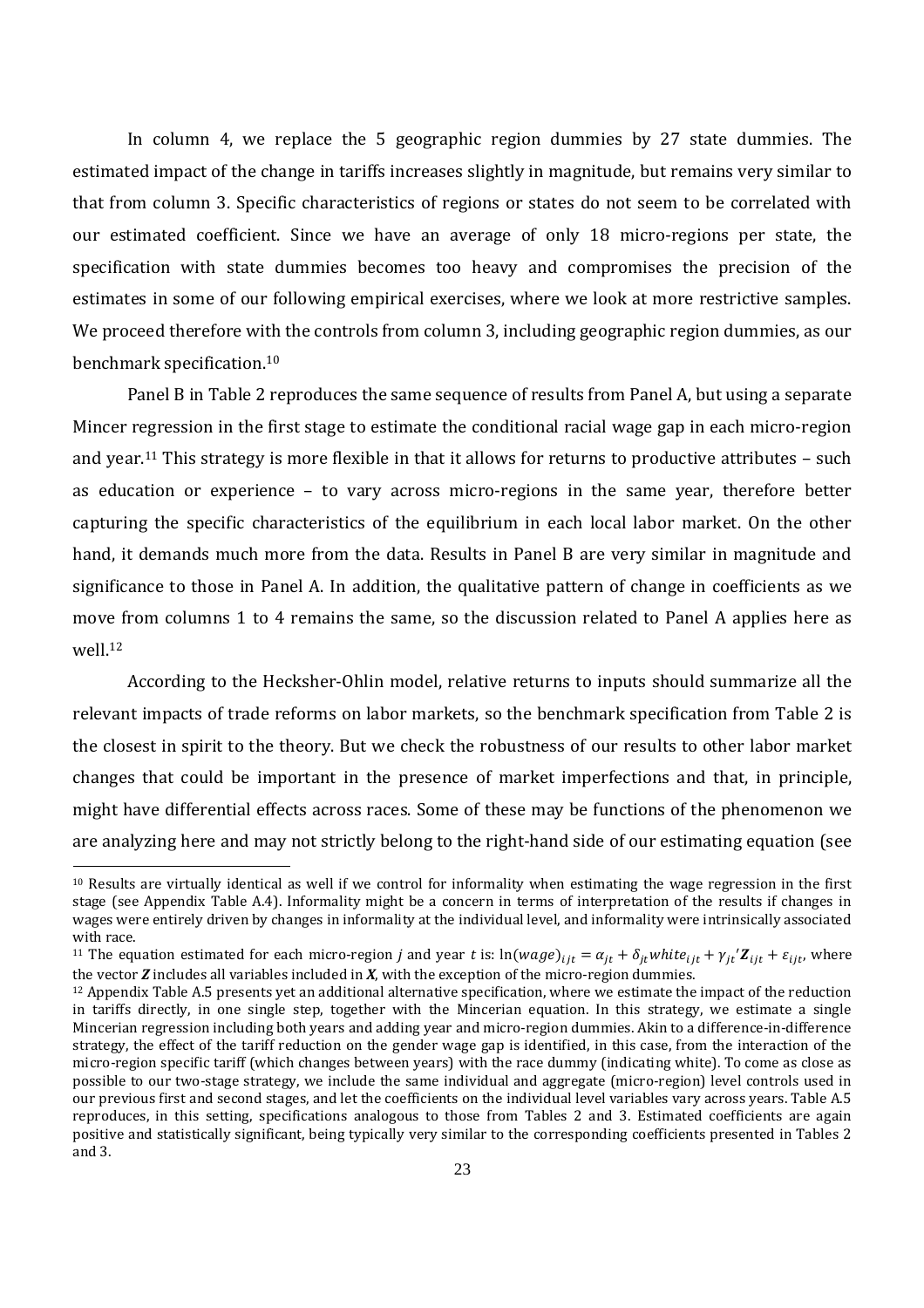In column 4, we replace the 5 geographic region dummies by 27 state dummies. The estimated impact of the change in tariffs increases slightly in magnitude, but remains very similar to that from column 3. Specific characteristics of regions or states do not seem to be correlated with our estimated coefficient. Since we have an average of only 18 micro-regions per state, the specification with state dummies becomes too heavy and compromises the precision of the estimates in some of our following empirical exercises, where we look at more restrictive samples. We proceed therefore with the controls from column 3, including geographic region dummies, as our benchmark specification.[10]

Panel B in Table 2 reproduces the same sequence of results from Panel A, but using a separate Mincer regression in the first stage to estimate the conditional racial wage gap in each micro-region and year.[11] This strategy is more flexible in that it allows for returns to productive attributes – such as education or experience – to vary across micro-regions in the same year, therefore better capturing the specific characteristics of the equilibrium in each local labor market. On the other hand, it demands much more from the data. Results in Panel B are very similar in magnitude and significance to those in Panel A. In addition, the qualitative pattern of change in coefficients as we move from columns 1 to 4 remains the same, so the discussion related to Panel A applies here as well.[12]

According to the Heckscher-Ohlin model, relative returns to inputs should summarize all the relevant impacts of trade reforms on labor markets, so the benchmark specification from Table 2 is the closest in spirit to the theory. But we check the robustness of our results to other labor market changes that could be important in the presence of market imperfections and that, in principle, might have differential effects across races. Some of these may be functions of the phenomenon we are analyzing here and may not strictly belong to the right-hand side of our estimating equation (see

---

[10] Results are virtually identical as well if we control for informality when estimating the wage regression in the first stage (see Appendix Table A.4). Informality might be a concern in terms of interpretation of the results if changes in wages were entirely driven by changes in informality at the individual level, and informality were intrinsically associated with race.

[11] The equation estimated for each micro-region $j$ and year $t$ is: $\ln(wage)_{ijt} = \alpha_{jt} + \delta_{jt} white_{ijt} + \gamma_{jt}{}' \boldsymbol{Z}_{ijt} + \varepsilon_{ijt}$, where the vector $\boldsymbol{Z}$ includes all variables included in $\boldsymbol{X}$, with the exception of the micro-region dummies.

[12] Appendix Table A.5 presents yet an additional alternative specification, where we estimate the impact of the reduction in tariffs directly, in one single step, together with the Mincerian equation. In this strategy, we estimate a single Mincerian regression including both years and adding year and micro-region dummies. Akin to a difference-in-difference strategy, the effect of the tariff reduction on the gender wage gap is identified, in this case, from the interaction of the micro-region specific tariff (which changes between years) with the race dummy (indicating white). To come as close as possible to our two-stage strategy, we include the same individual and aggregate (micro-region) level controls used in our previous first and second stages, and let the coefficients on the individual level variables vary across years. Table A.5 reproduces, in this setting, specifications analogous to those from Tables 2 and 3. Estimated coefficients are again positive and statistically significant, being typically very similar to the corresponding coefficients presented in Tables 2 and 3.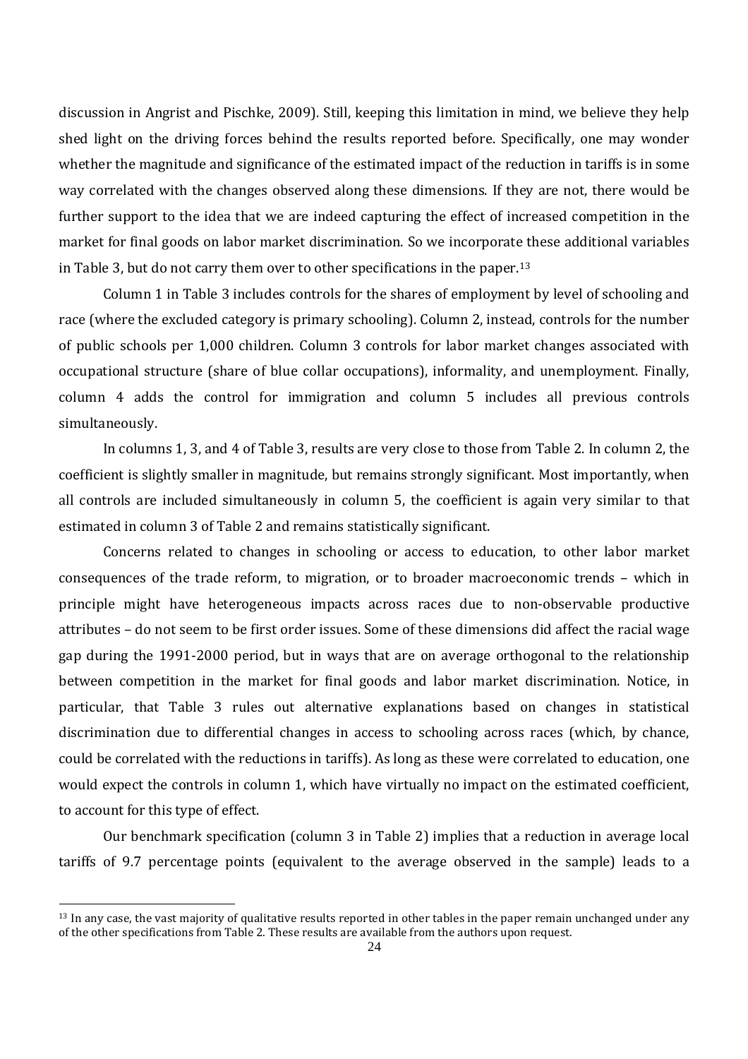discussion in Angrist and Pischke, 2009). Still, keeping this limitation in mind, we believe they help shed light on the driving forces behind the results reported before. Specifically, one may wonder whether the magnitude and significance of the estimated impact of the reduction in tariffs is in some way correlated with the changes observed along these dimensions. If they are not, there would be further support to the idea that we are indeed capturing the effect of increased competition in the market for final goods on labor market discrimination. So we incorporate these additional variables in Table 3, but do not carry them over to other specifications in the paper.[13]

Column 1 in Table 3 includes controls for the shares of employment by level of schooling and race (where the excluded category is primary schooling). Column 2, instead, controls for the number of public schools per 1,000 children. Column 3 controls for labor market changes associated with occupational structure (share of blue collar occupations), informality, and unemployment. Finally, column 4 adds the control for immigration and column 5 includes all previous controls simultaneously.

In columns 1, 3, and 4 of Table 3, results are very close to those from Table 2. In column 2, the coefficient is slightly smaller in magnitude, but remains strongly significant. Most importantly, when all controls are included simultaneously in column 5, the coefficient is again very similar to that estimated in column 3 of Table 2 and remains statistically significant.

Concerns related to changes in schooling or access to education, to other labor market consequences of the trade reform, to migration, or to broader macroeconomic trends – which in principle might have heterogeneous impacts across races due to non-observable productive attributes – do not seem to be first order issues. Some of these dimensions did affect the racial wage gap during the 1991-2000 period, but in ways that are on average orthogonal to the relationship between competition in the market for final goods and labor market discrimination. Notice, in particular, that Table 3 rules out alternative explanations based on changes in statistical discrimination due to differential changes in access to schooling across races (which, by chance, could be correlated with the reductions in tariffs). As long as these were correlated to education, one would expect the controls in column 1, which have virtually no impact on the estimated coefficient, to account for this type of effect.

Our benchmark specification (column 3 in Table 2) implies that a reduction in average local tariffs of 9.7 percentage points (equivalent to the average observed in the sample) leads to a

[13] In any case, the vast majority of qualitative results reported in other tables in the paper remain unchanged under any of the other specifications from Table 2. These results are available from the authors upon request.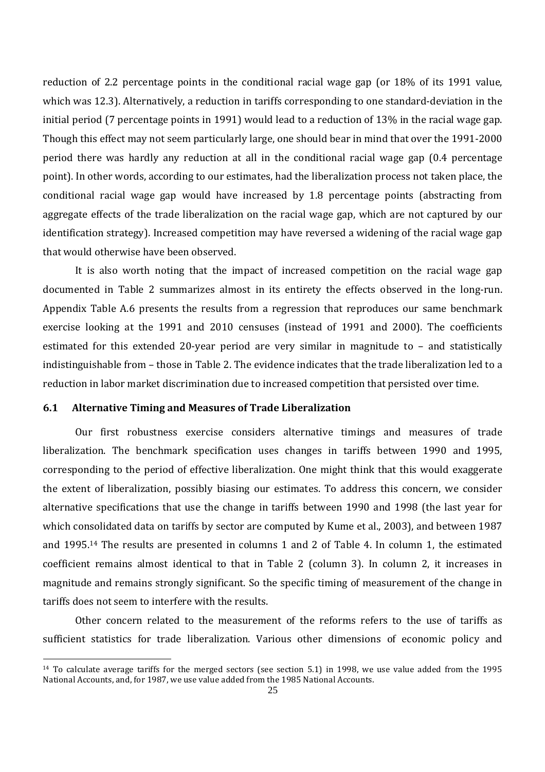reduction of 2.2 percentage points in the conditional racial wage gap (or 18% of its 1991 value, which was 12.3). Alternatively, a reduction in tariffs corresponding to one standard-deviation in the initial period (7 percentage points in 1991) would lead to a reduction of 13% in the racial wage gap. Though this effect may not seem particularly large, one should bear in mind that over the 1991-2000 period there was hardly any reduction at all in the conditional racial wage gap (0.4 percentage point). In other words, according to our estimates, had the liberalization process not taken place, the conditional racial wage gap would have increased by 1.8 percentage points (abstracting from aggregate effects of the trade liberalization on the racial wage gap, which are not captured by our identification strategy). Increased competition may have reversed a widening of the racial wage gap that would otherwise have been observed.

It is also worth noting that the impact of increased competition on the racial wage gap documented in Table 2 summarizes almost in its entirety the effects observed in the long-run. Appendix Table A.6 presents the results from a regression that reproduces our same benchmark exercise looking at the 1991 and 2010 censuses (instead of 1991 and 2000). The coefficients estimated for this extended 20-year period are very similar in magnitude to – and statistically indistinguishable from – those in Table 2. The evidence indicates that the trade liberalization led to a reduction in labor market discrimination due to increased competition that persisted over time.

### 6.1 Alternative Timing and Measures of Trade Liberalization

Our first robustness exercise considers alternative timings and measures of trade liberalization. The benchmark specification uses changes in tariffs between 1990 and 1995, corresponding to the period of effective liberalization. One might think that this would exaggerate the extent of liberalization, possibly biasing our estimates. To address this concern, we consider alternative specifications that use the change in tariffs between 1990 and 1998 (the last year for which consolidated data on tariffs by sector are computed by Kume et al., 2003), and between 1987 and 1995.[14] The results are presented in columns 1 and 2 of Table 4. In column 1, the estimated coefficient remains almost identical to that in Table 2 (column 3). In column 2, it increases in magnitude and remains strongly significant. So the specific timing of measurement of the change in tariffs does not seem to interfere with the results.

Other concern related to the measurement of the reforms refers to the use of tariffs as sufficient statistics for trade liberalization. Various other dimensions of economic policy and

[14] To calculate average tariffs for the merged sectors (see section 5.1) in 1998, we use value added from the 1995 National Accounts, and, for 1987, we use value added from the 1985 National Accounts.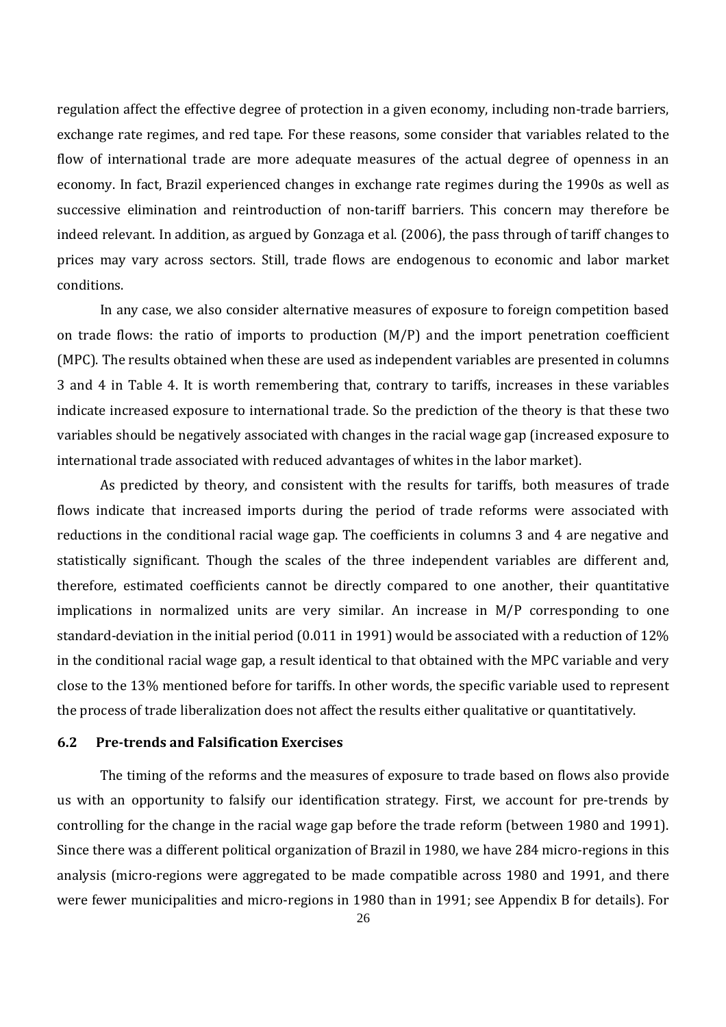regulation affect the effective degree of protection in a given economy, including non-trade barriers, exchange rate regimes, and red tape. For these reasons, some consider that variables related to the flow of international trade are more adequate measures of the actual degree of openness in an economy. In fact, Brazil experienced changes in exchange rate regimes during the 1990s as well as successive elimination and reintroduction of non-tariff barriers. This concern may therefore be indeed relevant. In addition, as argued by Gonzaga et al. (2006), the pass through of tariff changes to prices may vary across sectors. Still, trade flows are endogenous to economic and labor market conditions.

In any case, we also consider alternative measures of exposure to foreign competition based on trade flows: the ratio of imports to production (M/P) and the import penetration coefficient (MPC). The results obtained when these are used as independent variables are presented in columns 3 and 4 in Table 4. It is worth remembering that, contrary to tariffs, increases in these variables indicate increased exposure to international trade. So the prediction of the theory is that these two variables should be negatively associated with changes in the racial wage gap (increased exposure to international trade associated with reduced advantages of whites in the labor market).

As predicted by theory, and consistent with the results for tariffs, both measures of trade flows indicate that increased imports during the period of trade reforms were associated with reductions in the conditional racial wage gap. The coefficients in columns 3 and 4 are negative and statistically significant. Though the scales of the three independent variables are different and, therefore, estimated coefficients cannot be directly compared to one another, their quantitative implications in normalized units are very similar. An increase in M/P corresponding to one standard-deviation in the initial period (0.011 in 1991) would be associated with a reduction of 12% in the conditional racial wage gap, a result identical to that obtained with the MPC variable and very close to the 13% mentioned before for tariffs. In other words, the specific variable used to represent the process of trade liberalization does not affect the results either qualitative or quantitatively.

### 6.2 Pre-trends and Falsification Exercises

The timing of the reforms and the measures of exposure to trade based on flows also provide us with an opportunity to falsify our identification strategy. First, we account for pre-trends by controlling for the change in the racial wage gap before the trade reform (between 1980 and 1991). Since there was a different political organization of Brazil in 1980, we have 284 micro-regions in this analysis (micro-regions were aggregated to be made compatible across 1980 and 1991, and there were fewer municipalities and micro-regions in 1980 than in 1991; see Appendix B for details). For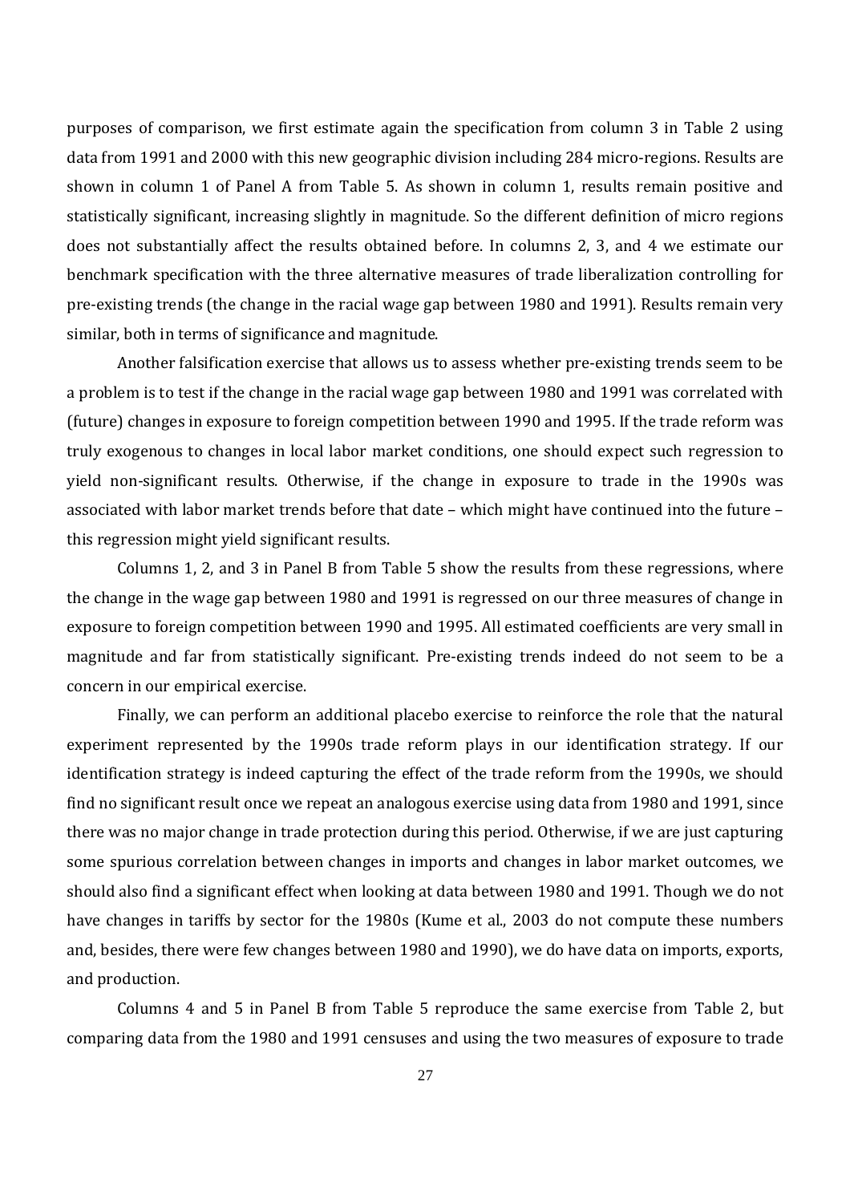purposes of comparison, we first estimate again the specification from column 3 in Table 2 using data from 1991 and 2000 with this new geographic division including 284 micro-regions. Results are shown in column 1 of Panel A from Table 5. As shown in column 1, results remain positive and statistically significant, increasing slightly in magnitude. So the different definition of micro regions does not substantially affect the results obtained before. In columns 2, 3, and 4 we estimate our benchmark specification with the three alternative measures of trade liberalization controlling for pre-existing trends (the change in the racial wage gap between 1980 and 1991). Results remain very similar, both in terms of significance and magnitude.

Another falsification exercise that allows us to assess whether pre-existing trends seem to be a problem is to test if the change in the racial wage gap between 1980 and 1991 was correlated with (future) changes in exposure to foreign competition between 1990 and 1995. If the trade reform was truly exogenous to changes in local labor market conditions, one should expect such regression to yield non-significant results. Otherwise, if the change in exposure to trade in the 1990s was associated with labor market trends before that date – which might have continued into the future – this regression might yield significant results.

Columns 1, 2, and 3 in Panel B from Table 5 show the results from these regressions, where the change in the wage gap between 1980 and 1991 is regressed on our three measures of change in exposure to foreign competition between 1990 and 1995. All estimated coefficients are very small in magnitude and far from statistically significant. Pre-existing trends indeed do not seem to be a concern in our empirical exercise.

Finally, we can perform an additional placebo exercise to reinforce the role that the natural experiment represented by the 1990s trade reform plays in our identification strategy. If our identification strategy is indeed capturing the effect of the trade reform from the 1990s, we should find no significant result once we repeat an analogous exercise using data from 1980 and 1991, since there was no major change in trade protection during this period. Otherwise, if we are just capturing some spurious correlation between changes in imports and changes in labor market outcomes, we should also find a significant effect when looking at data between 1980 and 1991. Though we do not have changes in tariffs by sector for the 1980s (Kume et al., 2003 do not compute these numbers and, besides, there were few changes between 1980 and 1990), we do have data on imports, exports, and production.

Columns 4 and 5 in Panel B from Table 5 reproduce the same exercise from Table 2, but comparing data from the 1980 and 1991 censuses and using the two measures of exposure to trade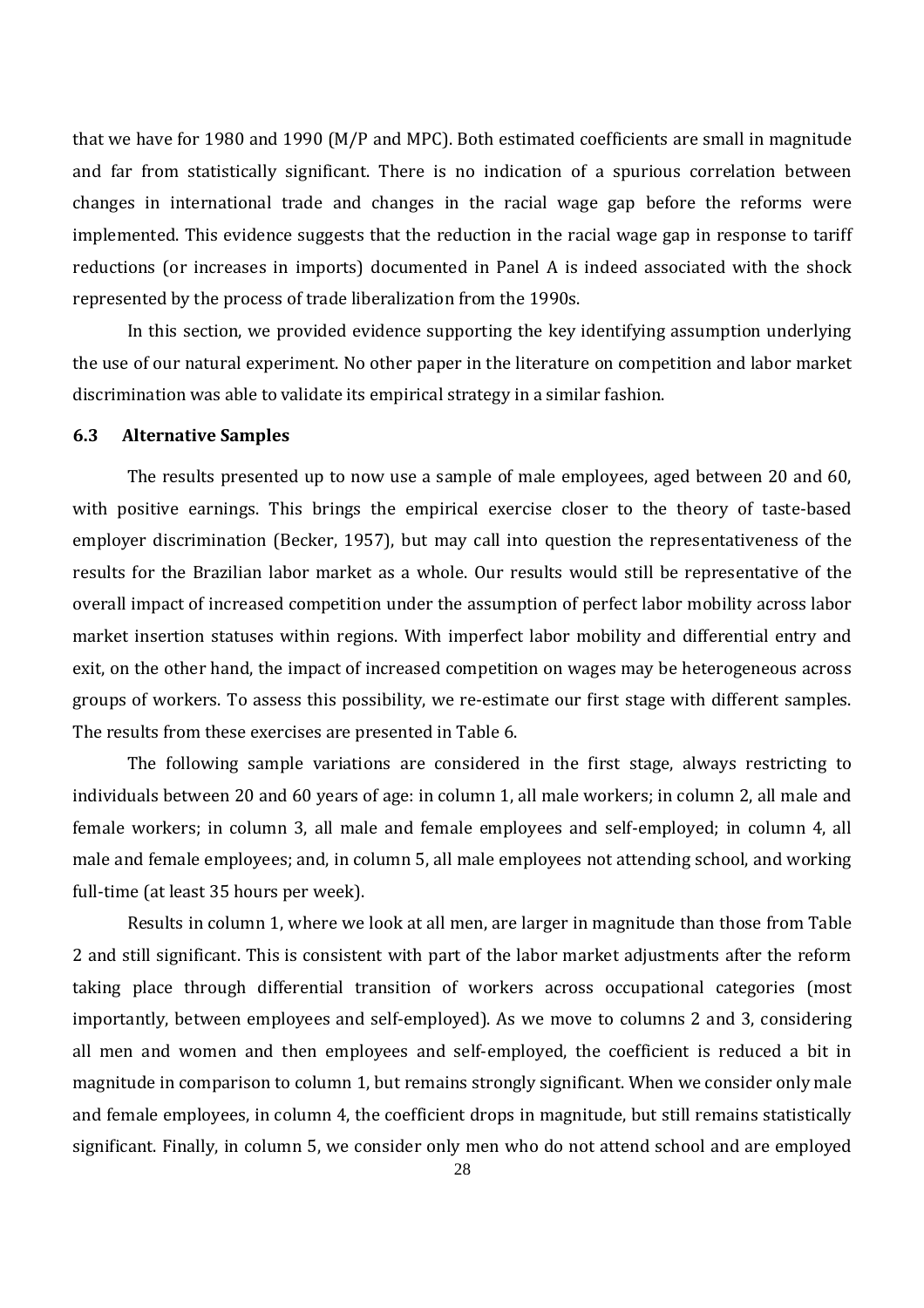that we have for 1980 and 1990 (M/P and MPC). Both estimated coefficients are small in magnitude and far from statistically significant. There is no indication of a spurious correlation between changes in international trade and changes in the racial wage gap before the reforms were implemented. This evidence suggests that the reduction in the racial wage gap in response to tariff reductions (or increases in imports) documented in Panel A is indeed associated with the shock represented by the process of trade liberalization from the 1990s.

In this section, we provided evidence supporting the key identifying assumption underlying the use of our natural experiment. No other paper in the literature on competition and labor market discrimination was able to validate its empirical strategy in a similar fashion.

### 6.3 Alternative Samples

The results presented up to now use a sample of male employees, aged between 20 and 60, with positive earnings. This brings the empirical exercise closer to the theory of taste-based employer discrimination (Becker, 1957), but may call into question the representativeness of the results for the Brazilian labor market as a whole. Our results would still be representative of the overall impact of increased competition under the assumption of perfect labor mobility across labor market insertion statuses within regions. With imperfect labor mobility and differential entry and exit, on the other hand, the impact of increased competition on wages may be heterogeneous across groups of workers. To assess this possibility, we re-estimate our first stage with different samples. The results from these exercises are presented in Table 6.

The following sample variations are considered in the first stage, always restricting to individuals between 20 and 60 years of age: in column 1, all male workers; in column 2, all male and female workers; in column 3, all male and female employees and self-employed; in column 4, all male and female employees; and, in column 5, all male employees not attending school, and working full-time (at least 35 hours per week).

Results in column 1, where we look at all men, are larger in magnitude than those from Table 2 and still significant. This is consistent with part of the labor market adjustments after the reform taking place through differential transition of workers across occupational categories (most importantly, between employees and self-employed). As we move to columns 2 and 3, considering all men and women and then employees and self-employed, the coefficient is reduced a bit in magnitude in comparison to column 1, but remains strongly significant. When we consider only male and female employees, in column 4, the coefficient drops in magnitude, but still remains statistically significant. Finally, in column 5, we consider only men who do not attend school and are employed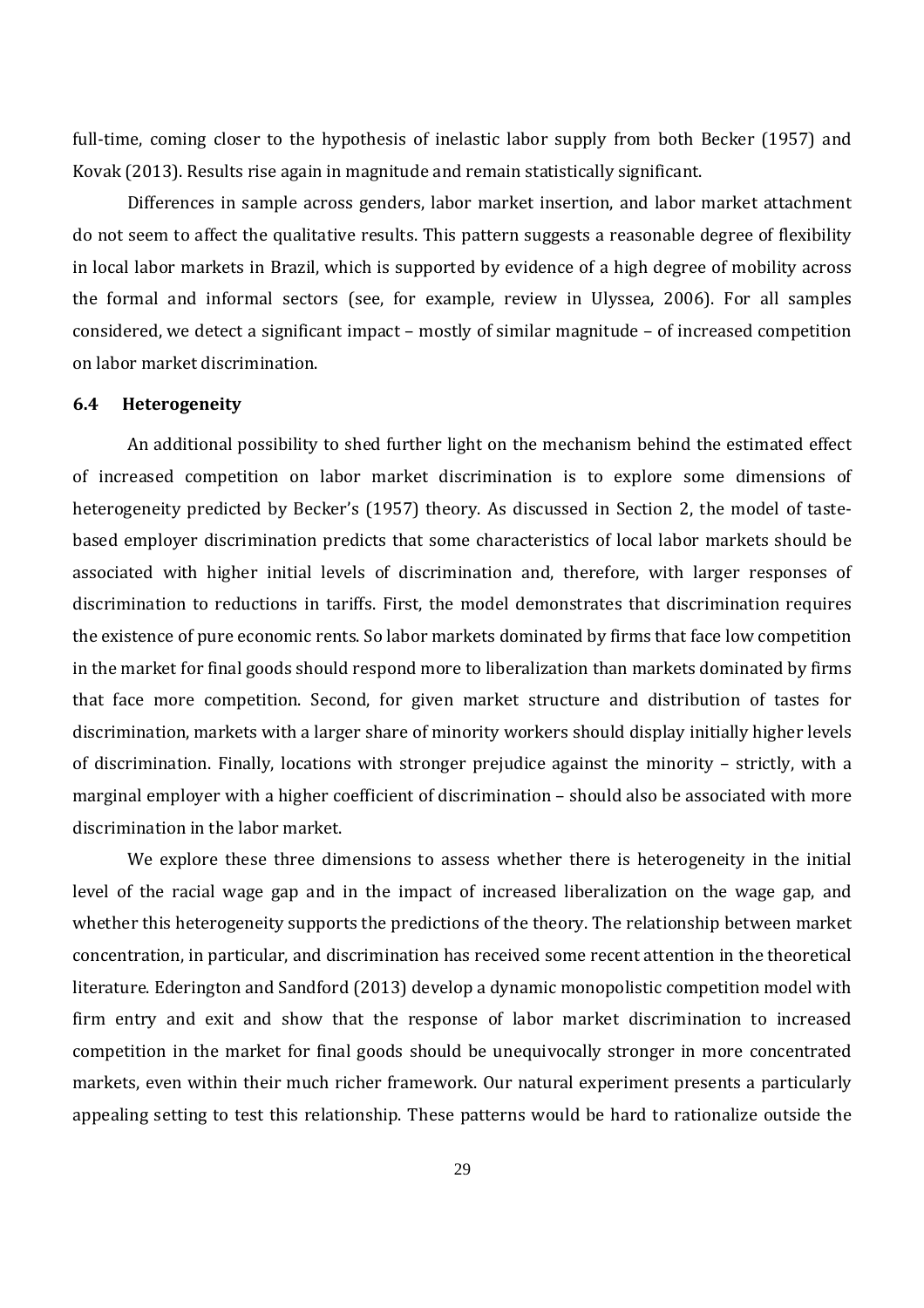full-time, coming closer to the hypothesis of inelastic labor supply from both Becker (1957) and Kovak (2013). Results rise again in magnitude and remain statistically significant.

Differences in sample across genders, labor market insertion, and labor market attachment do not seem to affect the qualitative results. This pattern suggests a reasonable degree of flexibility in local labor markets in Brazil, which is supported by evidence of a high degree of mobility across the formal and informal sectors (see, for example, review in Ulyssea, 2006). For all samples considered, we detect a significant impact – mostly of similar magnitude – of increased competition on labor market discrimination.

### 6.4 Heterogeneity

An additional possibility to shed further light on the mechanism behind the estimated effect of increased competition on labor market discrimination is to explore some dimensions of heterogeneity predicted by Becker's (1957) theory. As discussed in Section 2, the model of taste-based employer discrimination predicts that some characteristics of local labor markets should be associated with higher initial levels of discrimination and, therefore, with larger responses of discrimination to reductions in tariffs. First, the model demonstrates that discrimination requires the existence of pure economic rents. So labor markets dominated by firms that face low competition in the market for final goods should respond more to liberalization than markets dominated by firms that face more competition. Second, for given market structure and distribution of tastes for discrimination, markets with a larger share of minority workers should display initially higher levels of discrimination. Finally, locations with stronger prejudice against the minority – strictly, with a marginal employer with a higher coefficient of discrimination – should also be associated with more discrimination in the labor market.

We explore these three dimensions to assess whether there is heterogeneity in the initial level of the racial wage gap and in the impact of increased liberalization on the wage gap, and whether this heterogeneity supports the predictions of the theory. The relationship between market concentration, in particular, and discrimination has received some recent attention in the theoretical literature. Ederington and Sandford (2013) develop a dynamic monopolistic competition model with firm entry and exit and show that the response of labor market discrimination to increased competition in the market for final goods should be unequivocally stronger in more concentrated markets, even within their much richer framework. Our natural experiment presents a particularly appealing setting to test this relationship. These patterns would be hard to rationalize outside the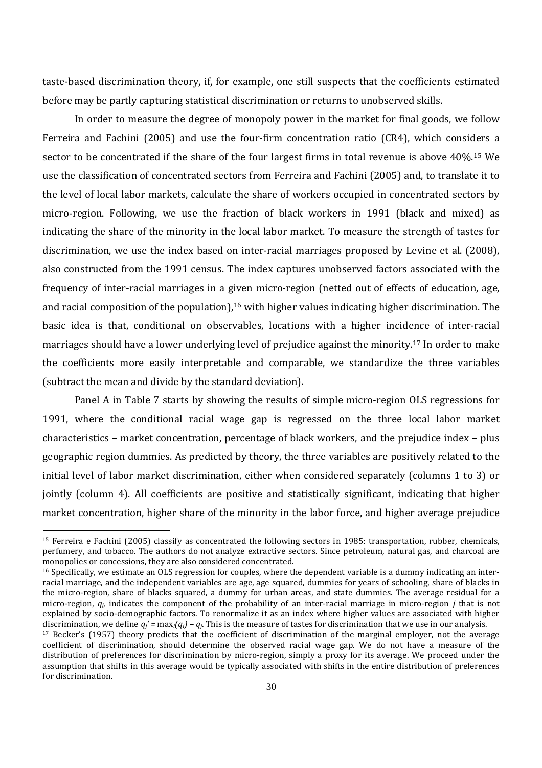taste-based discrimination theory, if, for example, one still suspects that the coefficients estimated before may be partly capturing statistical discrimination or returns to unobserved skills.

In order to measure the degree of monopoly power in the market for final goods, we follow Ferreira and Fachini (2005) and use the four-firm concentration ratio (CR4), which considers a sector to be concentrated if the share of the four largest firms in total revenue is above 40%.[15] We use the classification of concentrated sectors from Ferreira and Fachini (2005) and, to translate it to the level of local labor markets, calculate the share of workers occupied in concentrated sectors by micro-region. Following, we use the fraction of black workers in 1991 (black and mixed) as indicating the share of the minority in the local labor market. To measure the strength of tastes for discrimination, we use the index based on inter-racial marriages proposed by Levine et al. (2008), also constructed from the 1991 census. The index captures unobserved factors associated with the frequency of inter-racial marriages in a given micro-region (netted out of effects of education, age, and racial composition of the population),[16] with higher values indicating higher discrimination. The basic idea is that, conditional on observables, locations with a higher incidence of inter-racial marriages should have a lower underlying level of prejudice against the minority.[17] In order to make the coefficients more easily interpretable and comparable, we standardize the three variables (subtract the mean and divide by the standard deviation).

Panel A in Table 7 starts by showing the results of simple micro-region OLS regressions for 1991, where the conditional racial wage gap is regressed on the three local labor market characteristics – market concentration, percentage of black workers, and the prejudice index – plus geographic region dummies. As predicted by theory, the three variables are positively related to the initial level of labor market discrimination, either when considered separately (columns 1 to 3) or jointly (column 4). All coefficients are positive and statistically significant, indicating that higher market concentration, higher share of the minority in the labor force, and higher average prejudice

---

[15] Ferreira e Fachini (2005) classify as concentrated the following sectors in 1985: transportation, rubber, chemicals, perfumery, and tobacco. The authors do not analyze extractive sectors. Since petroleum, natural gas, and charcoal are monopolies or concessions, they are also considered concentrated.

[16] Specifically, we estimate an OLS regression for couples, where the dependent variable is a dummy indicating an inter-racial marriage, and the independent variables are age, age squared, dummies for years of schooling, share of blacks in the micro-region, share of blacks squared, a dummy for urban areas, and state dummies. The average residual for a micro-region, $q_j$, indicates the component of the probability of an inter-racial marriage in micro-region $j$ that is not explained by socio-demographic factors. To renormalize it as an index where higher values are associated with higher discrimination, we define $q_j' = \max_i(q_i) - q_j$. This is the measure of tastes for discrimination that we use in our analysis.

[17] Becker's (1957) theory predicts that the coefficient of discrimination of the marginal employer, not the average coefficient of discrimination, should determine the observed racial wage gap. We do not have a measure of the distribution of preferences for discrimination by micro-region, simply a proxy for its average. We proceed under the assumption that shifts in this average would be typically associated with shifts in the entire distribution of preferences for discrimination.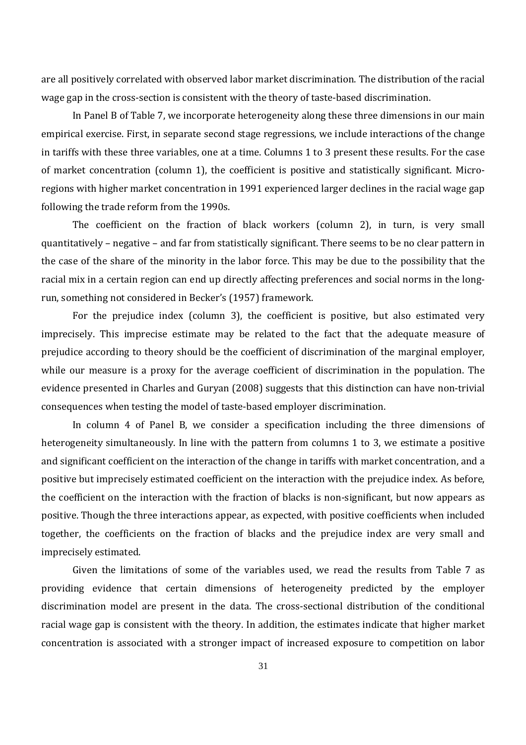are all positively correlated with observed labor market discrimination. The distribution of the racial wage gap in the cross-section is consistent with the theory of taste-based discrimination.

In Panel B of Table 7, we incorporate heterogeneity along these three dimensions in our main empirical exercise. First, in separate second stage regressions, we include interactions of the change in tariffs with these three variables, one at a time. Columns 1 to 3 present these results. For the case of market concentration (column 1), the coefficient is positive and statistically significant. Micro-regions with higher market concentration in 1991 experienced larger declines in the racial wage gap following the trade reform from the 1990s.

The coefficient on the fraction of black workers (column 2), in turn, is very small quantitatively – negative – and far from statistically significant. There seems to be no clear pattern in the case of the share of the minority in the labor force. This may be due to the possibility that the racial mix in a certain region can end up directly affecting preferences and social norms in the long-run, something not considered in Becker's (1957) framework.

For the prejudice index (column 3), the coefficient is positive, but also estimated very imprecisely. This imprecise estimate may be related to the fact that the adequate measure of prejudice according to theory should be the coefficient of discrimination of the marginal employer, while our measure is a proxy for the average coefficient of discrimination in the population. The evidence presented in Charles and Guryan (2008) suggests that this distinction can have non-trivial consequences when testing the model of taste-based employer discrimination.

In column 4 of Panel B, we consider a specification including the three dimensions of heterogeneity simultaneously. In line with the pattern from columns 1 to 3, we estimate a positive and significant coefficient on the interaction of the change in tariffs with market concentration, and a positive but imprecisely estimated coefficient on the interaction with the prejudice index. As before, the coefficient on the interaction with the fraction of blacks is non-significant, but now appears as positive. Though the three interactions appear, as expected, with positive coefficients when included together, the coefficients on the fraction of blacks and the prejudice index are very small and imprecisely estimated.

Given the limitations of some of the variables used, we read the results from Table 7 as providing evidence that certain dimensions of heterogeneity predicted by the employer discrimination model are present in the data. The cross-sectional distribution of the conditional racial wage gap is consistent with the theory. In addition, the estimates indicate that higher market concentration is associated with a stronger impact of increased exposure to competition on labor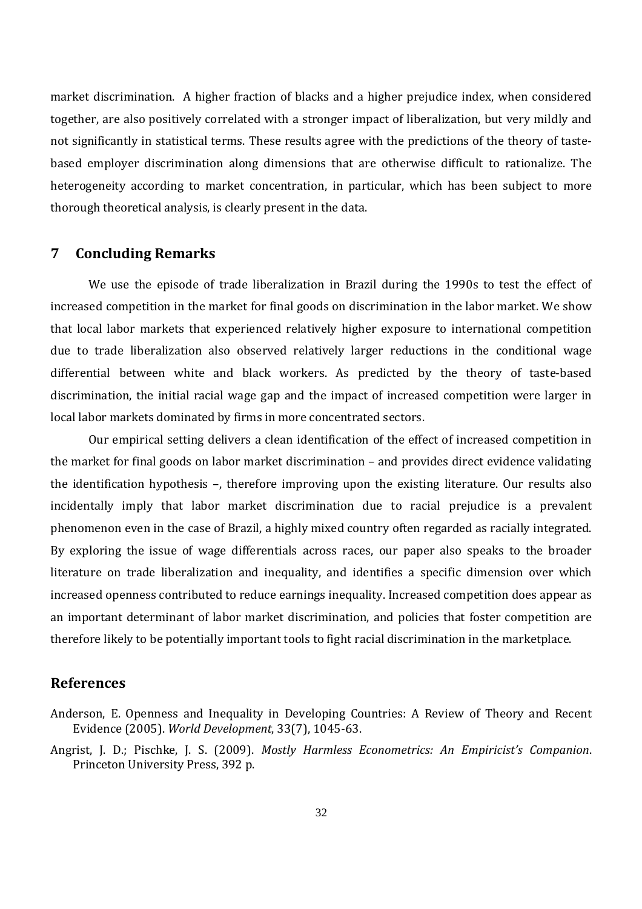market discrimination. A higher fraction of blacks and a higher prejudice index, when considered together, are also positively correlated with a stronger impact of liberalization, but very mildly and not significantly in statistical terms. These results agree with the predictions of the theory of taste-based employer discrimination along dimensions that are otherwise difficult to rationalize. The heterogeneity according to market concentration, in particular, which has been subject to more thorough theoretical analysis, is clearly present in the data.

## 7 Concluding Remarks

We use the episode of trade liberalization in Brazil during the 1990s to test the effect of increased competition in the market for final goods on discrimination in the labor market. We show that local labor markets that experienced relatively higher exposure to international competition due to trade liberalization also observed relatively larger reductions in the conditional wage differential between white and black workers. As predicted by the theory of taste-based discrimination, the initial racial wage gap and the impact of increased competition were larger in local labor markets dominated by firms in more concentrated sectors.

Our empirical setting delivers a clean identification of the effect of increased competition in the market for final goods on labor market discrimination – and provides direct evidence validating the identification hypothesis –, therefore improving upon the existing literature. Our results also incidentally imply that labor market discrimination due to racial prejudice is a prevalent phenomenon even in the case of Brazil, a highly mixed country often regarded as racially integrated. By exploring the issue of wage differentials across races, our paper also speaks to the broader literature on trade liberalization and inequality, and identifies a specific dimension over which increased openness contributed to reduce earnings inequality. Increased competition does appear as an important determinant of labor market discrimination, and policies that foster competition are therefore likely to be potentially important tools to fight racial discrimination in the marketplace.

## References

Anderson, E. Openness and Inequality in Developing Countries: A Review of Theory and Recent Evidence (2005). *World Development*, 33(7), 1045-63.

Angrist, J. D.; Pischke, J. S. (2009). *Mostly Harmless Econometrics: An Empiricist's Companion*. Princeton University Press, 392 p.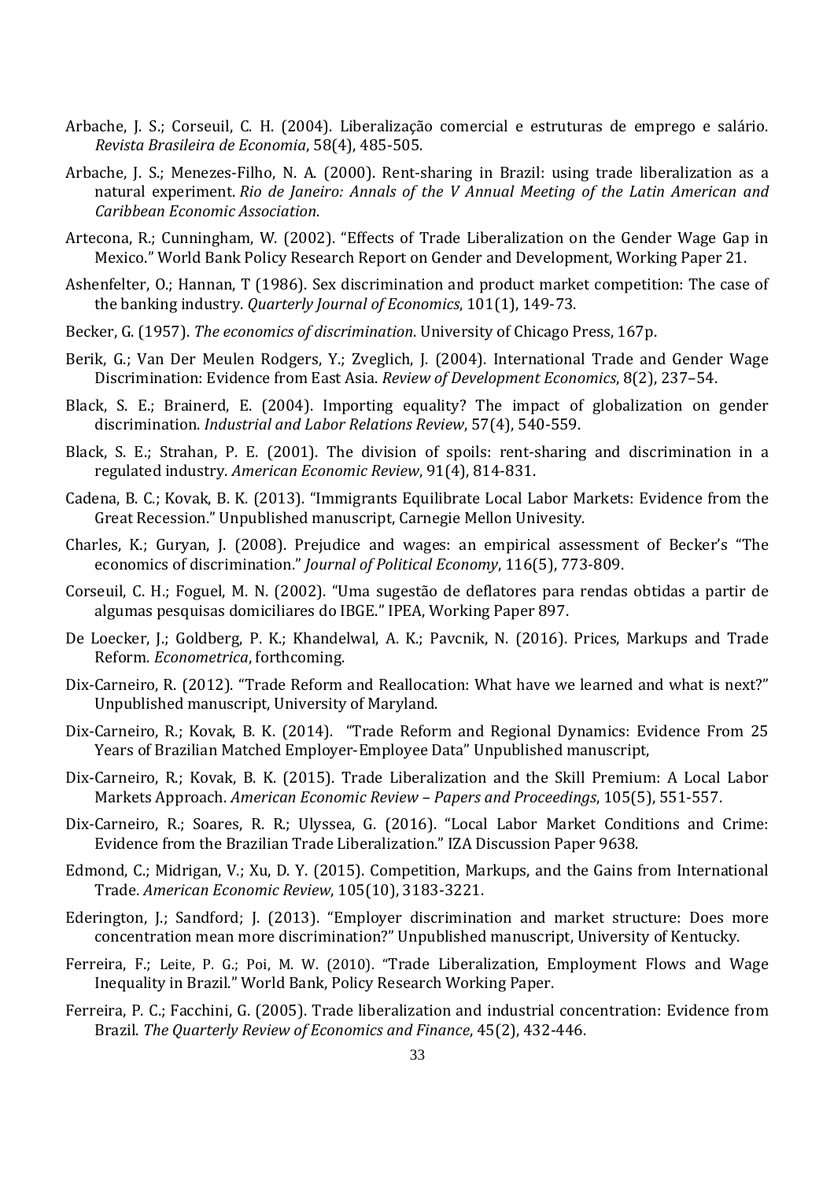Arbache, J. S.; Corseuil, C. H. (2004). Liberalização comercial e estruturas de emprego e salário. *Revista Brasileira de Economia*, 58(4), 485-505.

Arbache, J. S.; Menezes-Filho, N. A. (2000). Rent-sharing in Brazil: using trade liberalization as a natural experiment. *Rio de Janeiro: Annals of the V Annual Meeting of the Latin American and Caribbean Economic Association*.

Artecona, R.; Cunningham, W. (2002). "Effects of Trade Liberalization on the Gender Wage Gap in Mexico." World Bank Policy Research Report on Gender and Development, Working Paper 21.

Ashenfelter, O.; Hannan, T (1986). Sex discrimination and product market competition: The case of the banking industry. *Quarterly Journal of Economics*, 101(1), 149-73.

Becker, G. (1957). *The economics of discrimination*. University of Chicago Press, 167p.

Berik, G.; Van Der Meulen Rodgers, Y.; Zveglich, J. (2004). International Trade and Gender Wage Discrimination: Evidence from East Asia. *Review of Development Economics*, 8(2), 237–54.

Black, S. E.; Brainerd, E. (2004). Importing equality? The impact of globalization on gender discrimination. *Industrial and Labor Relations Review*, 57(4), 540-559.

Black, S. E.; Strahan, P. E. (2001). The division of spoils: rent-sharing and discrimination in a regulated industry. *American Economic Review*, 91(4), 814-831.

Cadena, B. C.; Kovak, B. K. (2013). "Immigrants Equilibrate Local Labor Markets: Evidence from the Great Recession." Unpublished manuscript, Carnegie Mellon Univesity.

Charles, K.; Guryan, J. (2008). Prejudice and wages: an empirical assessment of Becker's "The economics of discrimination." *Journal of Political Economy*, 116(5), 773-809.

Corseuil, C. H.; Foguel, M. N. (2002). "Uma sugestão de deflatores para rendas obtidas a partir de algumas pesquisas domiciliares do IBGE." IPEA, Working Paper 897.

De Loecker, J.; Goldberg, P. K.; Khandelwal, A. K.; Pavcnik, N. (2016). Prices, Markups and Trade Reform. *Econometrica*, forthcoming.

Dix-Carneiro, R. (2012). "Trade Reform and Reallocation: What have we learned and what is next?" Unpublished manuscript, University of Maryland.

Dix-Carneiro, R.; Kovak, B. K. (2014). "Trade Reform and Regional Dynamics: Evidence From 25 Years of Brazilian Matched Employer-Employee Data" Unpublished manuscript,

Dix-Carneiro, R.; Kovak, B. K. (2015). Trade Liberalization and the Skill Premium: A Local Labor Markets Approach. *American Economic Review – Papers and Proceedings*, 105(5), 551-557.

Dix-Carneiro, R.; Soares, R. R.; Ulyssea, G. (2016). "Local Labor Market Conditions and Crime: Evidence from the Brazilian Trade Liberalization." IZA Discussion Paper 9638.

Edmond, C.; Midrigan, V.; Xu, D. Y. (2015). Competition, Markups, and the Gains from International Trade. *American Economic Review*, 105(10), 3183-3221.

Ederington, J.; Sandford; J. (2013). "Employer discrimination and market structure: Does more concentration mean more discrimination?" Unpublished manuscript, University of Kentucky.

Ferreira, F.; Leite, P. G.; Poi, M. W. (2010). "Trade Liberalization, Employment Flows and Wage Inequality in Brazil." World Bank, Policy Research Working Paper.

Ferreira, P. C.; Facchini, G. (2005). Trade liberalization and industrial concentration: Evidence from Brazil. *The Quarterly Review of Economics and Finance*, 45(2), 432-446.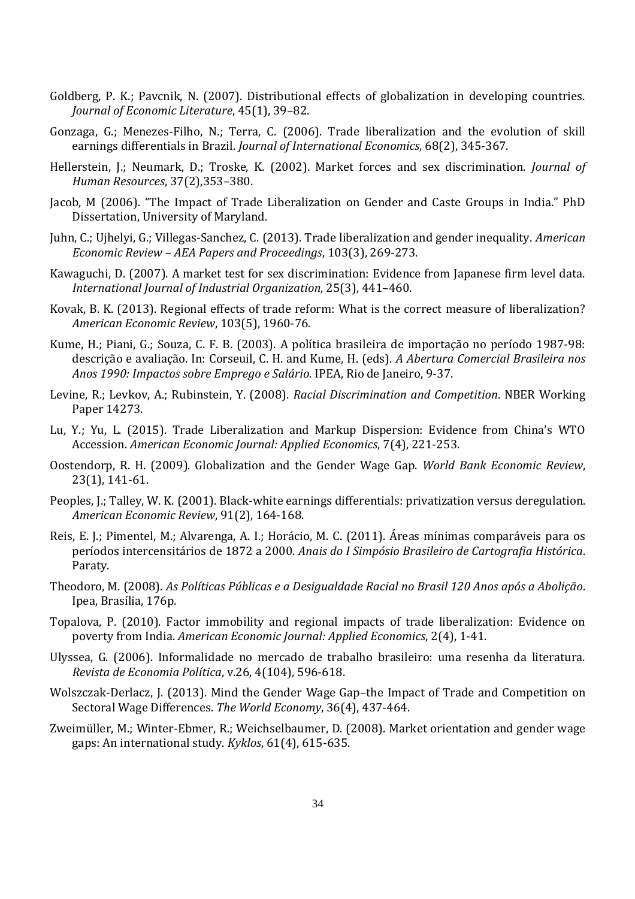Goldberg, P. K.; Pavcnik, N. (2007). Distributional effects of globalization in developing countries. *Journal of Economic Literature*, 45(1), 39–82.

Gonzaga, G.; Menezes-Filho, N.; Terra, C. (2006). Trade liberalization and the evolution of skill earnings differentials in Brazil. *Journal of International Economics*, 68(2), 345-367.

Hellerstein, J.; Neumark, D.; Troske, K. (2002). Market forces and sex discrimination. *Journal of Human Resources*, 37(2),353–380.

Jacob, M (2006). "The Impact of Trade Liberalization on Gender and Caste Groups in India." PhD Dissertation, University of Maryland.

Juhn, C.; Ujhelyi, G.; Villegas-Sanchez, C. (2013). Trade liberalization and gender inequality. *American Economic Review – AEA Papers and Proceedings*, 103(3), 269-273.

Kawaguchi, D. (2007). A market test for sex discrimination: Evidence from Japanese firm level data. *International Journal of Industrial Organization*, 25(3), 441–460.

Kovak, B. K. (2013). Regional effects of trade reform: What is the correct measure of liberalization? *American Economic Review*, 103(5), 1960-76.

Kume, H.; Piani, G.; Souza, C. F. B. (2003). A política brasileira de importação no período 1987-98: descrição e avaliação. In: Corseuil, C. H. and Kume, H. (eds). *A Abertura Comercial Brasileira nos Anos 1990: Impactos sobre Emprego e Salário*. IPEA, Rio de Janeiro, 9-37.

Levine, R.; Levkov, A.; Rubinstein, Y. (2008). *Racial Discrimination and Competition*. NBER Working Paper 14273.

Lu, Y.; Yu, L. (2015). Trade Liberalization and Markup Dispersion: Evidence from China's WTO Accession. *American Economic Journal: Applied Economics*, 7(4), 221-253.

Oostendorp, R. H. (2009). Globalization and the Gender Wage Gap. *World Bank Economic Review*, 23(1), 141-61.

Peoples, J.; Talley, W. K. (2001). Black-white earnings differentials: privatization versus deregulation. *American Economic Review*, 91(2), 164-168.

Reis, E. J.; Pimentel, M.; Alvarenga, A. I.; Horácio, M. C. (2011). Áreas mínimas comparáveis para os períodos intercensitários de 1872 a 2000. *Anais do I Simpósio Brasileiro de Cartografia Histórica*. Paraty.

Theodoro, M. (2008). *As Políticas Públicas e a Desigualdade Racial no Brasil 120 Anos após a Abolição*. Ipea, Brasília, 176p.

Topalova, P. (2010). Factor immobility and regional impacts of trade liberalization: Evidence on poverty from India. *American Economic Journal: Applied Economics*, 2(4), 1-41.

Ulyssea, G. (2006). Informalidade no mercado de trabalho brasileiro: uma resenha da literatura. *Revista de Economia Política*, v.26, 4(104), 596-618.

Wolszczak-Derlacz, J. (2013). Mind the Gender Wage Gap–the Impact of Trade and Competition on Sectoral Wage Differences. *The World Economy*, 36(4), 437-464.

Zweimüller, M.; Winter-Ebmer, R.; Weichselbaumer, D. (2008). Market orientation and gender wage gaps: An international study. *Kyklos*, 61(4), 615-635.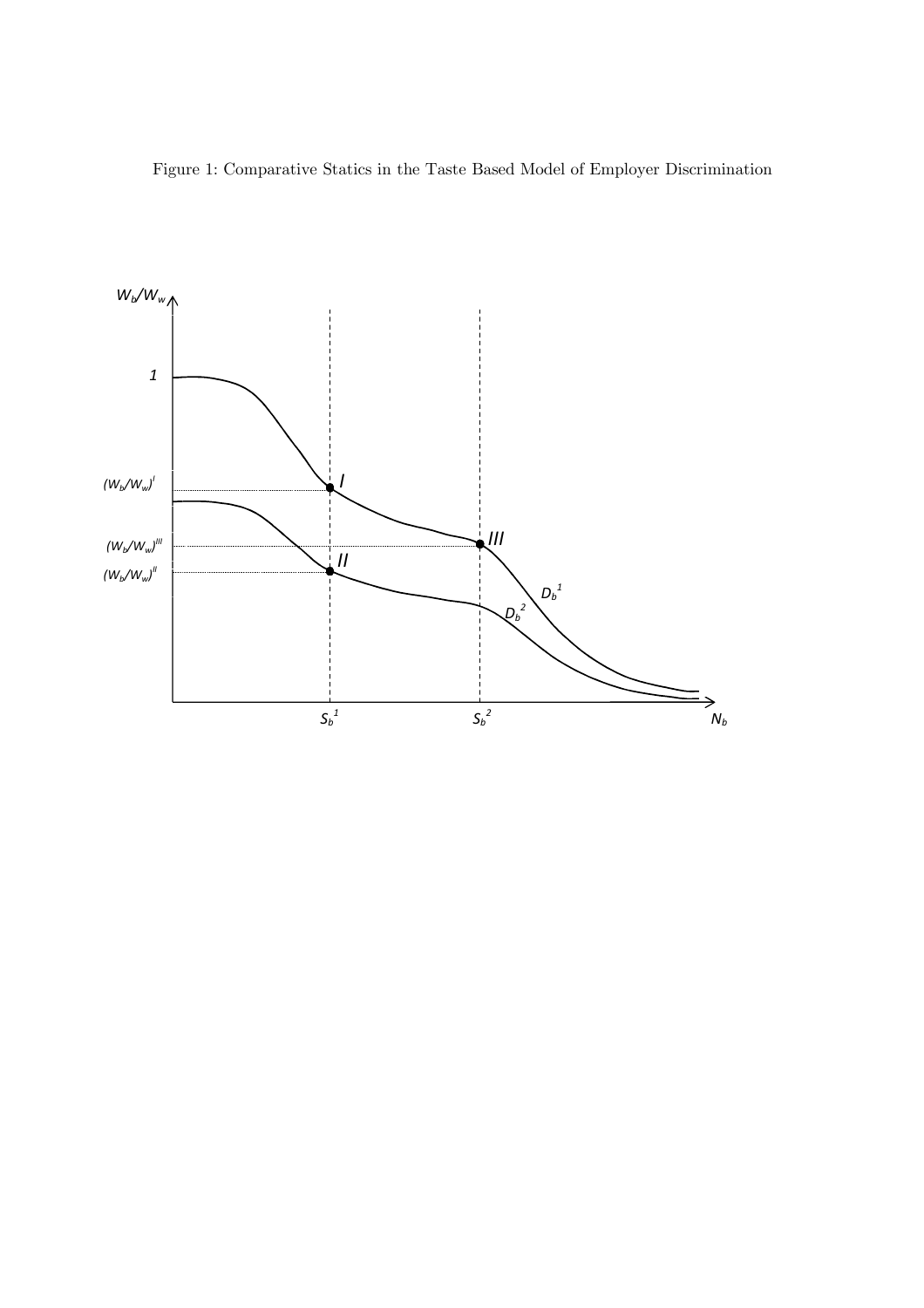Figure 1: Comparative Statics in the Taste Based Model of Employer Discrimination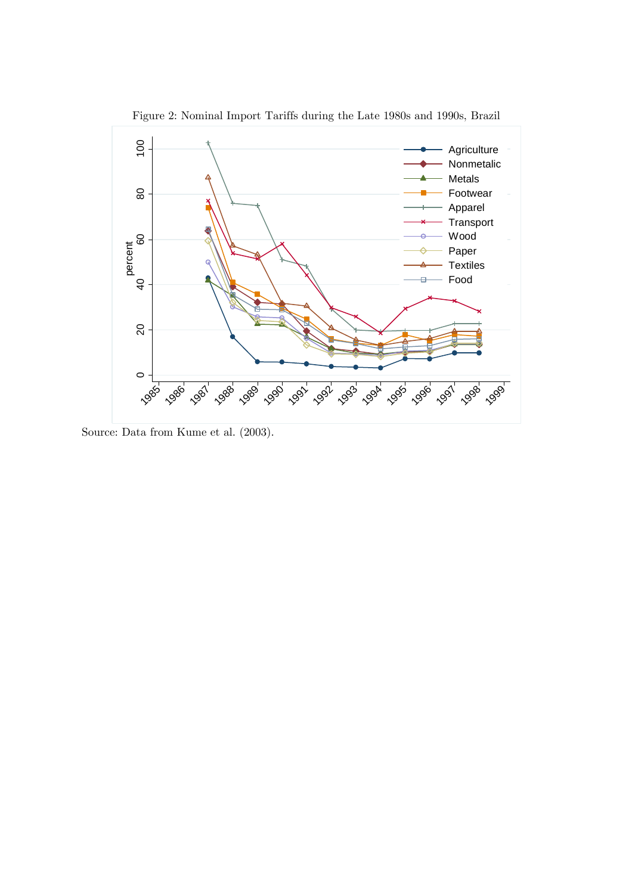Figure 2: Nominal Import Tariffs during the Late 1980s and 1990s, Brazil

Source: Data from Kume et al. (2003).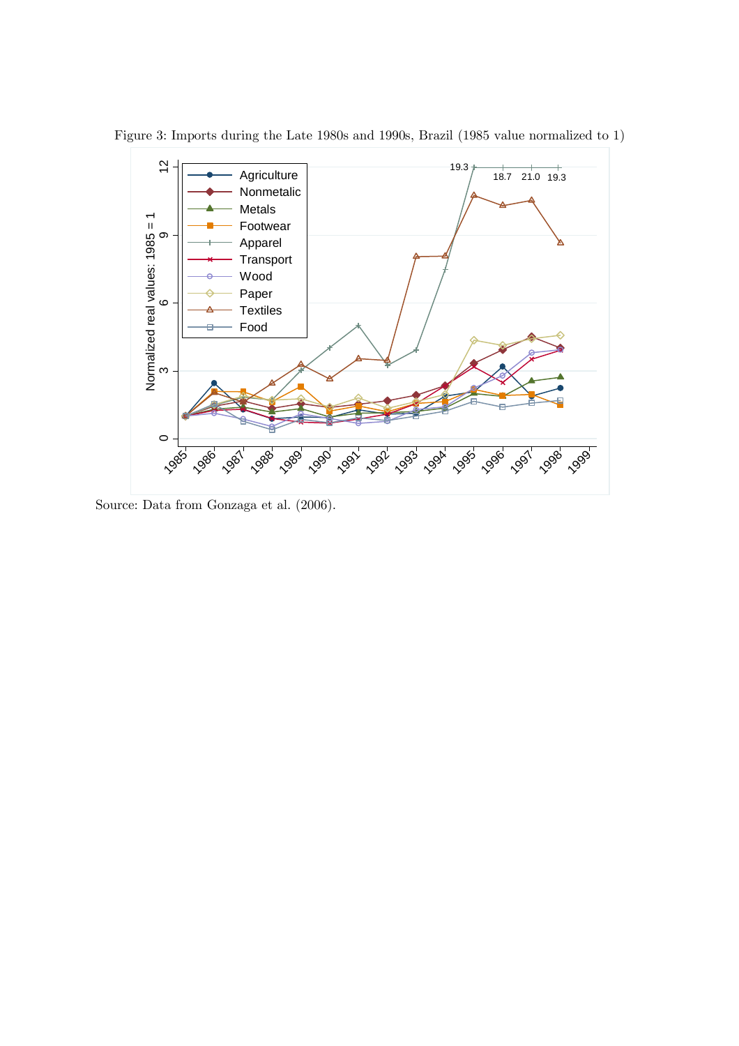Figure 3: Imports during the Late 1980s and 1990s, Brazil (1985 value normalized to 1)

Source: Data from Gonzaga et al. (2006).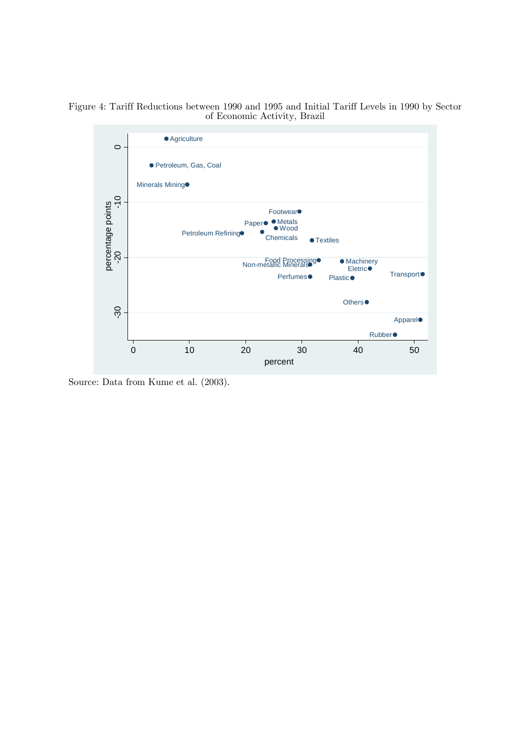Figure 4: Tariff Reductions between 1990 and 1995 and Initial Tariff Levels in 1990 by Sector of Economic Activity, Brazil

Source: Data from Kume et al. (2003).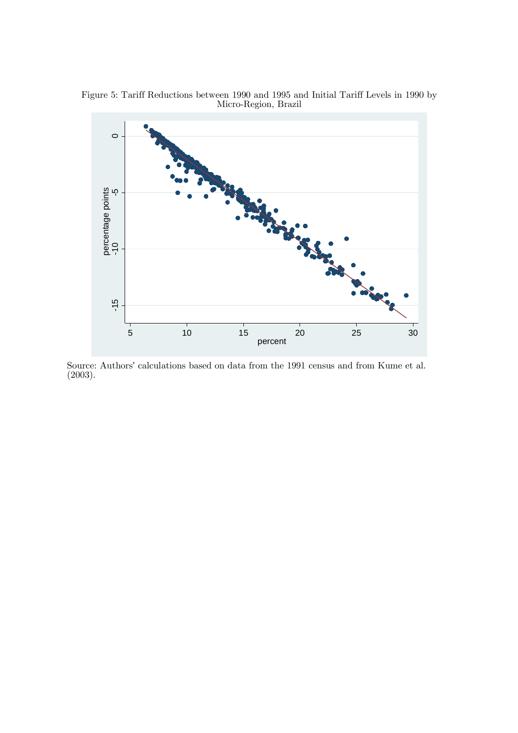Figure 5: Tariff Reductions between 1990 and 1995 and Initial Tariff Levels in 1990 by Micro-Region, Brazil

Source: Authors' calculations based on data from the 1991 census and from Kume et al. (2003).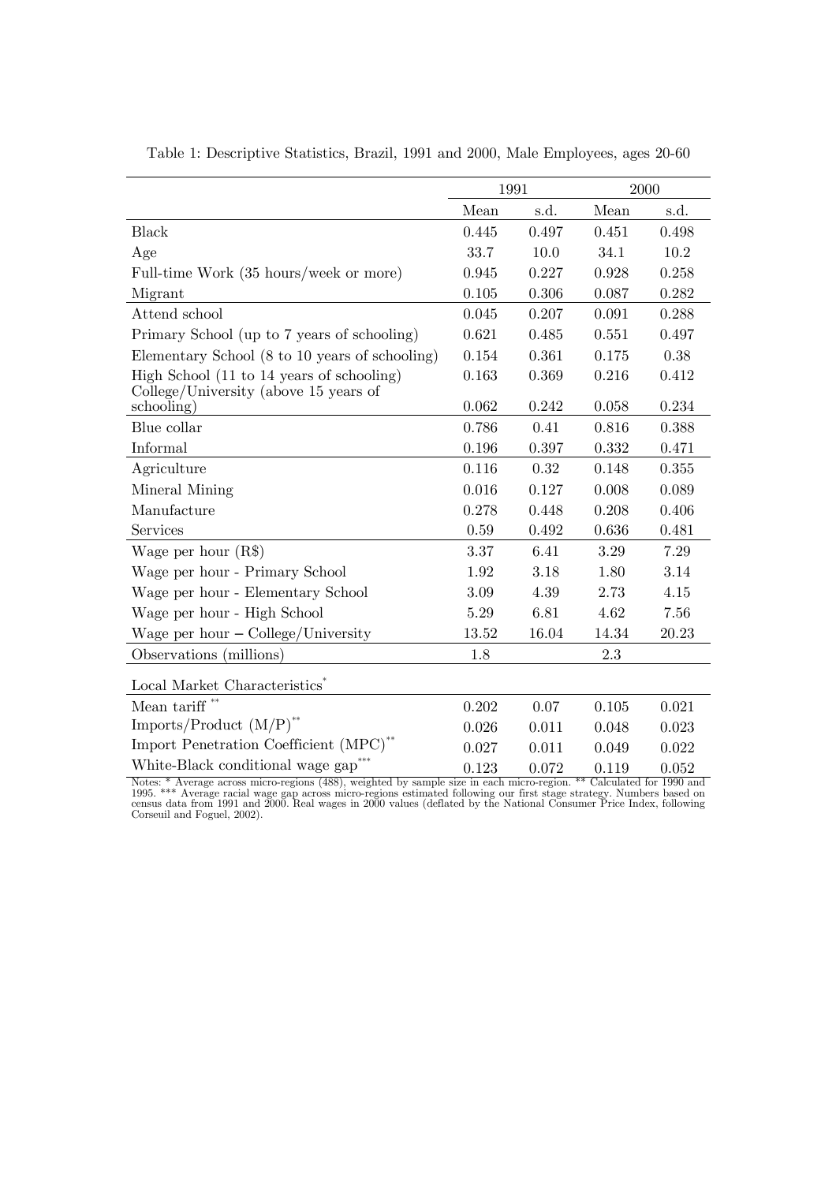Table 1: Descriptive Statistics, Brazil, 1991 and 2000, Male Employees, ages 20-60

| | 1991 | | 2000 | |
|---|---|---|---|---|
| | Mean | s.d. | Mean | s.d. |
| Black | 0.445 | 0.497 | 0.451 | 0.498 |
| Age | 33.7 | 10.0 | 34.1 | 10.2 |
| Full-time Work (35 hours/week or more) | 0.945 | 0.227 | 0.928 | 0.258 |
| Migrant | 0.105 | 0.306 | 0.087 | 0.282 |
| Attend school | 0.045 | 0.207 | 0.091 | 0.288 |
| Primary School (up to 7 years of schooling) | 0.621 | 0.485 | 0.551 | 0.497 |
| Elementary School (8 to 10 years of schooling) | 0.154 | 0.361 | 0.175 | 0.38 |
| High School (11 to 14 years of schooling) | 0.163 | 0.369 | 0.216 | 0.412 |
| College/University (above 15 years of schooling) | 0.062 | 0.242 | 0.058 | 0.234 |
| Blue collar | 0.786 | 0.41 | 0.816 | 0.388 |
| Informal | 0.196 | 0.397 | 0.332 | 0.471 |
| Agriculture | 0.116 | 0.32 | 0.148 | 0.355 |
| Mineral Mining | 0.016 | 0.127 | 0.008 | 0.089 |
| Manufacture | 0.278 | 0.448 | 0.208 | 0.406 |
| Services | 0.59 | 0.492 | 0.636 | 0.481 |
| Wage per hour (R$) | 3.37 | 6.41 | 3.29 | 7.29 |
| Wage per hour - Primary School | 1.92 | 3.18 | 1.80 | 3.14 |
| Wage per hour - Elementary School | 3.09 | 4.39 | 2.73 | 4.15 |
| Wage per hour - High School | 5.29 | 6.81 | 4.62 | 7.56 |
| Wage per hour – College/University | 13.52 | 16.04 | 14.34 | 20.23 |
| Observations (millions) | 1.8 | | 2.3 | |
| Local Market Characteristics* | | | | |
| Mean tariff ** | 0.202 | 0.07 | 0.105 | 0.021 |
| Imports/Product (M/P)** | 0.026 | 0.011 | 0.048 | 0.023 |
| Import Penetration Coefficient (MPC)** | 0.027 | 0.011 | 0.049 | 0.022 |
| White-Black conditional wage gap*** | 0.123 | 0.072 | 0.119 | 0.052 |

Notes: * Average across micro-regions (488), weighted by sample size in each micro-region. ** Calculated for 1990 and 1995. *** Average racial wage gap across micro-regions estimated following our first stage strategy. Numbers based on census data from 1991 and 2000. Real wages in 2000 values (deflated by the National Consumer Price Index, following Corseuil and Foguel, 2002).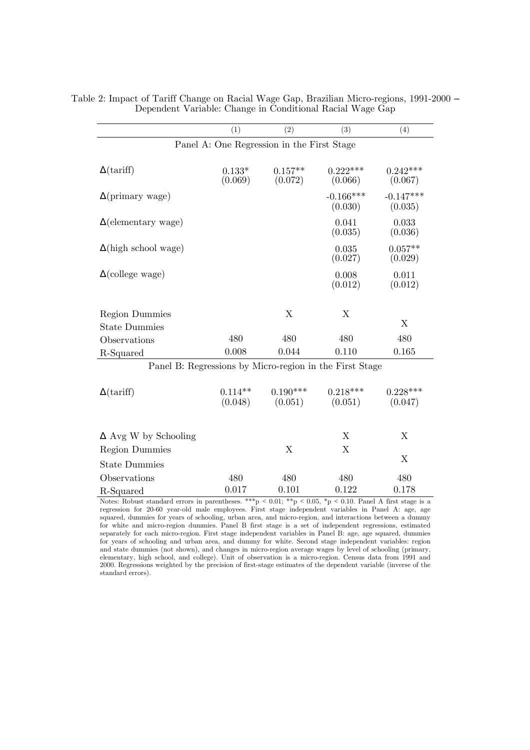Table 2: Impact of Tariff Change on Racial Wage Gap, Brazilian Micro-regions, 1991-2000 – Dependent Variable: Change in Conditional Racial Wage Gap

| | (1) | (2) | (3) | (4) |
|---|---|---|---|---|
| Panel A: One Regression in the First Stage | | | | |
| Δ(tariff) | 0.133* | 0.157** | 0.222*** | 0.242*** |
| | (0.069) | (0.072) | (0.066) | (0.067) |
| Δ(primary wage) | | | -0.166*** | -0.147*** |
| | | | (0.030) | (0.035) |
| Δ(elementary wage) | | | 0.041 | 0.033 |
| | | | (0.035) | (0.036) |
| Δ(high school wage) | | | 0.035 | 0.057** |
| | | | (0.027) | (0.029) |
| Δ(college wage) | | | 0.008 | 0.011 |
| | | | (0.012) | (0.012) |
| Region Dummies | | X | X | |
| State Dummies | | | | X |
| Observations | 480 | 480 | 480 | 480 |
| R-Squared | 0.008 | 0.044 | 0.110 | 0.165 |
| Panel B: Regressions by Micro-region in the First Stage | | | | |
| Δ(tariff) | 0.114** | 0.190*** | 0.218*** | 0.228*** |
| | (0.048) | (0.051) | (0.051) | (0.047) |
| Δ Avg W by Schooling | | | X | X |
| Region Dummies | | X | X | |
| State Dummies | | | | X |
| Observations | 480 | 480 | 480 | 480 |
| R-Squared | 0.017 | 0.101 | 0.122 | 0.178 |

Notes: Robust standard errors in parentheses. ***p < 0.01; **p < 0.05, *p < 0.10. Panel A first stage is a regression for 20-60 year-old male employees. First stage independent variables in Panel A: age, age squared, dummies for years of schooling, urban area, and micro-region, and interactions between a dummy for white and micro-region dummies. Panel B first stage is a set of independent regressions, estimated separately for each micro-region. First stage independent variables in Panel B: age, age squared, dummies for years of schooling and urban area, and dummy for white. Second stage independent variables: region and state dummies (not shown), and changes in micro-region average wages by level of schooling (primary, elementary, high school, and college). Unit of observation is a micro-region. Census data from 1991 and 2000. Regressions weighted by the precision of first-stage estimates of the dependent variable (inverse of the standard errors).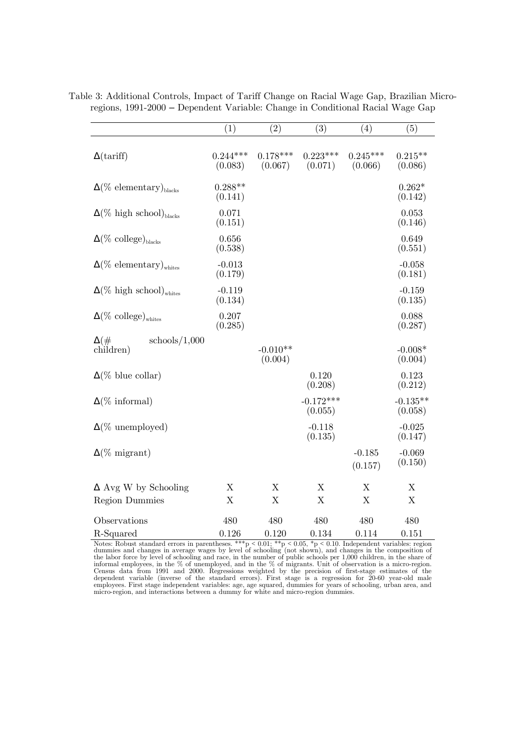Table 3: Additional Controls, Impact of Tariff Change on Racial Wage Gap, Brazilian Micro-regions, 1991-2000 – Dependent Variable: Change in Conditional Racial Wage Gap

| | (1) | (2) | (3) | (4) | (5) |
|---|---|---|---|---|---|
| $\Delta$(tariff) | 0.244*** | 0.178*** | 0.223*** | 0.245*** | 0.215** |
| | (0.083) | (0.067) | (0.071) | (0.066) | (0.086) |
| $\Delta$(% elementary)$_{\text{blacks}}$ | 0.288** | | | | 0.262* |
| | (0.141) | | | | (0.142) |
| $\Delta$(% high school)$_{\text{blacks}}$ | 0.071 | | | | 0.053 |
| | (0.151) | | | | (0.146) |
| $\Delta$(% college)$_{\text{blacks}}$ | 0.656 | | | | 0.649 |
| | (0.538) | | | | (0.551) |
| $\Delta$(% elementary)$_{\text{whites}}$ | -0.013 | | | | -0.058 |
| | (0.179) | | | | (0.181) |
| $\Delta$(% high school)$_{\text{whites}}$ | -0.119 | | | | -0.159 |
| | (0.134) | | | | (0.135) |
| $\Delta$(% college)$_{\text{whites}}$ | 0.207 | | | | 0.088 |
| | (0.285) | | | | (0.287) |
| $\Delta$(# schools/1,000 children) | | -0.010** | | | -0.008* |
| | | (0.004) | | | (0.004) |
| $\Delta$(% blue collar) | | | 0.120 | | 0.123 |
| | | | (0.208) | | (0.212) |
| $\Delta$(% informal) | | | -0.172*** | | -0.135** |
| | | | (0.055) | | (0.058) |
| $\Delta$(% unemployed) | | | -0.118 | | -0.025 |
| | | | (0.135) | | (0.147) |
| $\Delta$(% migrant) | | | | -0.185 | -0.069 |
| | | | | (0.157) | (0.150) |
| $\Delta$ Avg W by Schooling | X | X | X | X | X |
| Region Dummies | X | X | X | X | X |
| Observations | 480 | 480 | 480 | 480 | 480 |
| R-Squared | 0.126 | 0.120 | 0.134 | 0.114 | 0.151 |

Notes: Robust standard errors in parentheses. ***p < 0.01; **p < 0.05, *p < 0.10. Independent variables: region dummies and changes in average wages by level of schooling (not shown), and changes in the composition of the labor force by level of schooling and race, in the number of public schools per 1,000 children, in the share of informal employees, in the % of unemployed, and in the % of migrants. Unit of observation is a micro-region. Census data from 1991 and 2000. Regressions weighted by the precision of first-stage estimates of the dependent variable (inverse of the standard errors). First stage is a regression for 20-60 year-old male employees. First stage independent variables: age, age squared, dummies for years of schooling, urban area, and micro-region, and interactions between a dummy for white and micro-region dummies.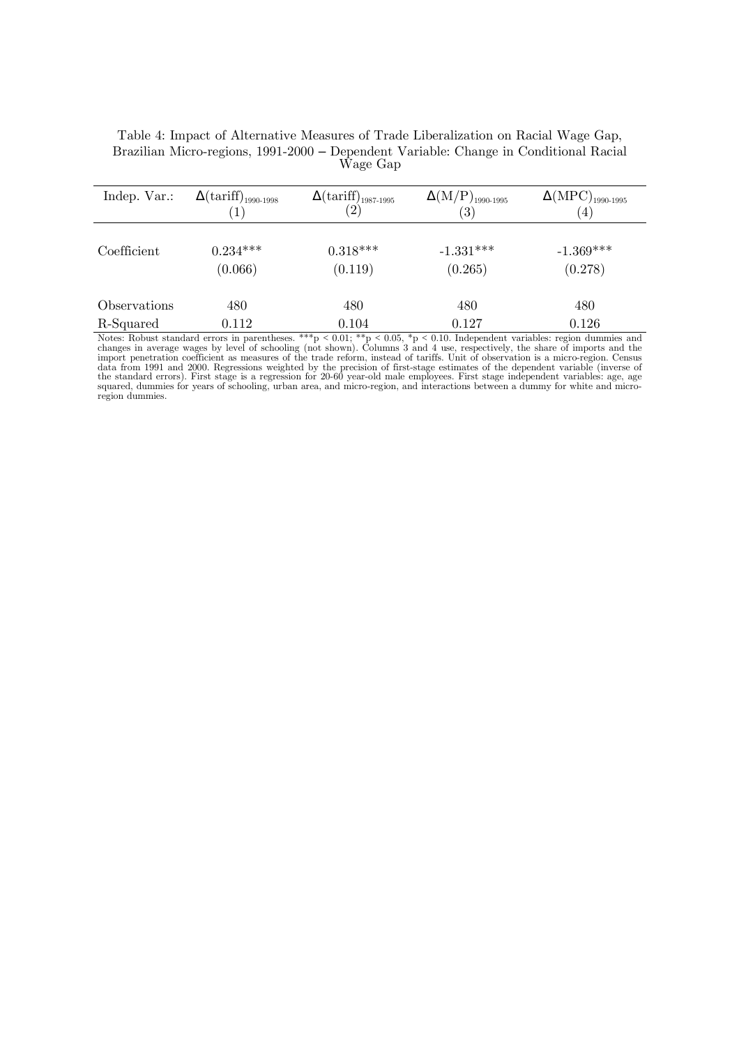Table 4: Impact of Alternative Measures of Trade Liberalization on Racial Wage Gap, Brazilian Micro-regions, 1991-2000 – Dependent Variable: Change in Conditional Racial Wage Gap

| Indep. Var.: | $\Delta(\text{tariff})_{1990\text{-}1998}$ (1) | $\Delta(\text{tariff})_{1987\text{-}1995}$ (2) | $\Delta(\text{M/P})_{1990\text{-}1995}$ (3) | $\Delta(\text{MPC})_{1990\text{-}1995}$ (4) |
|---|---|---|---|---|
| Coefficient | 0.234*** | 0.318*** | -1.331*** | -1.369*** |
| | (0.066) | (0.119) | (0.265) | (0.278) |
| Observations | 480 | 480 | 480 | 480 |
| R-Squared | 0.112 | 0.104 | 0.127 | 0.126 |

Notes: Robust standard errors in parentheses. ***p < 0.01; **p < 0.05, *p < 0.10. Independent variables: region dummies and changes in average wages by level of schooling (not shown). Columns 3 and 4 use, respectively, the share of imports and the import penetration coefficient as measures of the trade reform, instead of tariffs. Unit of observation is a micro-region. Census data from 1991 and 2000. Regressions weighted by the precision of first-stage estimates of the dependent variable (inverse of the standard errors). First stage is a regression for 20-60 year-old male employees. First stage independent variables: age, age squared, dummies for years of schooling, urban area, and micro-region, and interactions between a dummy for white and micro-region dummies.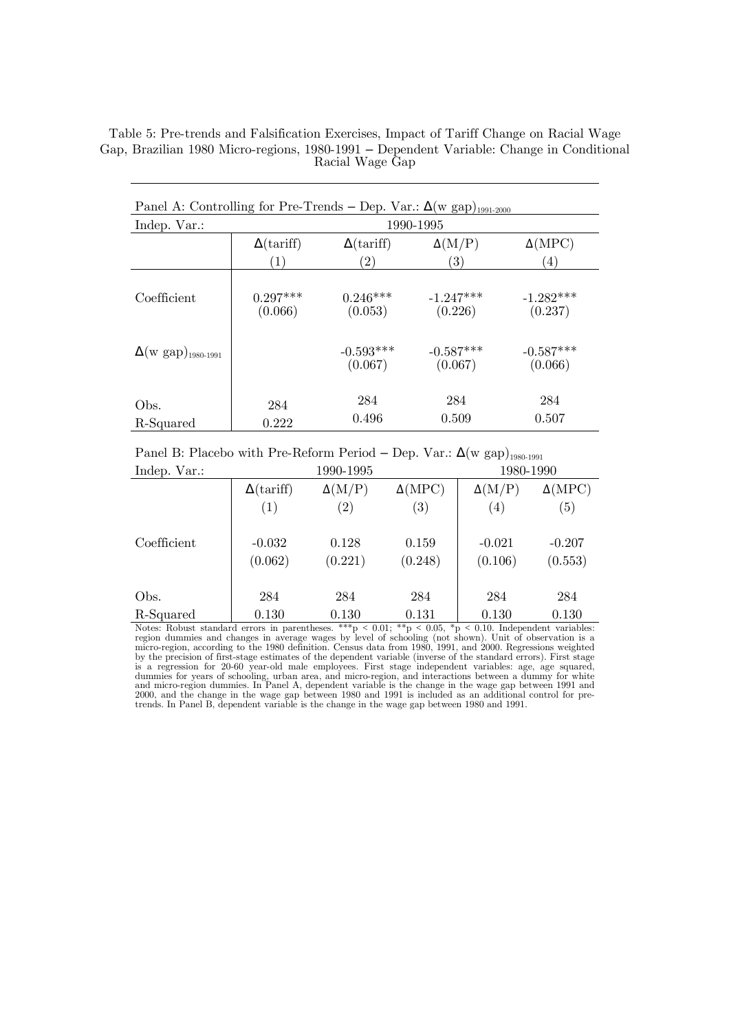Table 5: Pre-trends and Falsification Exercises, Impact of Tariff Change on Racial Wage Gap, Brazilian 1980 Micro-regions, 1980-1991 – Dependent Variable: Change in Conditional Racial Wage Gap

Panel A: Controlling for Pre-Trends – Dep. Var.: $\Delta$(w gap)$_{1991\text{-}2000}$

| Indep. Var.: | 1990-1995 | | | |
|---|---|---|---|---|
| | $\Delta$(tariff) | $\Delta$(tariff) | $\Delta$(M/P) | $\Delta$(MPC) |
| | (1) | (2) | (3) | (4) |
| Coefficient | 0.297*** | 0.246*** | -1.247*** | -1.282*** |
| | (0.066) | (0.053) | (0.226) | (0.237) |
| $\Delta$(w gap)$_{1980\text{-}1991}$ | | -0.593*** | -0.587*** | -0.587*** |
| | | (0.067) | (0.067) | (0.066) |
| Obs. | 284 | 284 | 284 | 284 |
| R-Squared | 0.222 | 0.496 | 0.509 | 0.507 |

Panel B: Placebo with Pre-Reform Period – Dep. Var.: $\Delta$(w gap)$_{1980\text{-}1991}$

| Indep. Var.: | 1990-1995 | | | 1980-1990 | |
|---|---|---|---|---|---|
| | $\Delta$(tariff) | $\Delta$(M/P) | $\Delta$(MPC) | $\Delta$(M/P) | $\Delta$(MPC) |
| | (1) | (2) | (3) | (4) | (5) |
| Coefficient | -0.032 | 0.128 | 0.159 | -0.021 | -0.207 |
| | (0.062) | (0.221) | (0.248) | (0.106) | (0.553) |
| Obs. | 284 | 284 | 284 | 284 | 284 |
| R-Squared | 0.130 | 0.130 | 0.131 | 0.130 | 0.130 |

Notes: Robust standard errors in parentheses. ***p < 0.01; **p < 0.05, *p < 0.10. Independent variables: region dummies and changes in average wages by level of schooling (not shown). Unit of observation is a micro-region, according to the 1980 definition. Census data from 1980, 1991, and 2000. Regressions weighted by the precision of first-stage estimates of the dependent variable (inverse of the standard errors). First stage is a regression for 20-60 year-old male employees. First stage independent variables: age, age squared, dummies for years of schooling, urban area, and micro-region, and interactions between a dummy for white and micro-region dummies. In Panel A, dependent variable is the change in the wage gap between 1991 and 2000, and the change in the wage gap between 1980 and 1991 is included as an additional control for pre-trends. In Panel B, dependent variable is the change in the wage gap between 1980 and 1991.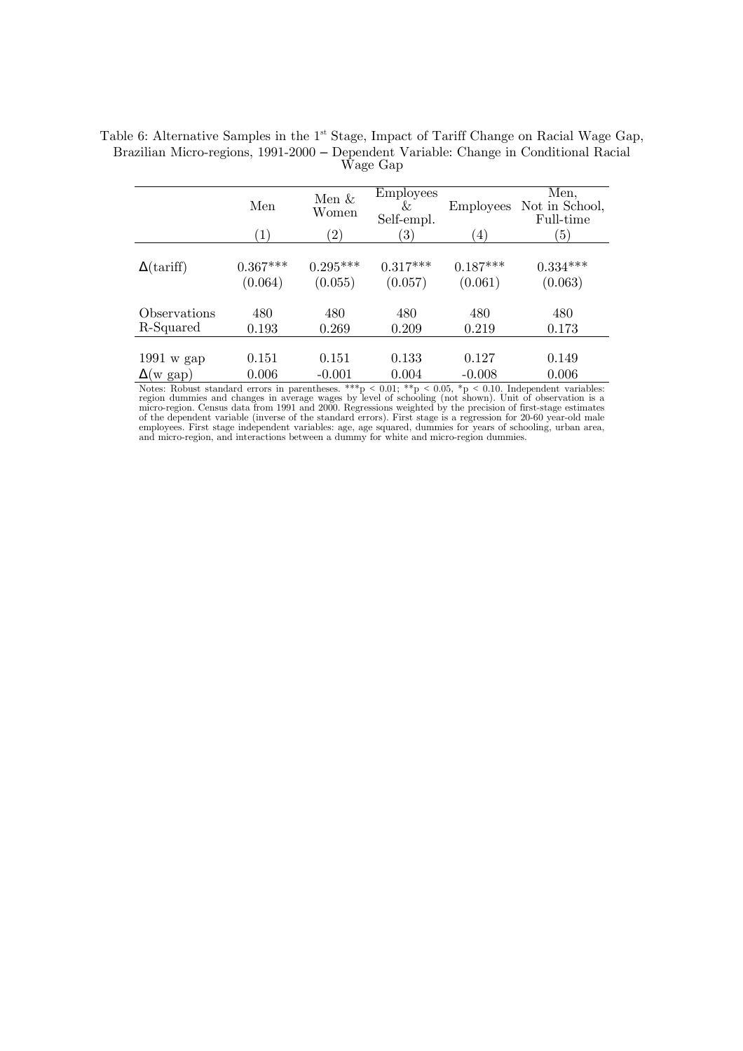Table 6: Alternative Samples in the 1[st] Stage, Impact of Tariff Change on Racial Wage Gap, Brazilian Micro-regions, 1991-2000 – Dependent Variable: Change in Conditional Racial Wage Gap

| | Men | Men & Women | Employees & Self-empl. | Employees | Men, Not in School, Full-time |
|---|---|---|---|---|---|
| | (1) | (2) | (3) | (4) | (5) |
| $\Delta$(tariff) | 0.367*** | 0.295*** | 0.317*** | 0.187*** | 0.334*** |
| | (0.064) | (0.055) | (0.057) | (0.061) | (0.063) |
| Observations | 480 | 480 | 480 | 480 | 480 |
| R-Squared | 0.193 | 0.269 | 0.209 | 0.219 | 0.173 |
| 1991 w gap | 0.151 | 0.151 | 0.133 | 0.127 | 0.149 |
| $\Delta$(w gap) | 0.006 | -0.001 | 0.004 | -0.008 | 0.006 |

Notes: Robust standard errors in parentheses. ***p < 0.01; **p < 0.05, *p < 0.10. Independent variables: region dummies and changes in average wages by level of schooling (not shown). Unit of observation is a micro-region. Census data from 1991 and 2000. Regressions weighted by the precision of first-stage estimates of the dependent variable (inverse of the standard errors). First stage is a regression for 20-60 year-old male employees. First stage independent variables: age, age squared, dummies for years of schooling, urban area, and micro-region, and interactions between a dummy for white and micro-region dummies.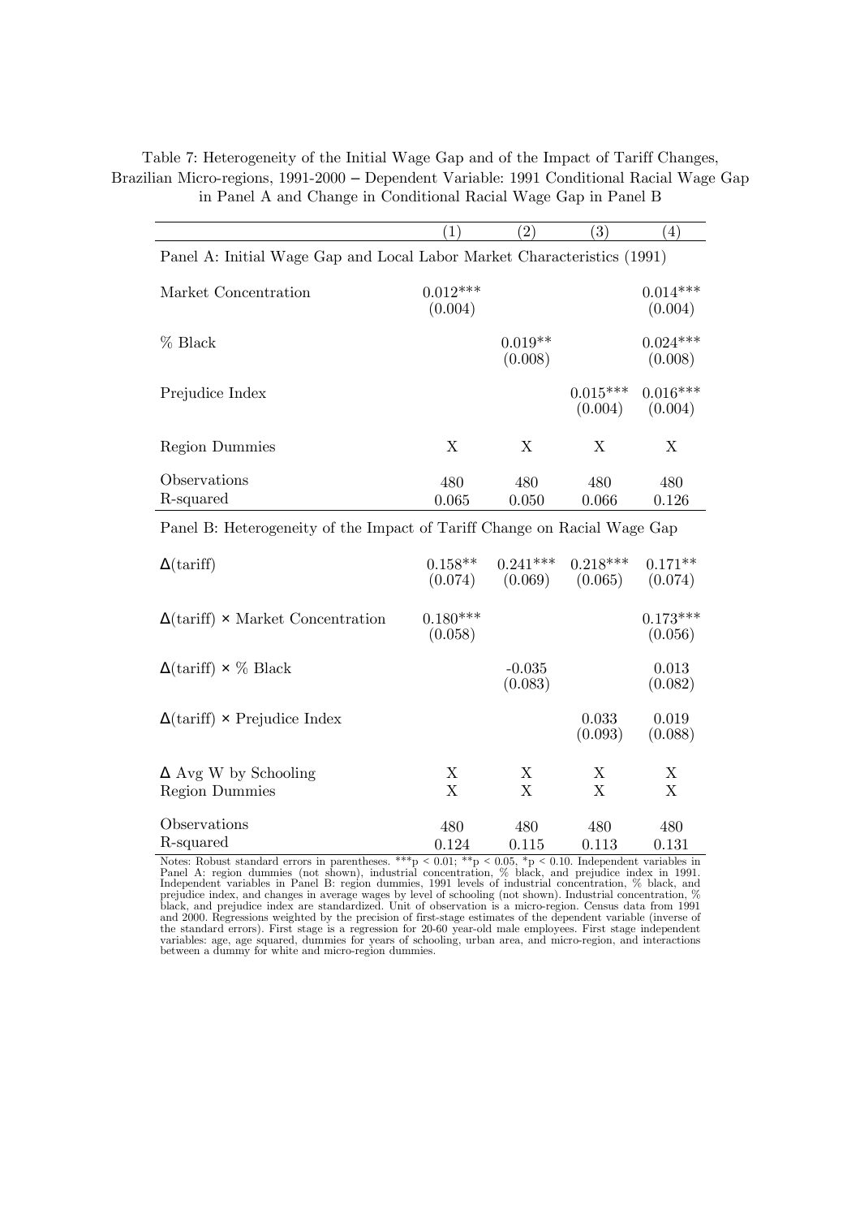Table 7: Heterogeneity of the Initial Wage Gap and of the Impact of Tariff Changes, Brazilian Micro-regions, 1991-2000 – Dependent Variable: 1991 Conditional Racial Wage Gap in Panel A and Change in Conditional Racial Wage Gap in Panel B

| | (1) | (2) | (3) | (4) |
|---|---|---|---|---|
| Panel A: Initial Wage Gap and Local Labor Market Characteristics (1991) | | | | |
| Market Concentration | 0.012*** | | | 0.014*** |
| | (0.004) | | | (0.004) |
| % Black | | 0.019** | | 0.024*** |
| | | (0.008) | | (0.008) |
| Prejudice Index | | | 0.015*** | 0.016*** |
| | | | (0.004) | (0.004) |
| Region Dummies | X | X | X | X |
| Observations | 480 | 480 | 480 | 480 |
| R-squared | 0.065 | 0.050 | 0.066 | 0.126 |
| Panel B: Heterogeneity of the Impact of Tariff Change on Racial Wage Gap | | | | |
| Δ(tariff) | 0.158** | 0.241*** | 0.218*** | 0.171** |
| | (0.074) | (0.069) | (0.065) | (0.074) |
| Δ(tariff) × Market Concentration | 0.180*** | | | 0.173*** |
| | (0.058) | | | (0.056) |
| Δ(tariff) × % Black | | -0.035 | | 0.013 |
| | | (0.083) | | (0.082) |
| Δ(tariff) × Prejudice Index | | | 0.033 | 0.019 |
| | | | (0.093) | (0.088) |
| Δ Avg W by Schooling | X | X | X | X |
| Region Dummies | X | X | X | X |
| Observations | 480 | 480 | 480 | 480 |
| R-squared | 0.124 | 0.115 | 0.113 | 0.131 |

Notes: Robust standard errors in parentheses. ***p < 0.01; **p < 0.05, *p < 0.10. Independent variables in Panel A: region dummies (not shown), industrial concentration, % black, and prejudice index in 1991. Independent variables in Panel B: region dummies, 1991 levels of industrial concentration, % black, and prejudice index, and changes in average wages by level of schooling (not shown). Industrial concentration, % black, and prejudice index are standardized. Unit of observation is a micro-region. Census data from 1991 and 2000. Regressions weighted by the precision of first-stage estimates of the dependent variable (inverse of the standard errors). First stage is a regression for 20-60 year-old male employees. First stage independent variables: age, age squared, dummies for years of schooling, urban area, and micro-region, and interactions between a dummy for white and micro-region dummies.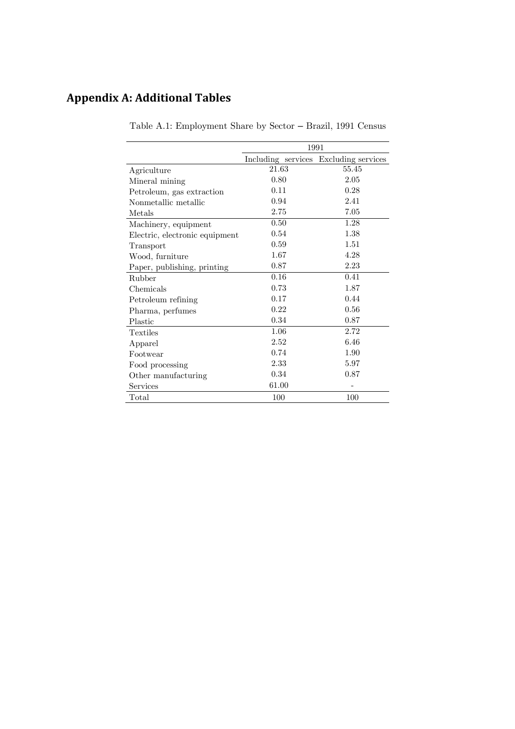# Appendix A: Additional Tables

Table A.1: Employment Share by Sector – Brazil, 1991 Census

| | 1991 | |
|---|---|---|
| | Including services | Excluding services |
| Agriculture | 21.63 | 55.45 |
| Mineral mining | 0.80 | 2.05 |
| Petroleum, gas extraction | 0.11 | 0.28 |
| Nonmetallic metallic | 0.94 | 2.41 |
| Metals | 2.75 | 7.05 |
| Machinery, equipment | 0.50 | 1.28 |
| Electric, electronic equipment | 0.54 | 1.38 |
| Transport | 0.59 | 1.51 |
| Wood, furniture | 1.67 | 4.28 |
| Paper, publishing, printing | 0.87 | 2.23 |
| Rubber | 0.16 | 0.41 |
| Chemicals | 0.73 | 1.87 |
| Petroleum refining | 0.17 | 0.44 |
| Pharma, perfumes | 0.22 | 0.56 |
| Plastic | 0.34 | 0.87 |
| Textiles | 1.06 | 2.72 |
| Apparel | 2.52 | 6.46 |
| Footwear | 0.74 | 1.90 |
| Food processing | 2.33 | 5.97 |
| Other manufacturing | 0.34 | 0.87 |
| Services | 61.00 | - |
| Total | 100 | 100 |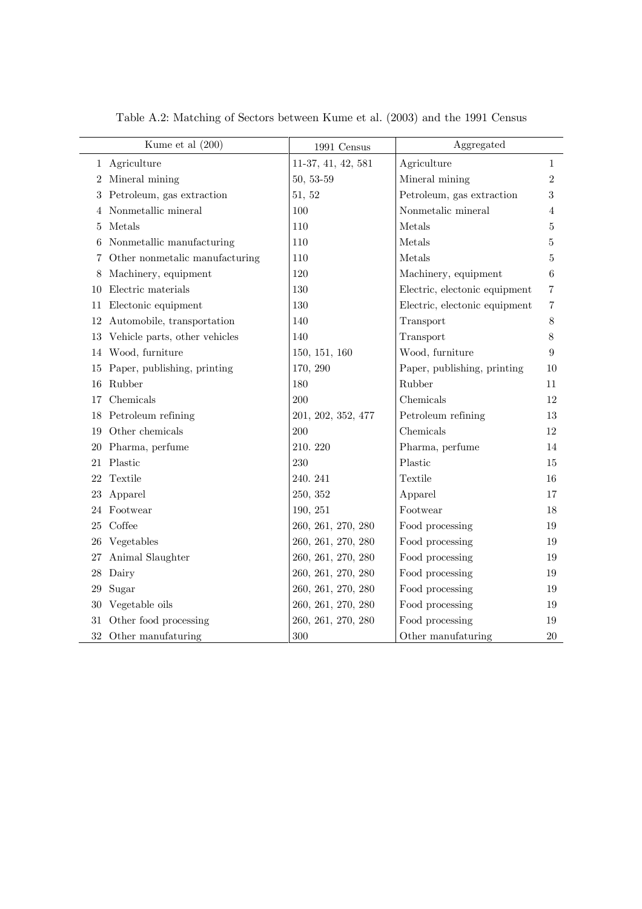Table A.2: Matching of Sectors between Kume et al. (2003) and the 1991 Census

| | Kume et al (200) | 1991 Census | Aggregated | |
|---|---|---|---|---|
| 1 | Agriculture | 11-37, 41, 42, 581 | Agriculture | 1 |
| 2 | Mineral mining | 50, 53-59 | Mineral mining | 2 |
| 3 | Petroleum, gas extraction | 51, 52 | Petroleum, gas extraction | 3 |
| 4 | Nonmetallic mineral | 100 | Nonmetalic mineral | 4 |
| 5 | Metals | 110 | Metals | 5 |
| 6 | Nonmetallic manufacturing | 110 | Metals | 5 |
| 7 | Other nonmetalic manufacturing | 110 | Metals | 5 |
| 8 | Machinery, equipment | 120 | Machinery, equipment | 6 |
| 10 | Electric materials | 130 | Electric, electonic equipment | 7 |
| 11 | Electonic equipment | 130 | Electric, electonic equipment | 7 |
| 12 | Automobile, transportation | 140 | Transport | 8 |
| 13 | Vehicle parts, other vehicles | 140 | Transport | 8 |
| 14 | Wood, furniture | 150, 151, 160 | Wood, furniture | 9 |
| 15 | Paper, publishing, printing | 170, 290 | Paper, publishing, printing | 10 |
| 16 | Rubber | 180 | Rubber | 11 |
| 17 | Chemicals | 200 | Chemicals | 12 |
| 18 | Petroleum refining | 201, 202, 352, 477 | Petroleum refining | 13 |
| 19 | Other chemicals | 200 | Chemicals | 12 |
| 20 | Pharma, perfume | 210. 220 | Pharma, perfume | 14 |
| 21 | Plastic | 230 | Plastic | 15 |
| 22 | Textile | 240. 241 | Textile | 16 |
| 23 | Apparel | 250, 352 | Apparel | 17 |
| 24 | Footwear | 190, 251 | Footwear | 18 |
| 25 | Coffee | 260, 261, 270, 280 | Food processing | 19 |
| 26 | Vegetables | 260, 261, 270, 280 | Food processing | 19 |
| 27 | Animal Slaughter | 260, 261, 270, 280 | Food processing | 19 |
| 28 | Dairy | 260, 261, 270, 280 | Food processing | 19 |
| 29 | Sugar | 260, 261, 270, 280 | Food processing | 19 |
| 30 | Vegetable oils | 260, 261, 270, 280 | Food processing | 19 |
| 31 | Other food processing | 260, 261, 270, 280 | Food processing | 19 |
| 32 | Other manufaturing | 300 | Other manufaturing | 20 |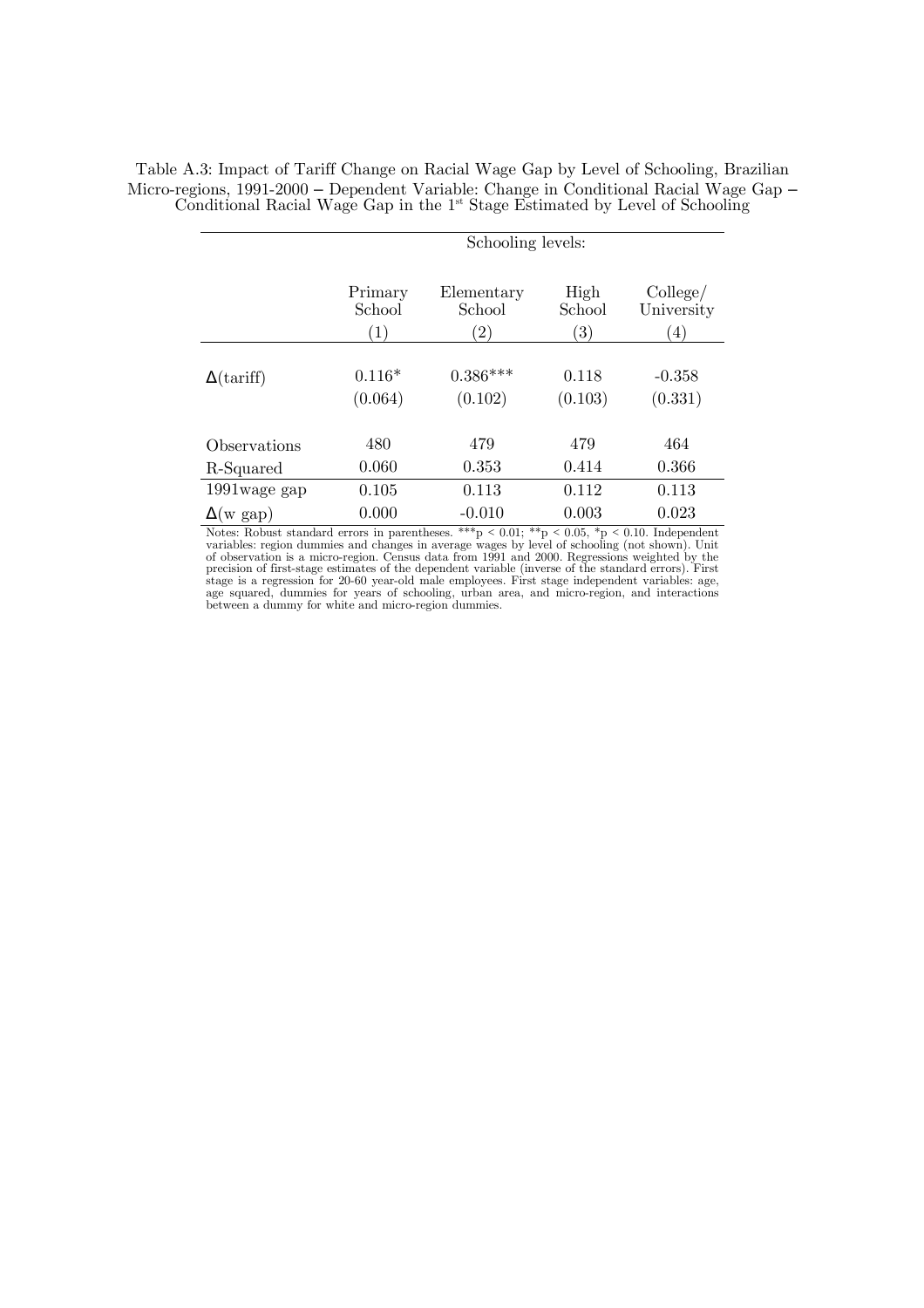Table A.3: Impact of Tariff Change on Racial Wage Gap by Level of Schooling, Brazilian Micro-regions, 1991-2000 – Dependent Variable: Change in Conditional Racial Wage Gap – Conditional Racial Wage Gap in the 1st Stage Estimated by Level of Schooling

| | Schooling levels: | | | |
|---|---|---|---|---|
| | Primary School | Elementary School | High School | College/ University |
| | (1) | (2) | (3) | (4) |
| $\Delta$(tariff) | 0.116* | 0.386*** | 0.118 | -0.358 |
| | (0.064) | (0.102) | (0.103) | (0.331) |
| Observations | 480 | 479 | 479 | 464 |
| R-Squared | 0.060 | 0.353 | 0.414 | 0.366 |
| 1991wage gap | 0.105 | 0.113 | 0.112 | 0.113 |
| $\Delta$(w gap) | 0.000 | -0.010 | 0.003 | 0.023 |

Notes: Robust standard errors in parentheses. ***p < 0.01; **p < 0.05, *p < 0.10. Independent variables: region dummies and changes in average wages by level of schooling (not shown). Unit of observation is a micro-region. Census data from 1991 and 2000. Regressions weighted by the precision of first-stage estimates of the dependent variable (inverse of the standard errors). First stage is a regression for 20-60 year-old male employees. First stage independent variables: age, age squared, dummies for years of schooling, urban area, and micro-region, and interactions between a dummy for white and micro-region dummies.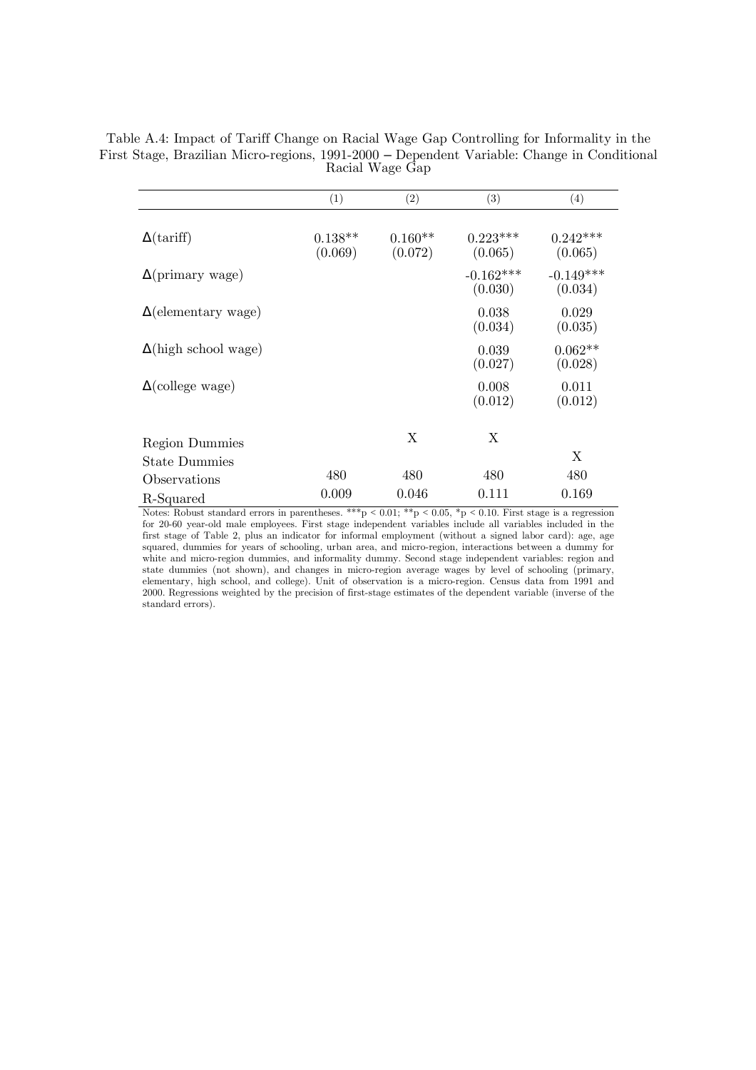Table A.4: Impact of Tariff Change on Racial Wage Gap Controlling for Informality in the First Stage, Brazilian Micro-regions, 1991-2000 – Dependent Variable: Change in Conditional Racial Wage Gap

| | (1) | (2) | (3) | (4) |
|---|---|---|---|---|
| Δ(tariff) | 0.138** | 0.160** | 0.223*** | 0.242*** |
| | (0.069) | (0.072) | (0.065) | (0.065) |
| Δ(primary wage) | | | -0.162*** | -0.149*** |
| | | | (0.030) | (0.034) |
| Δ(elementary wage) | | | 0.038 | 0.029 |
| | | | (0.034) | (0.035) |
| Δ(high school wage) | | | 0.039 | 0.062** |
| | | | (0.027) | (0.028) |
| Δ(college wage) | | | 0.008 | 0.011 |
| | | | (0.012) | (0.012) |
| Region Dummies | | X | X | |
| State Dummies | | | | X |
| Observations | 480 | 480 | 480 | 480 |
| R-Squared | 0.009 | 0.046 | 0.111 | 0.169 |

Notes: Robust standard errors in parentheses. ***p < 0.01; **p < 0.05, *p < 0.10. First stage is a regression for 20-60 year-old male employees. First stage independent variables include all variables included in the first stage of Table 2, plus an indicator for informal employment (without a signed labor card): age, age squared, dummies for years of schooling, urban area, and micro-region, interactions between a dummy for white and micro-region dummies, and informality dummy. Second stage independent variables: region and state dummies (not shown), and changes in micro-region average wages by level of schooling (primary, elementary, high school, and college). Unit of observation is a micro-region. Census data from 1991 and 2000. Regressions weighted by the precision of first-stage estimates of the dependent variable (inverse of the standard errors).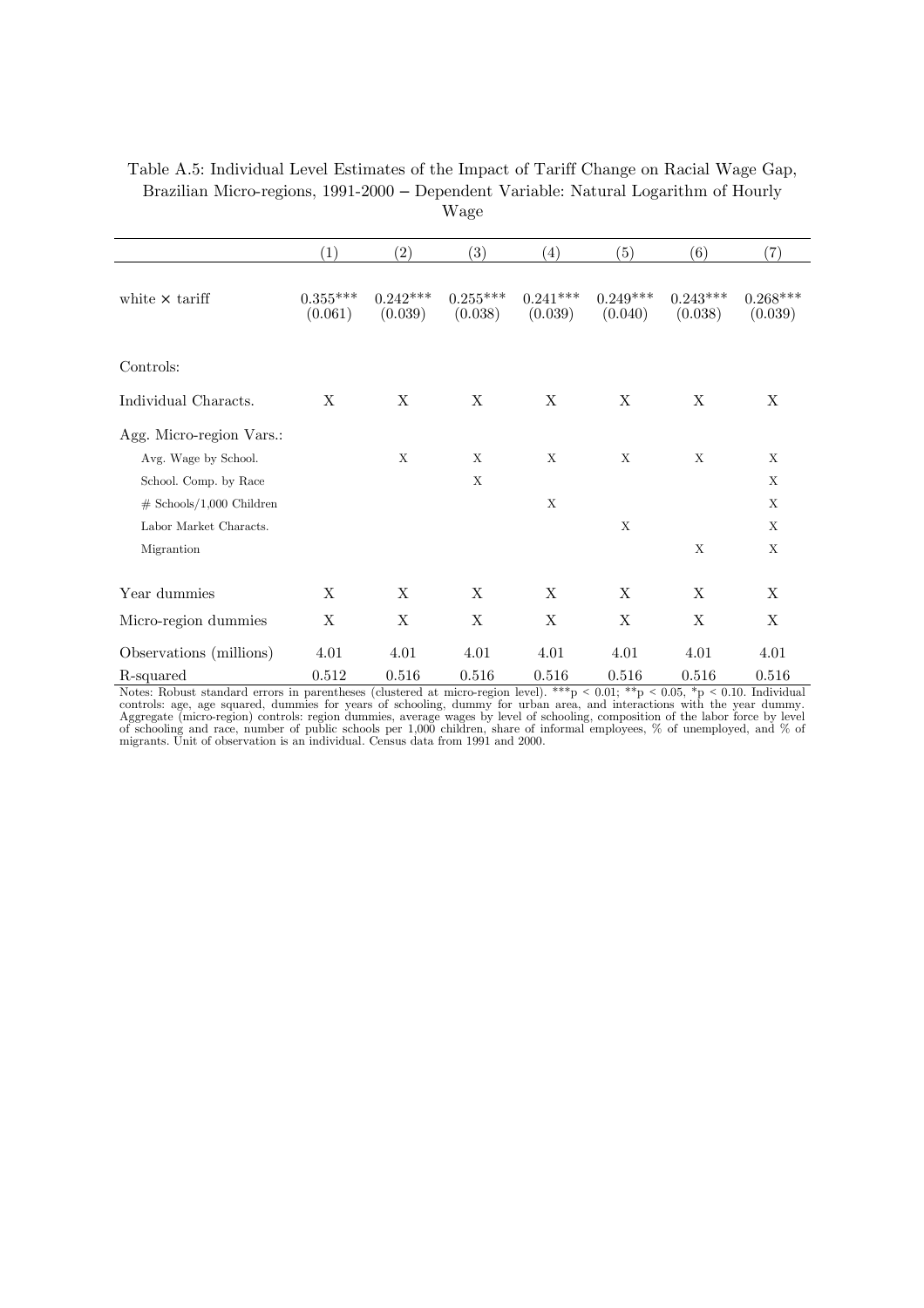Table A.5: Individual Level Estimates of the Impact of Tariff Change on Racial Wage Gap, Brazilian Micro-regions, 1991-2000 – Dependent Variable: Natural Logarithm of Hourly Wage

| | (1) | (2) | (3) | (4) | (5) | (6) | (7) |
|---|---|---|---|---|---|---|---|
| white × tariff | 0.355*** | 0.242*** | 0.255*** | 0.241*** | 0.249*** | 0.243*** | 0.268*** |
| | (0.061) | (0.039) | (0.038) | (0.039) | (0.040) | (0.038) | (0.039) |
| Controls: | | | | | | | |
| Individual Characts. | X | X | X | X | X | X | X |
| Agg. Micro-region Vars.: | | | | | | | |
| Avg. Wage by School. | | X | X | X | X | X | X |
| School. Comp. by Race | | | X | | | | X |
| # Schools/1,000 Children | | | | X | | | X |
| Labor Market Characts. | | | | | X | | X |
| Migrantion | | | | | | X | X |
| Year dummies | X | X | X | X | X | X | X |
| Micro-region dummies | X | X | X | X | X | X | X |
| Observations (millions) | 4.01 | 4.01 | 4.01 | 4.01 | 4.01 | 4.01 | 4.01 |
| R-squared | 0.512 | 0.516 | 0.516 | 0.516 | 0.516 | 0.516 | 0.516 |

Notes: Robust standard errors in parentheses (clustered at micro-region level). ***p < 0.01; **p < 0.05, *p < 0.10. Individual controls: age, age squared, dummies for years of schooling, dummy for urban area, and interactions with the year dummy. Aggregate (micro-region) controls: region dummies, average wages by level of schooling, composition of the labor force by level of schooling and race, number of public schools per 1,000 children, share of informal employees, % of unemployed, and % of migrants. Unit of observation is an individual. Census data from 1991 and 2000.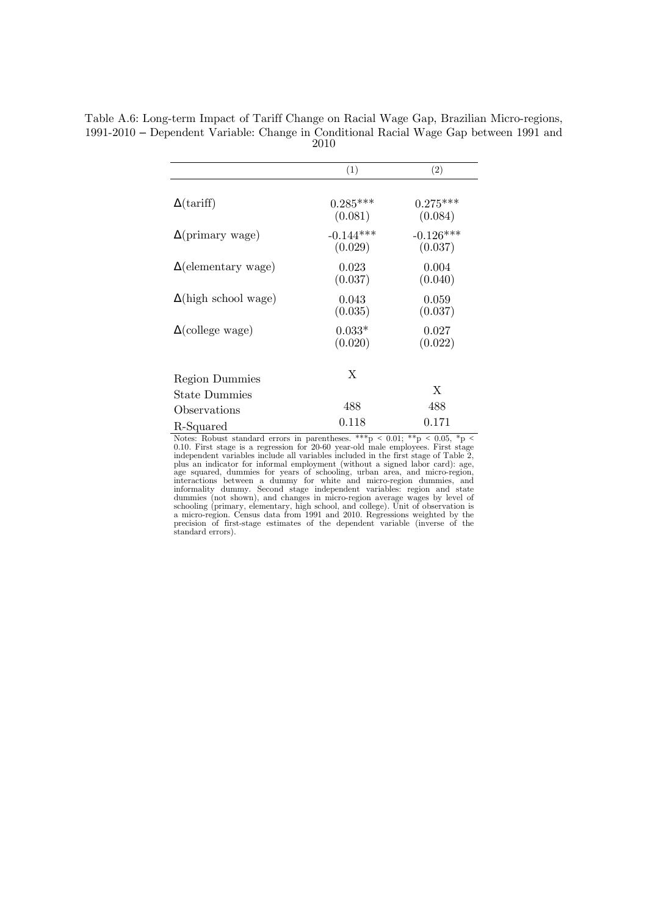Table A.6: Long-term Impact of Tariff Change on Racial Wage Gap, Brazilian Micro-regions, 1991-2010 – Dependent Variable: Change in Conditional Racial Wage Gap between 1991 and 2010

| | (1) | (2) |
|---|---|---|
| $\Delta$(tariff) | 0.285*** | 0.275*** |
| | (0.081) | (0.084) |
| $\Delta$(primary wage) | -0.144*** | -0.126*** |
| | (0.029) | (0.037) |
| $\Delta$(elementary wage) | 0.023 | 0.004 |
| | (0.037) | (0.040) |
| $\Delta$(high school wage) | 0.043 | 0.059 |
| | (0.035) | (0.037) |
| $\Delta$(college wage) | 0.033* | 0.027 |
| | (0.020) | (0.022) |
| Region Dummies | X | |
| State Dummies | | X |
| Observations | 488 | 488 |
| R-Squared | 0.118 | 0.171 |

Notes: Robust standard errors in parentheses. ***p < 0.01; **p < 0.05, *p < 0.10. First stage is a regression for 20-60 year-old male employees. First stage independent variables include all variables included in the first stage of Table 2, plus an indicator for informal employment (without a signed labor card): age, age squared, dummies for years of schooling, urban area, and micro-region, interactions between a dummy for white and micro-region dummies, and informality dummy. Second stage independent variables: region and state dummies (not shown), and changes in micro-region average wages by level of schooling (primary, elementary, high school, and college). Unit of observation is a micro-region. Census data from 1991 and 2010. Regressions weighted by the precision of first-stage estimates of the dependent variable (inverse of the standard errors).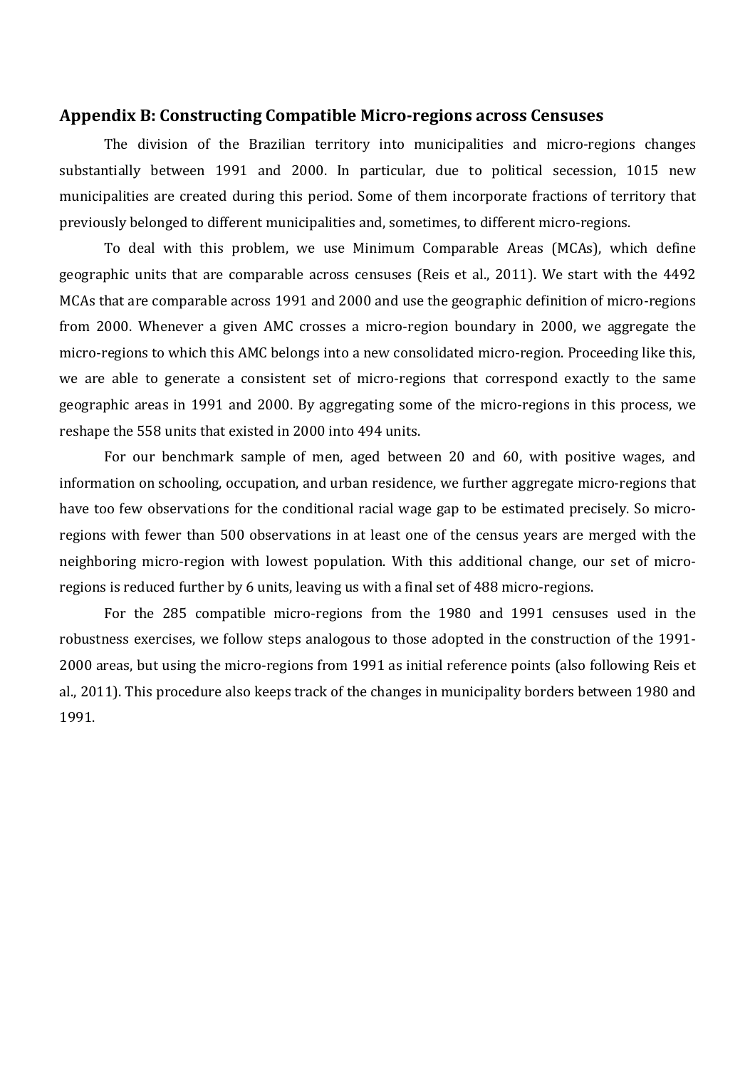## Appendix B: Constructing Compatible Micro-regions across Censuses

The division of the Brazilian territory into municipalities and micro-regions changes substantially between 1991 and 2000. In particular, due to political secession, 1015 new municipalities are created during this period. Some of them incorporate fractions of territory that previously belonged to different municipalities and, sometimes, to different micro-regions.

To deal with this problem, we use Minimum Comparable Areas (MCAs), which define geographic units that are comparable across censuses (Reis et al., 2011). We start with the 4492 MCAs that are comparable across 1991 and 2000 and use the geographic definition of micro-regions from 2000. Whenever a given AMC crosses a micro-region boundary in 2000, we aggregate the micro-regions to which this AMC belongs into a new consolidated micro-region. Proceeding like this, we are able to generate a consistent set of micro-regions that correspond exactly to the same geographic areas in 1991 and 2000. By aggregating some of the micro-regions in this process, we reshape the 558 units that existed in 2000 into 494 units.

For our benchmark sample of men, aged between 20 and 60, with positive wages, and information on schooling, occupation, and urban residence, we further aggregate micro-regions that have too few observations for the conditional racial wage gap to be estimated precisely. So micro-regions with fewer than 500 observations in at least one of the census years are merged with the neighboring micro-region with lowest population. With this additional change, our set of micro-regions is reduced further by 6 units, leaving us with a final set of 488 micro-regions.

For the 285 compatible micro-regions from the 1980 and 1991 censuses used in the robustness exercises, we follow steps analogous to those adopted in the construction of the 1991-2000 areas, but using the micro-regions from 1991 as initial reference points (also following Reis et al., 2011). This procedure also keeps track of the changes in municipality borders between 1980 and 1991.